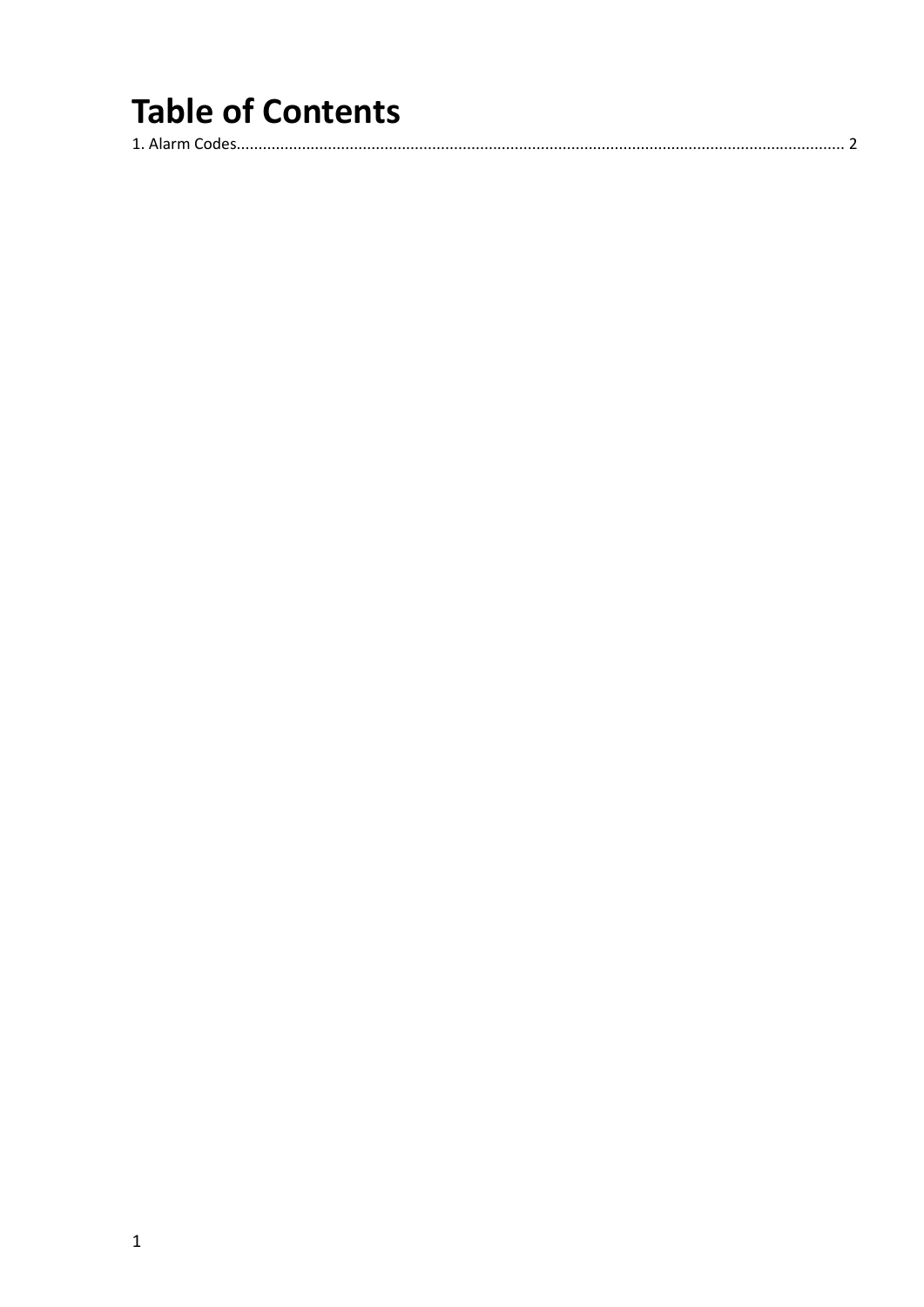# Table of Contents

1. Alarm Codes........................................................................................................................................... 2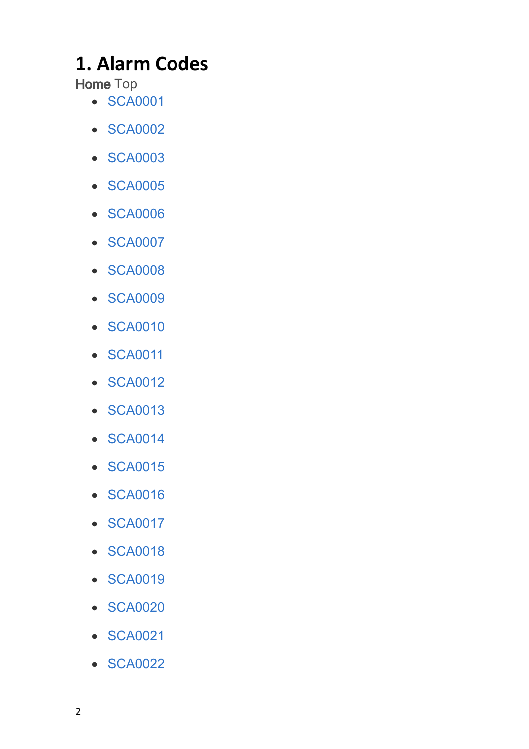# 1. Alarm Codes

Home Top

- SCA0001
- SCA0002
- SCA0003
- SCA0005
- SCA0006
- SCA0007
- SCA0008
- SCA0009
- SCA0010
- SCA0011
- SCA0012
- SCA0013
- SCA0014
- SCA0015
- SCA0016
- SCA0017
- SCA0018
- SCA0019
- SCA0020
- SCA0021
- SCA0022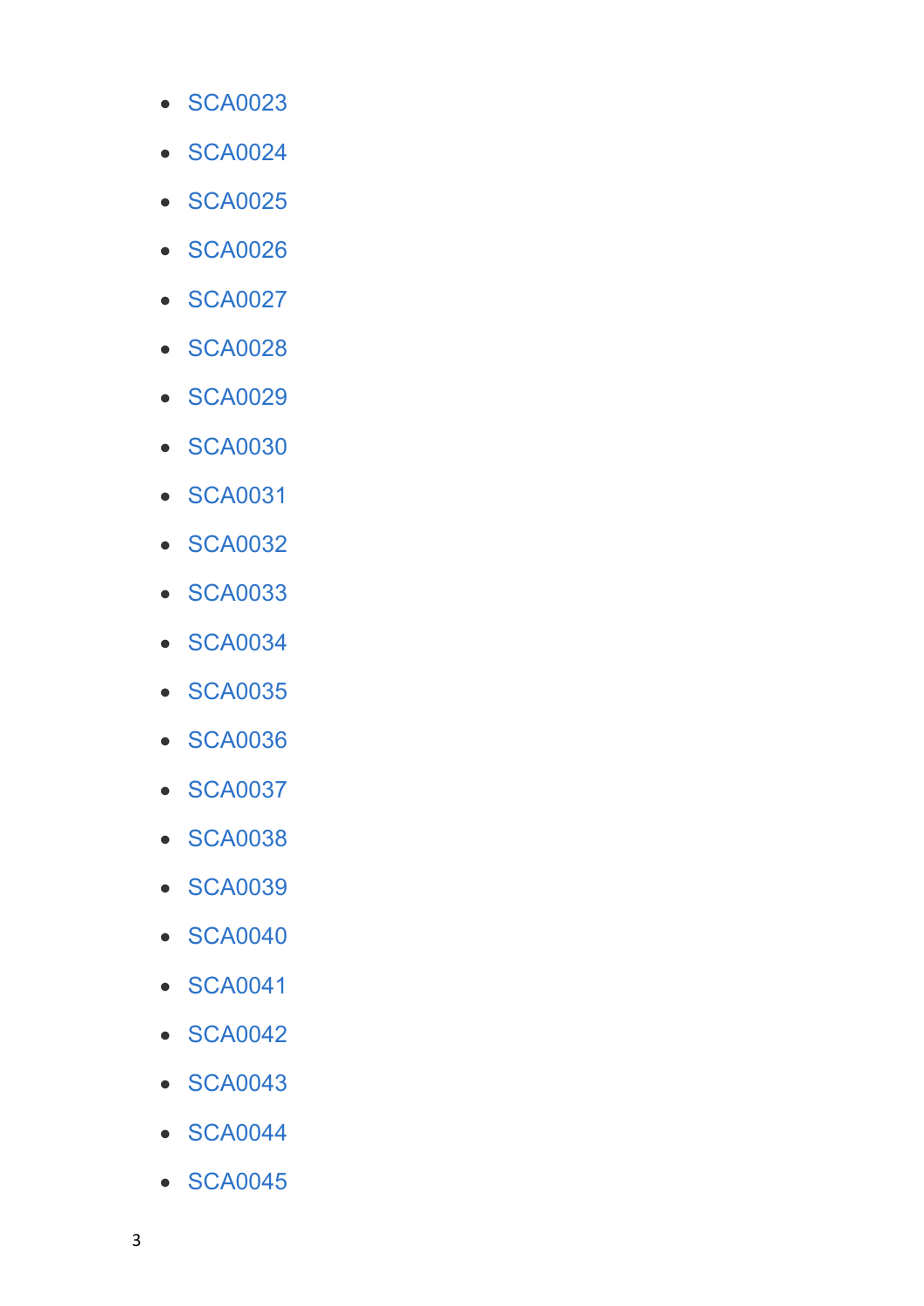- SCA0023
- SCA0024
- SCA0025
- SCA0026
- SCA0027
- SCA0028
- SCA0029
- SCA0030
- SCA0031
- SCA0032
- SCA0033
- SCA0034
- SCA0035
- SCA0036
- SCA0037
- SCA0038
- SCA0039
- SCA0040
- SCA0041
- SCA0042
- SCA0043
- SCA0044
- SCA0045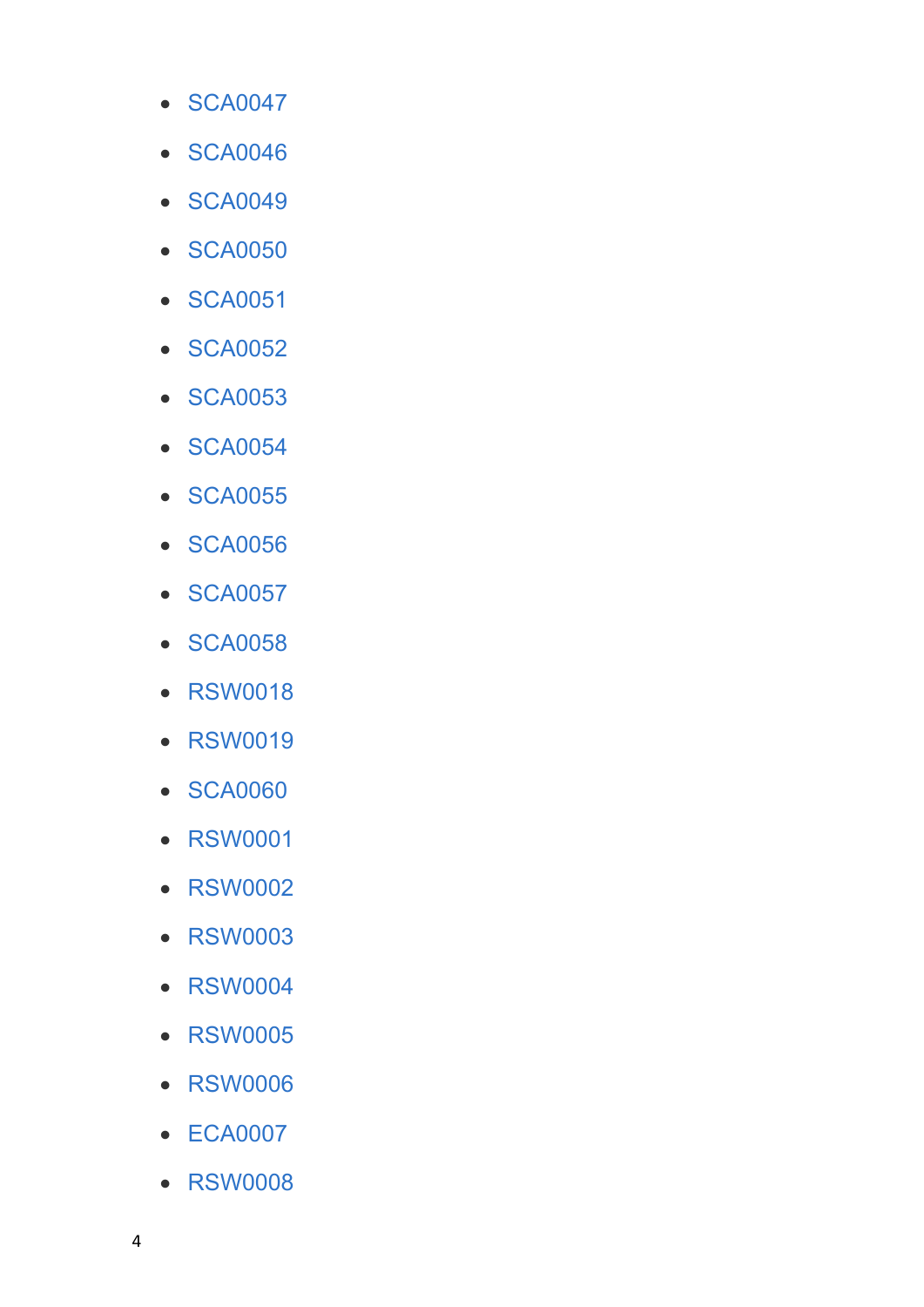- SCA0047
- SCA0046
- SCA0049
- SCA0050
- SCA0051
- SCA0052
- SCA0053
- SCA0054
- SCA0055
- SCA0056
- SCA0057
- SCA0058
- RSW0018
- RSW0019
- SCA0060
- RSW0001
- RSW0002
- RSW0003
- RSW0004
- RSW0005
- RSW0006
- ECA0007
- RSW0008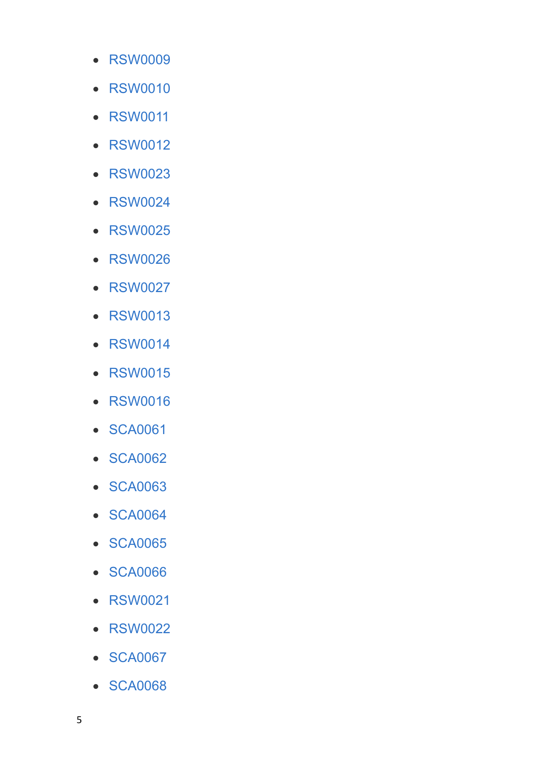- RSW0009
- RSW0010
- RSW0011
- RSW0012
- RSW0023
- RSW0024
- RSW0025
- RSW0026
- RSW0027
- RSW0013
- RSW0014
- RSW0015
- RSW0016
- SCA0061
- SCA0062
- SCA0063
- SCA0064
- SCA0065
- SCA0066
- RSW0021
- RSW0022
- SCA0067
- SCA0068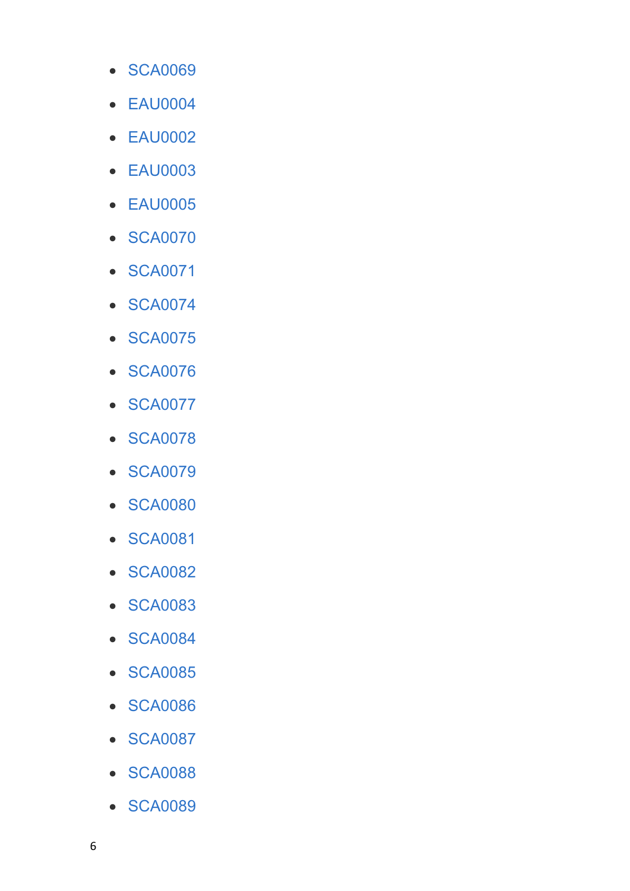- SCA0069
- EAU0004
- EAU0002
- EAU0003
- EAU0005
- SCA0070
- SCA0071
- SCA0074
- SCA0075
- SCA0076
- SCA0077
- SCA0078
- SCA0079
- SCA0080
- SCA0081
- SCA0082
- SCA0083
- SCA0084
- SCA0085
- SCA0086
- SCA0087
- SCA0088
- SCA0089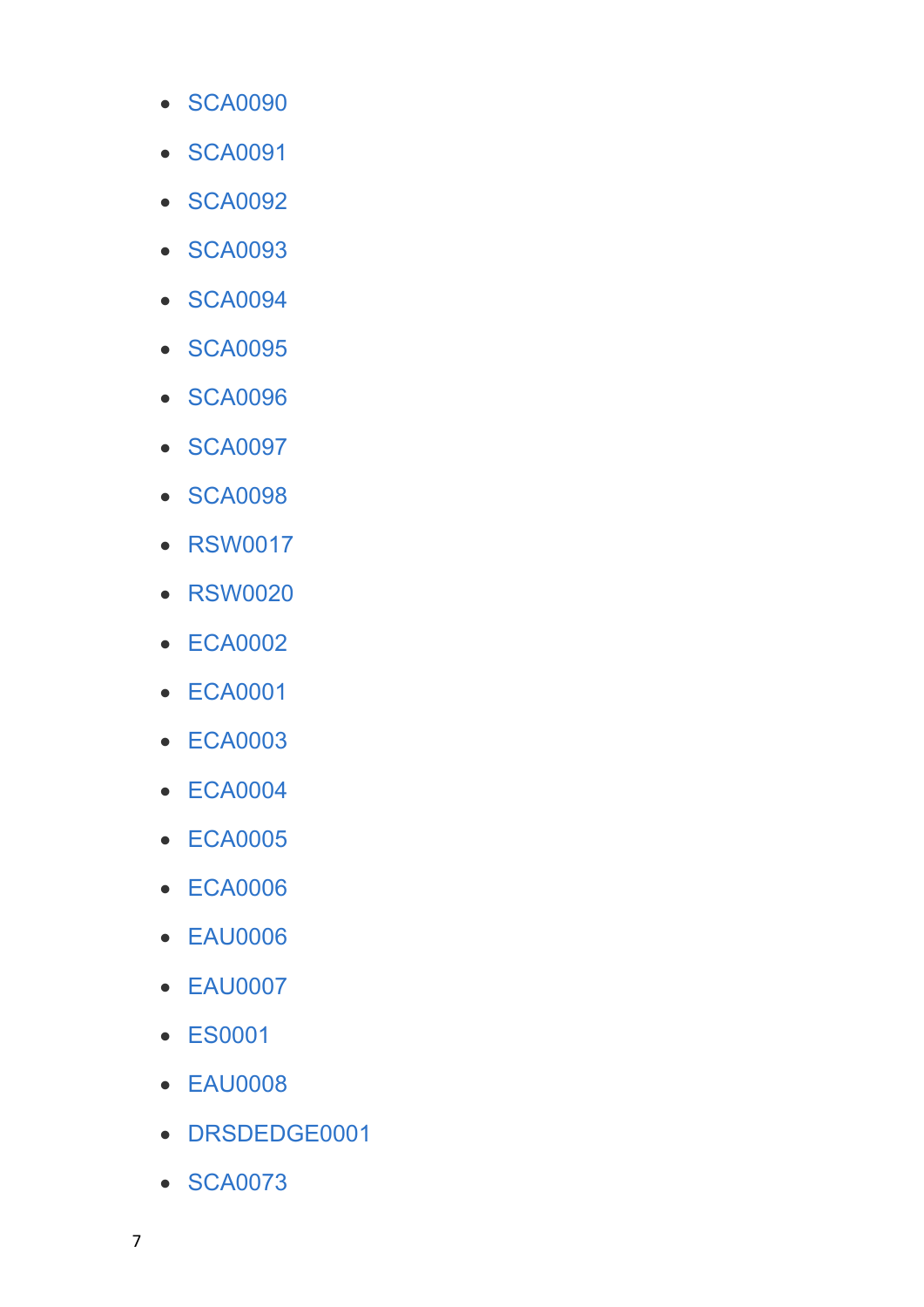- SCA0090
- SCA0091
- SCA0092
- SCA0093
- SCA0094
- SCA0095
- SCA0096
- SCA0097
- SCA0098
- RSW0017
- RSW0020
- ECA0002
- ECA0001
- ECA0003
- ECA0004
- ECA0005
- ECA0006
- EAU0006
- EAU0007
- ES0001
- EAU0008
- DRSDEDGE0001
- SCA0073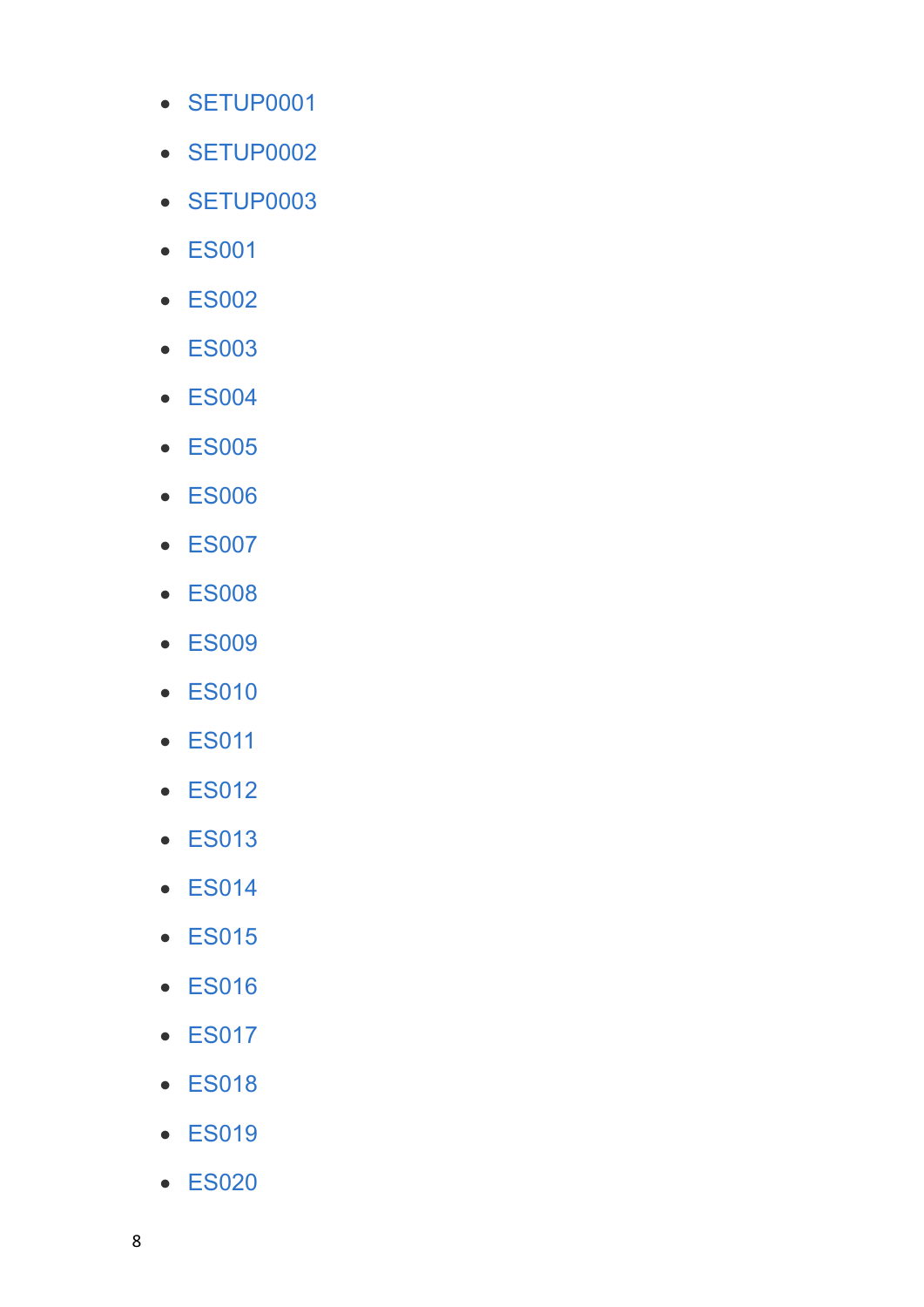- SETUP0001
- SETUP0002
- SETUP0003
- ES001
- ES002
- ES003
- ES004
- ES005
- ES006
- ES007
- ES008
- ES009
- ES010
- ES011
- ES012
- ES013
- ES014
- ES015
- ES016
- ES017
- ES018
- ES019
- ES020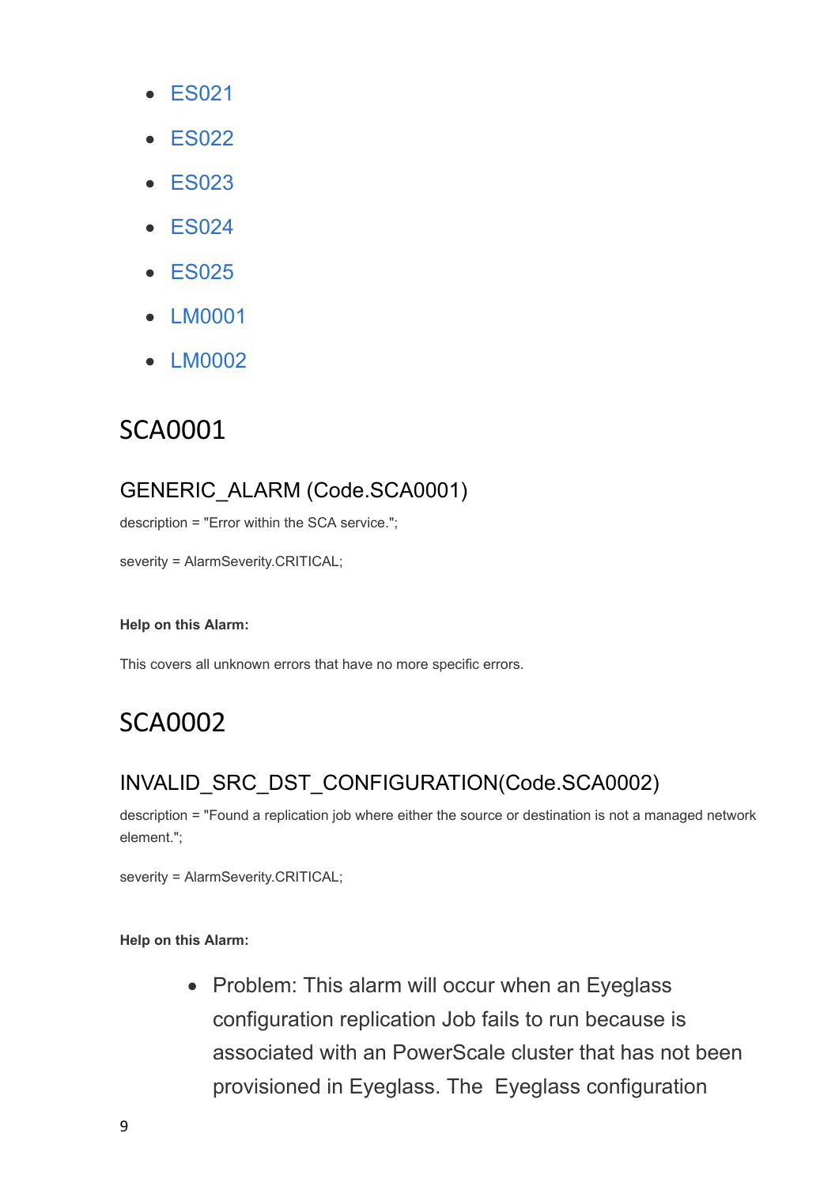- ES021
- ES022
- ES023
- ES024
- ES025
- LM0001
- LM0002

# SCA0001

## GENERIC_ALARM (Code.SCA0001)

description = "Error within the SCA service.";

severity = AlarmSeverity.CRITICAL;

**Help on this Alarm:**

This covers all unknown errors that have no more specific errors.

# SCA0002

## INVALID_SRC_DST_CONFIGURATION(Code.SCA0002)

description = "Found a replication job where either the source or destination is not a managed network element.";

severity = AlarmSeverity.CRITICAL;

**Help on this Alarm:**

- Problem: This alarm will occur when an Eyeglass configuration replication Job fails to run because is associated with an PowerScale cluster that has not been provisioned in Eyeglass. The Eyeglass configuration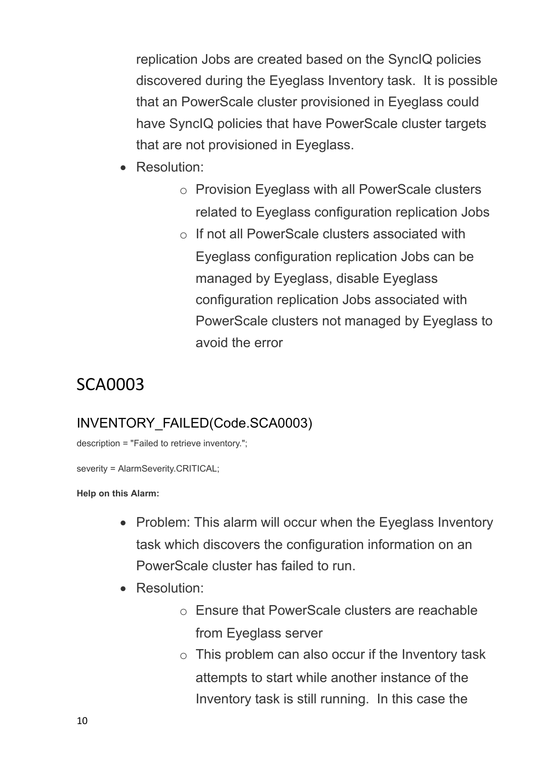replication Jobs are created based on the SyncIQ policies discovered during the Eyeglass Inventory task. It is possible that an PowerScale cluster provisioned in Eyeglass could have SyncIQ policies that have PowerScale cluster targets that are not provisioned in Eyeglass.

- Resolution:
  - Provision Eyeglass with all PowerScale clusters related to Eyeglass configuration replication Jobs
  - If not all PowerScale clusters associated with Eyeglass configuration replication Jobs can be managed by Eyeglass, disable Eyeglass configuration replication Jobs associated with PowerScale clusters not managed by Eyeglass to avoid the error

# SCA0003

## INVENTORY_FAILED(Code.SCA0003)

description = "Failed to retrieve inventory.";

severity = AlarmSeverity.CRITICAL;

**Help on this Alarm:**

- Problem: This alarm will occur when the Eyeglass Inventory task which discovers the configuration information on an PowerScale cluster has failed to run.
- Resolution:
  - Ensure that PowerScale clusters are reachable from Eyeglass server
  - This problem can also occur if the Inventory task attempts to start while another instance of the Inventory task is still running. In this case the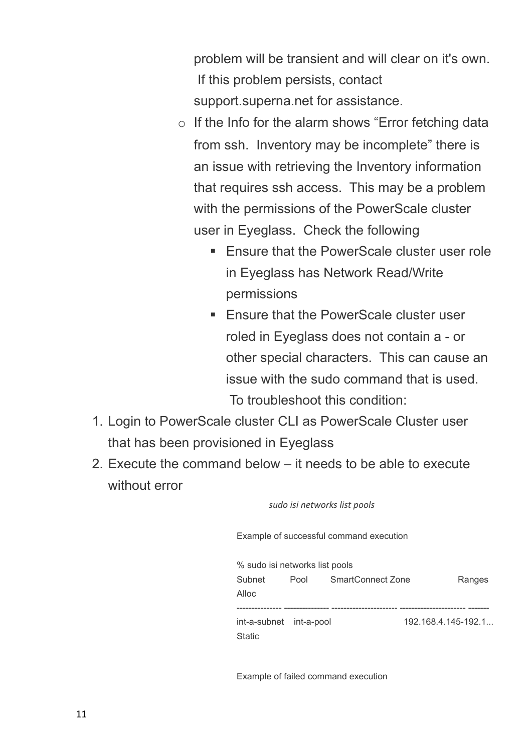problem will be transient and will clear on it's own. If this problem persists, contact support.superna.net for assistance.

- If the Info for the alarm shows "Error fetching data from ssh. Inventory may be incomplete" there is an issue with retrieving the Inventory information that requires ssh access. This may be a problem with the permissions of the PowerScale cluster user in Eyeglass. Check the following
    - Ensure that the PowerScale cluster user role in Eyeglass has Network Read/Write permissions
    - Ensure that the PowerScale cluster user roled in Eyeglass does not contain a - or other special characters. This can cause an issue with the sudo command that is used. To troubleshoot this condition:

1. Login to PowerScale cluster CLI as PowerScale Cluster user that has been provisioned in Eyeglass
2. Execute the command below – it needs to be able to execute without error

*sudo isi networks list pools*

Example of successful command execution

```
% sudo isi networks list pools
Subnet          Pool            SmartConnect Zone       Ranges
Alloc
--------------- --------------- ---------------------- ---------------------- -------
int-a-subnet    int-a-pool                              192.168.4.145-192.1...
Static
```

Example of failed command execution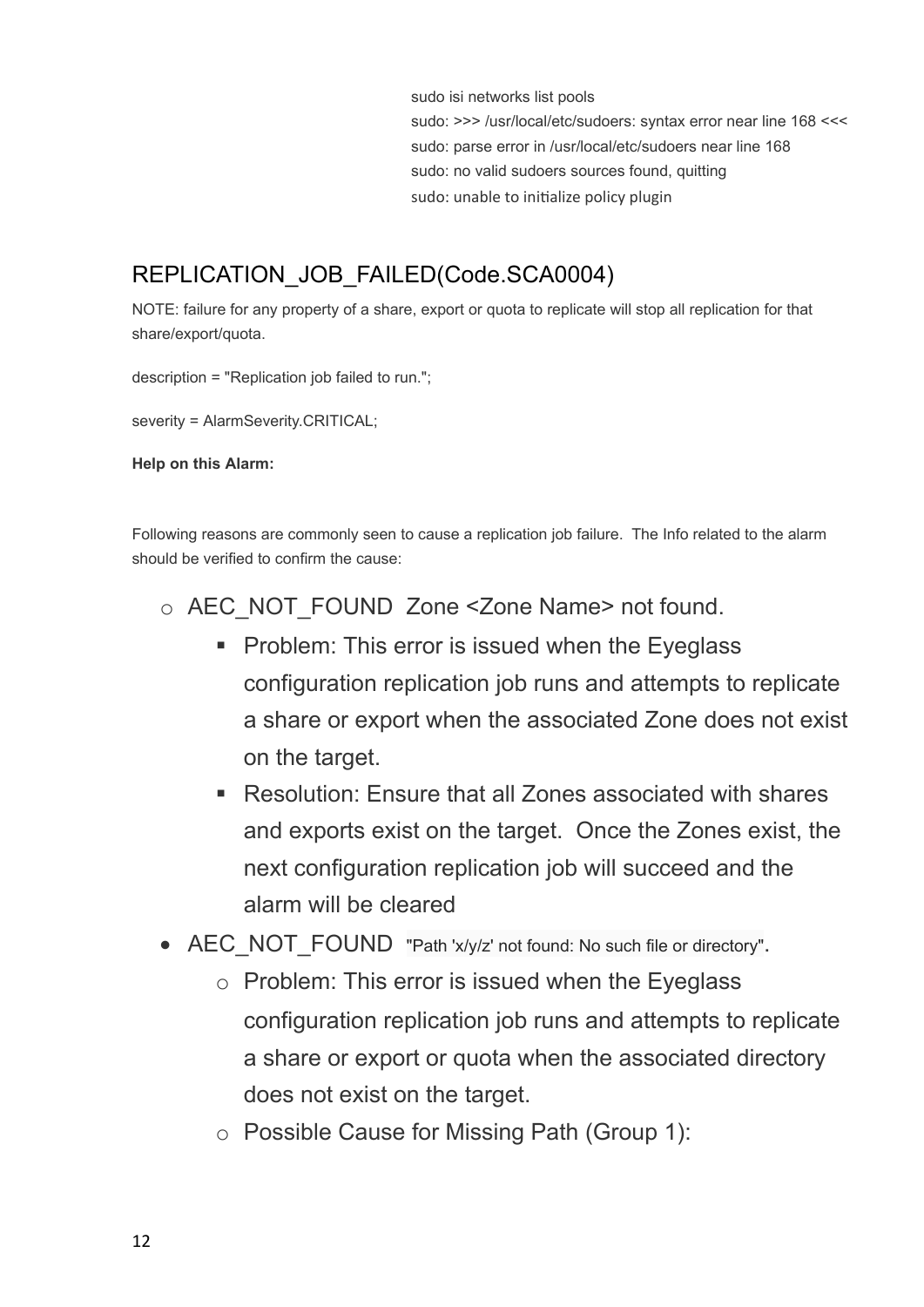```
sudo isi networks list pools
sudo: >>> /usr/local/etc/sudoers: syntax error near line 168 <<<
sudo: parse error in /usr/local/etc/sudoers near line 168
sudo: no valid sudoers sources found, quitting
sudo: unable to initialize policy plugin
```

## REPLICATION_JOB_FAILED(Code.SCA0004)

NOTE: failure for any property of a share, export or quota to replicate will stop all replication for that share/export/quota.

description = "Replication job failed to run.";

severity = AlarmSeverity.CRITICAL;

**Help on this Alarm:**

Following reasons are commonly seen to cause a replication job failure. The Info related to the alarm should be verified to confirm the cause:

- AEC_NOT_FOUND Zone <Zone Name> not found.
  - Problem: This error is issued when the Eyeglass configuration replication job runs and attempts to replicate a share or export when the associated Zone does not exist on the target.
  - Resolution: Ensure that all Zones associated with shares and exports exist on the target. Once the Zones exist, the next configuration replication job will succeed and the alarm will be cleared
- AEC_NOT_FOUND "Path 'x/y/z' not found: No such file or directory".
  - Problem: This error is issued when the Eyeglass configuration replication job runs and attempts to replicate a share or export or quota when the associated directory does not exist on the target.
  - Possible Cause for Missing Path (Group 1):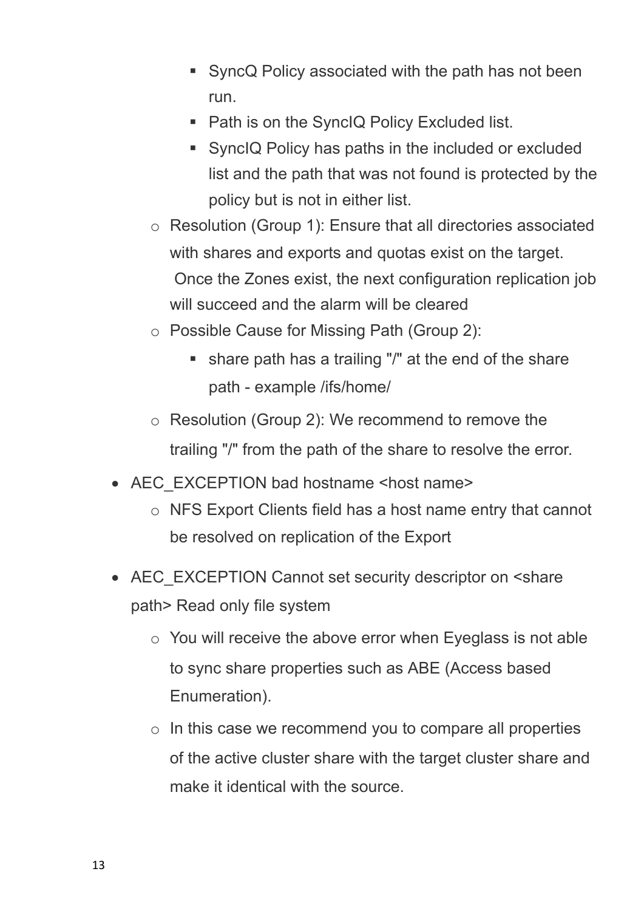- SyncQ Policy associated with the path has not been run.
        - Path is on the SyncIQ Policy Excluded list.
        - SyncIQ Policy has paths in the included or excluded list and the path that was not found is protected by the policy but is not in either list.
    - Resolution (Group 1): Ensure that all directories associated with shares and exports and quotas exist on the target. Once the Zones exist, the next configuration replication job will succeed and the alarm will be cleared
    - Possible Cause for Missing Path (Group 2):
        - share path has a trailing "/" at the end of the share path - example /ifs/home/
    - Resolution (Group 2): We recommend to remove the trailing "/" from the path of the share to resolve the error.
- AEC_EXCEPTION bad hostname <host name>
    - NFS Export Clients field has a host name entry that cannot be resolved on replication of the Export
- AEC_EXCEPTION Cannot set security descriptor on <share path> Read only file system
    - You will receive the above error when Eyeglass is not able to sync share properties such as ABE (Access based Enumeration).
    - In this case we recommend you to compare all properties of the active cluster share with the target cluster share and make it identical with the source.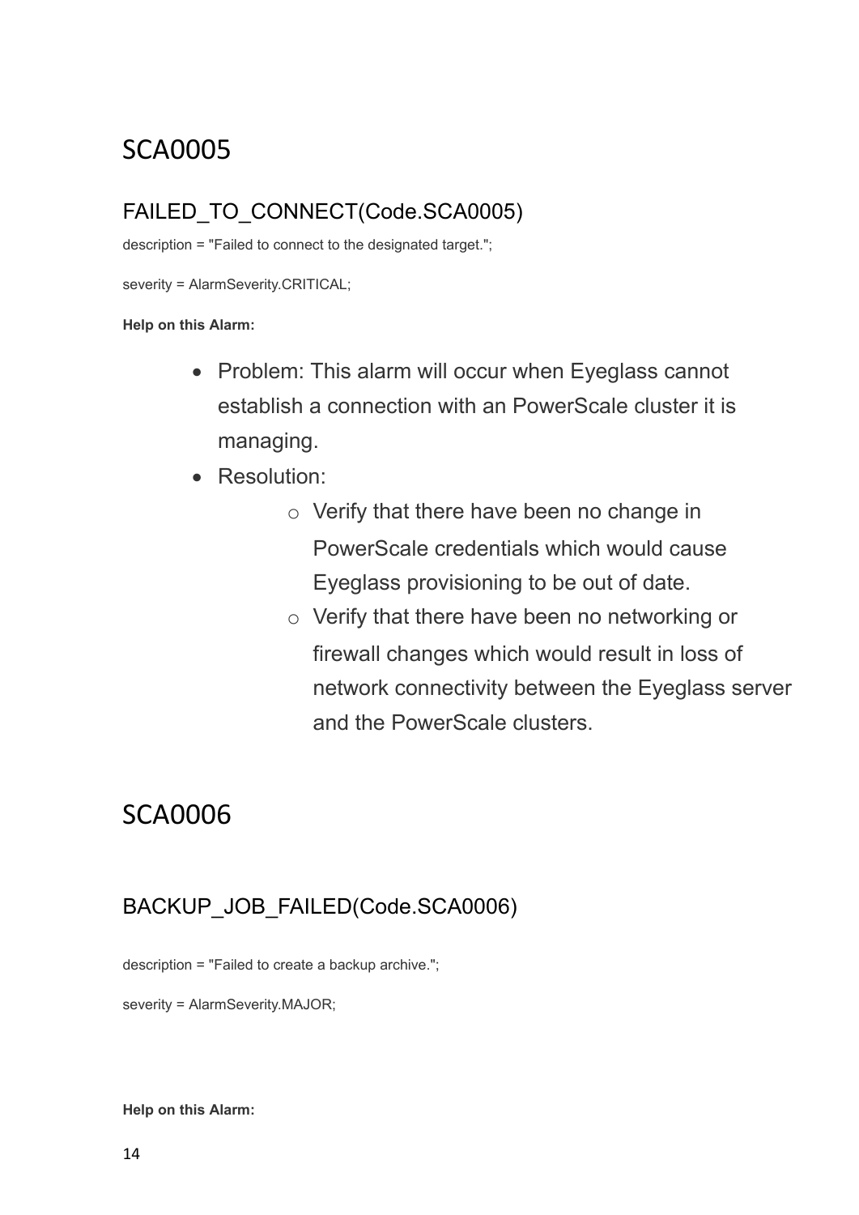# SCA0005

## FAILED_TO_CONNECT(Code.SCA0005)

description = "Failed to connect to the designated target.";

severity = AlarmSeverity.CRITICAL;

**Help on this Alarm:**

- Problem: This alarm will occur when Eyeglass cannot establish a connection with an PowerScale cluster it is managing.
- Resolution:
  - Verify that there have been no change in PowerScale credentials which would cause Eyeglass provisioning to be out of date.
  - Verify that there have been no networking or firewall changes which would result in loss of network connectivity between the Eyeglass server and the PowerScale clusters.

# SCA0006

## BACKUP_JOB_FAILED(Code.SCA0006)

description = "Failed to create a backup archive.";

severity = AlarmSeverity.MAJOR;

**Help on this Alarm:**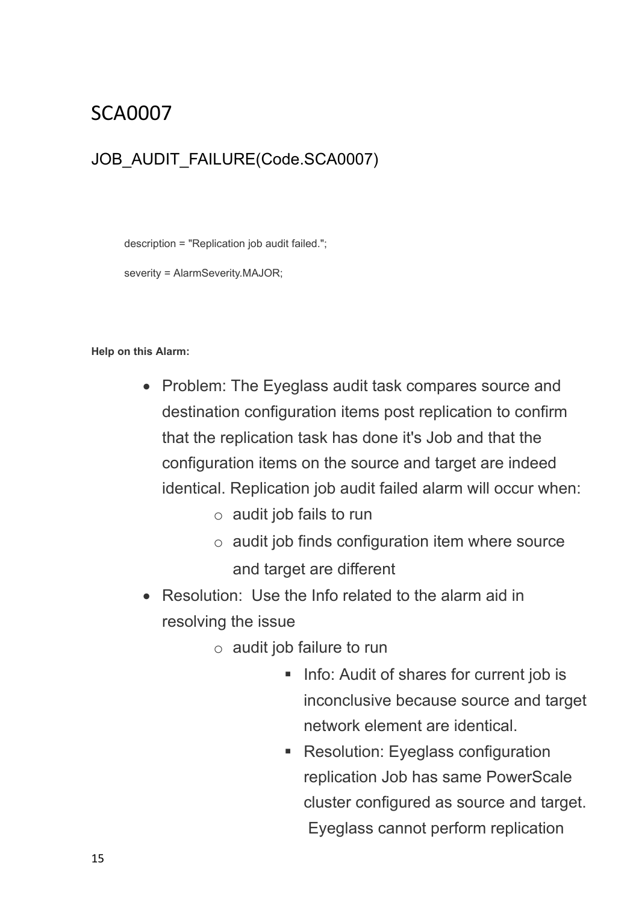# SCA0007

## JOB_AUDIT_FAILURE(Code.SCA0007)

```
description = "Replication job audit failed.";

severity = AlarmSeverity.MAJOR;
```

**Help on this Alarm:**

- Problem: The Eyeglass audit task compares source and destination configuration items post replication to confirm that the replication task has done it's Job and that the configuration items on the source and target are indeed identical. Replication job audit failed alarm will occur when:
  - audit job fails to run
  - audit job finds configuration item where source and target are different
- Resolution: Use the Info related to the alarm aid in resolving the issue
  - audit job failure to run
    - Info: Audit of shares for current job is inconclusive because source and target network element are identical.
    - Resolution: Eyeglass configuration replication Job has same PowerScale cluster configured as source and target. Eyeglass cannot perform replication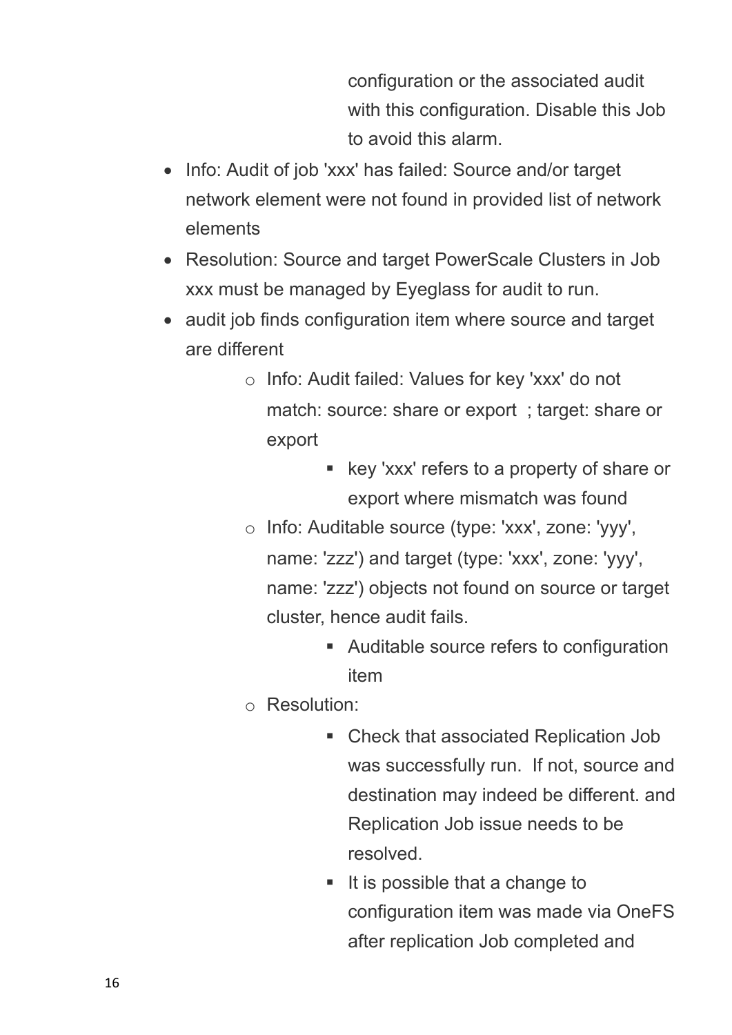configuration or the associated audit with this configuration. Disable this Job to avoid this alarm.

- Info: Audit of job 'xxx' has failed: Source and/or target network element were not found in provided list of network elements
- Resolution: Source and target PowerScale Clusters in Job xxx must be managed by Eyeglass for audit to run.
- audit job finds configuration item where source and target are different
    - Info: Audit failed: Values for key 'xxx' do not match: source: share or export ; target: share or export
        - key 'xxx' refers to a property of share or export where mismatch was found
    - Info: Auditable source (type: 'xxx', zone: 'yyy', name: 'zzz') and target (type: 'xxx', zone: 'yyy', name: 'zzz') objects not found on source or target cluster, hence audit fails.
        - Auditable source refers to configuration item
    - Resolution:
        - Check that associated Replication Job was successfully run. If not, source and destination may indeed be different. and Replication Job issue needs to be resolved.
        - It is possible that a change to configuration item was made via OneFS after replication Job completed and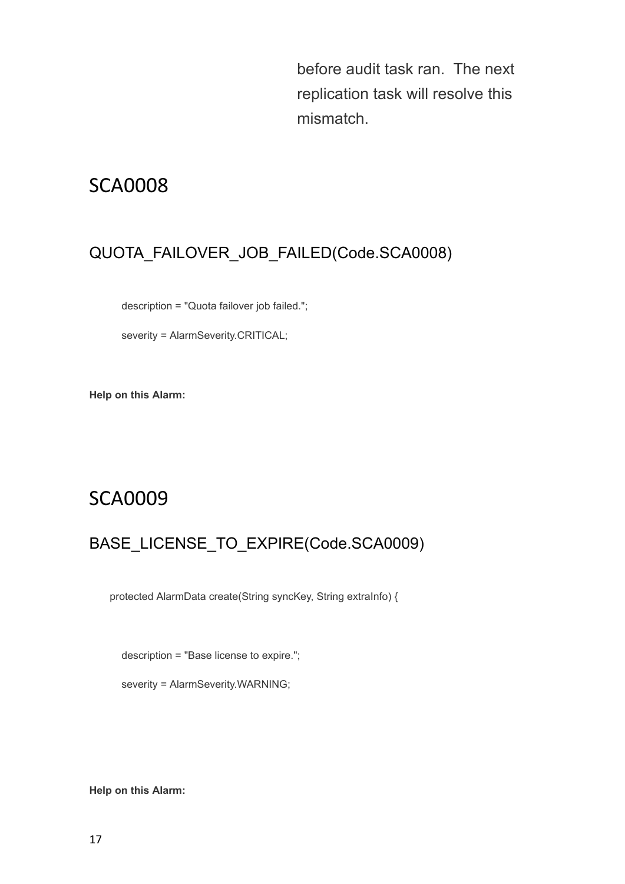before audit task ran. The next replication task will resolve this mismatch.

# SCA0008

## QUOTA_FAILOVER_JOB_FAILED(Code.SCA0008)

```
description = "Quota failover job failed.";

severity = AlarmSeverity.CRITICAL;
```

**Help on this Alarm:**

# SCA0009

## BASE_LICENSE_TO_EXPIRE(Code.SCA0009)

```
protected AlarmData create(String syncKey, String extraInfo) {

    description = "Base license to expire.";

    severity = AlarmSeverity.WARNING;
```

**Help on this Alarm:**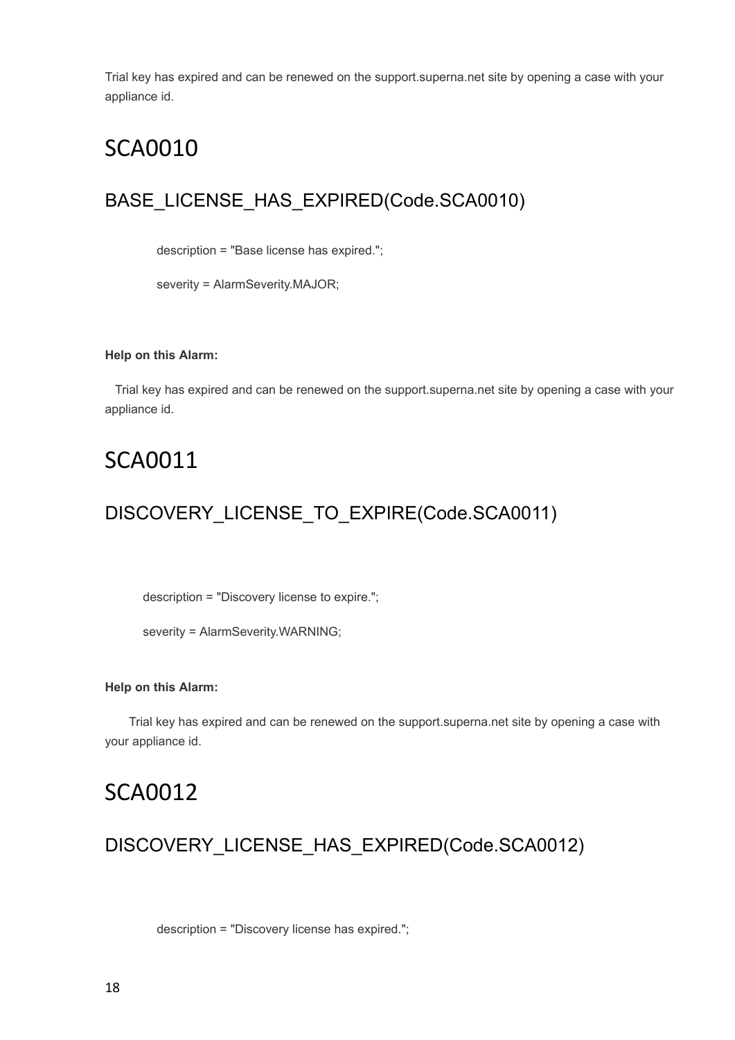Trial key has expired and can be renewed on the support.superna.net site by opening a case with your appliance id.

# SCA0010

## BASE_LICENSE_HAS_EXPIRED(Code.SCA0010)

description = "Base license has expired.";

severity = AlarmSeverity.MAJOR;

**Help on this Alarm:**

Trial key has expired and can be renewed on the support.superna.net site by opening a case with your appliance id.

# SCA0011

## DISCOVERY_LICENSE_TO_EXPIRE(Code.SCA0011)

description = "Discovery license to expire.";

severity = AlarmSeverity.WARNING;

**Help on this Alarm:**

Trial key has expired and can be renewed on the support.superna.net site by opening a case with your appliance id.

# SCA0012

## DISCOVERY_LICENSE_HAS_EXPIRED(Code.SCA0012)

description = "Discovery license has expired.";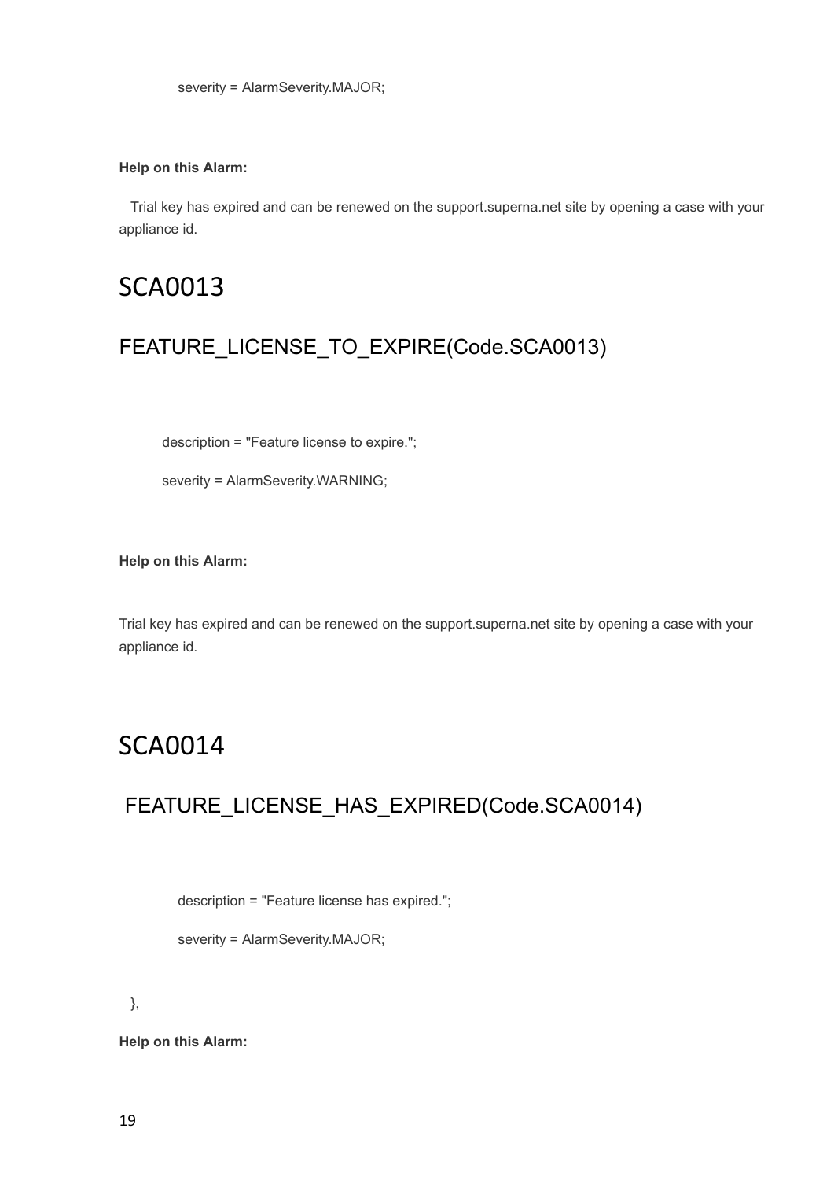severity = AlarmSeverity.MAJOR;

**Help on this Alarm:**

Trial key has expired and can be renewed on the support.superna.net site by opening a case with your appliance id.

# SCA0013

## FEATURE_LICENSE_TO_EXPIRE(Code.SCA0013)

description = "Feature license to expire.";

severity = AlarmSeverity.WARNING;

**Help on this Alarm:**

Trial key has expired and can be renewed on the support.superna.net site by opening a case with your appliance id.

# SCA0014

## FEATURE_LICENSE_HAS_EXPIRED(Code.SCA0014)

description = "Feature license has expired.";

severity = AlarmSeverity.MAJOR;

},

**Help on this Alarm:**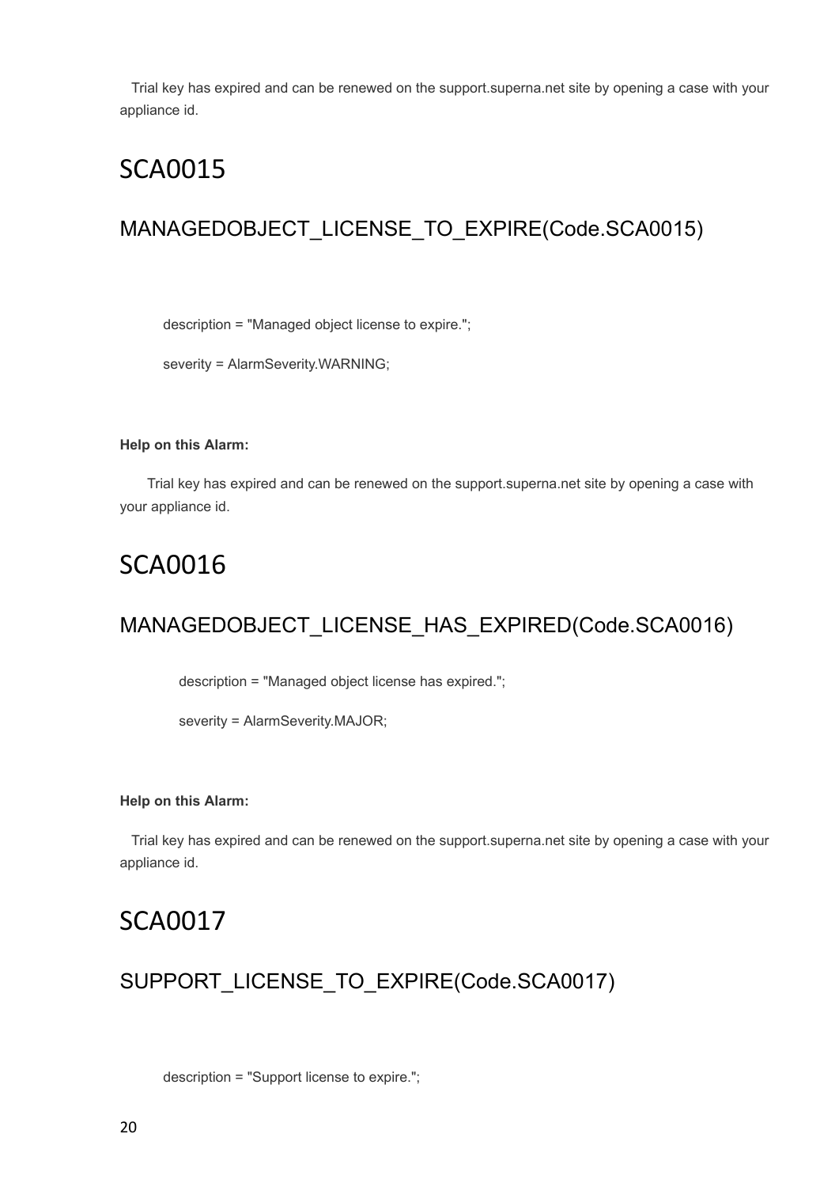Trial key has expired and can be renewed on the support.superna.net site by opening a case with your appliance id.

# SCA0015

## MANAGEDOBJECT_LICENSE_TO_EXPIRE(Code.SCA0015)

description = "Managed object license to expire.";

severity = AlarmSeverity.WARNING;

**Help on this Alarm:**

Trial key has expired and can be renewed on the support.superna.net site by opening a case with your appliance id.

# SCA0016

## MANAGEDOBJECT_LICENSE_HAS_EXPIRED(Code.SCA0016)

description = "Managed object license has expired.";

severity = AlarmSeverity.MAJOR;

**Help on this Alarm:**

Trial key has expired and can be renewed on the support.superna.net site by opening a case with your appliance id.

# SCA0017

## SUPPORT_LICENSE_TO_EXPIRE(Code.SCA0017)

description = "Support license to expire.";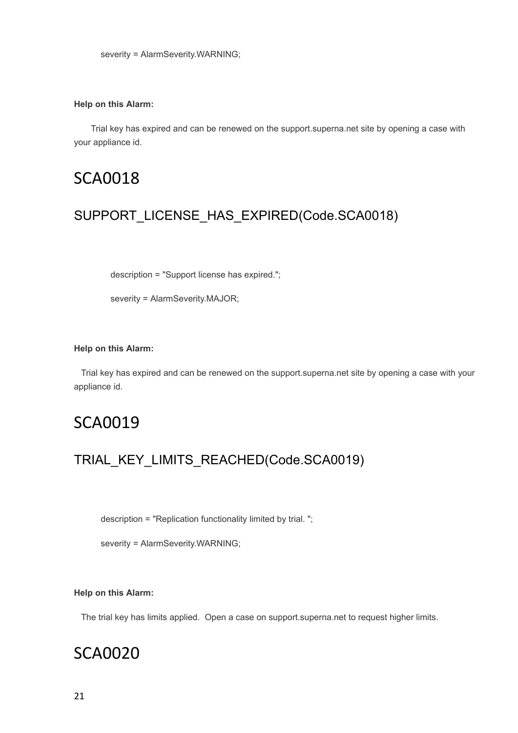severity = AlarmSeverity.WARNING;

**Help on this Alarm:**

Trial key has expired and can be renewed on the support.superna.net site by opening a case with your appliance id.

# SCA0018

## SUPPORT_LICENSE_HAS_EXPIRED(Code.SCA0018)

description = "Support license has expired.";

severity = AlarmSeverity.MAJOR;

**Help on this Alarm:**

Trial key has expired and can be renewed on the support.superna.net site by opening a case with your appliance id.

# SCA0019

## TRIAL_KEY_LIMITS_REACHED(Code.SCA0019)

description = "Replication functionality limited by trial. ";

severity = AlarmSeverity.WARNING;

**Help on this Alarm:**

The trial key has limits applied. Open a case on support.superna.net to request higher limits.

# SCA0020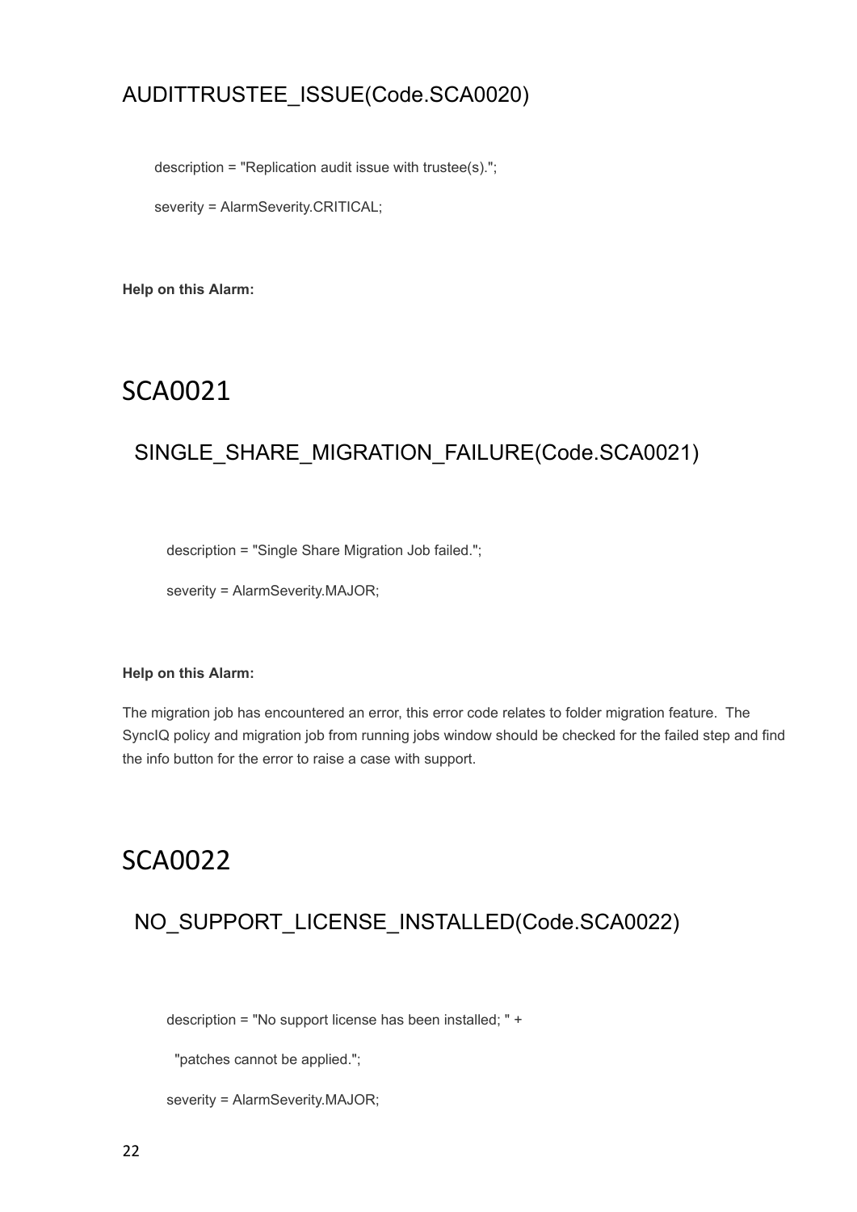### AUDITTRUSTEE_ISSUE(Code.SCA0020)

description = "Replication audit issue with trustee(s).";

severity = AlarmSeverity.CRITICAL;

**Help on this Alarm:**

# SCA0021

## SINGLE_SHARE_MIGRATION_FAILURE(Code.SCA0021)

description = "Single Share Migration Job failed.";

severity = AlarmSeverity.MAJOR;

**Help on this Alarm:**

The migration job has encountered an error, this error code relates to folder migration feature. The SyncIQ policy and migration job from running jobs window should be checked for the failed step and find the info button for the error to raise a case with support.

# SCA0022

## NO_SUPPORT_LICENSE_INSTALLED(Code.SCA0022)

description = "No support license has been installed; " +

"patches cannot be applied.";

severity = AlarmSeverity.MAJOR;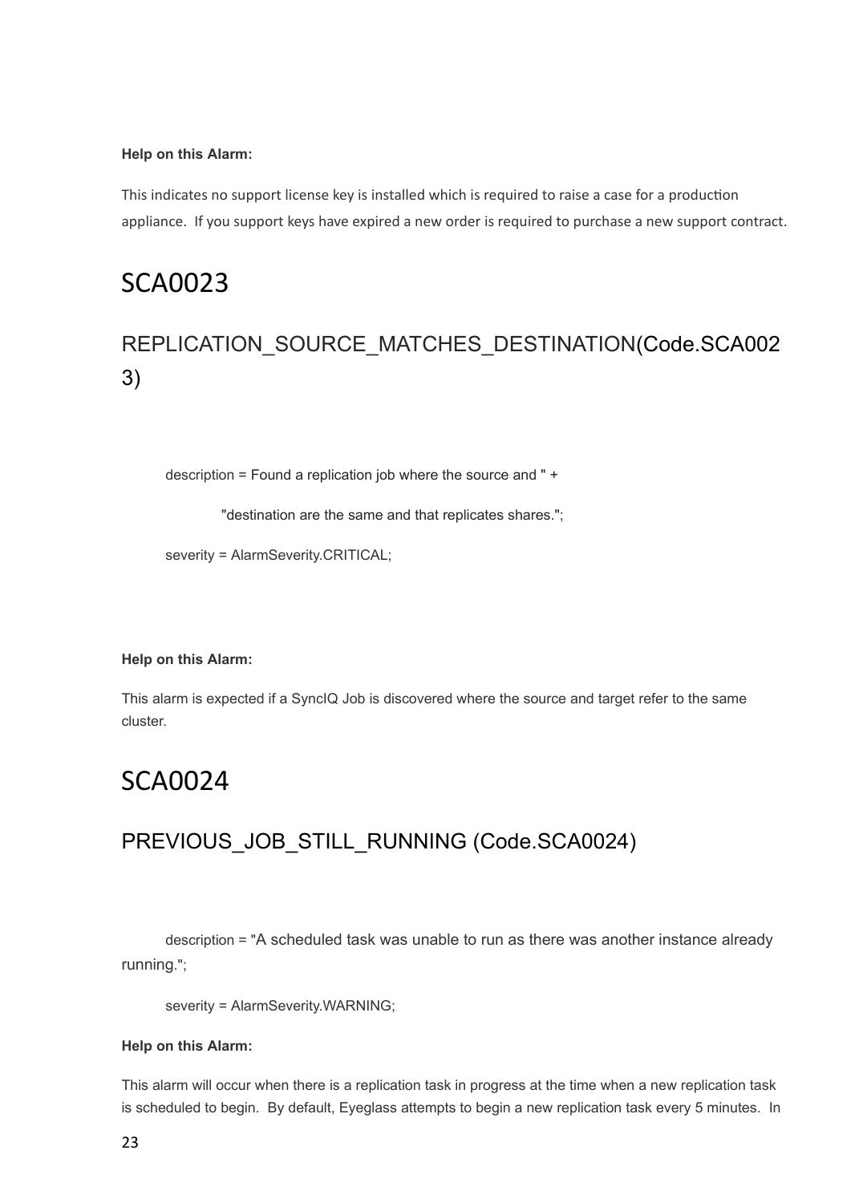**Help on this Alarm:**

This indicates no support license key is installed which is required to raise a case for a production appliance. If you support keys have expired a new order is required to purchase a new support contract.

# SCA0023

## REPLICATION_SOURCE_MATCHES_DESTINATION(Code.SCA0023)

description = Found a replication job where the source and " +

"destination are the same and that replicates shares.";

severity = AlarmSeverity.CRITICAL;

**Help on this Alarm:**

This alarm is expected if a SyncIQ Job is discovered where the source and target refer to the same cluster.

# SCA0024

## PREVIOUS_JOB_STILL_RUNNING (Code.SCA0024)

description = "A scheduled task was unable to run as there was another instance already running.";

severity = AlarmSeverity.WARNING;

**Help on this Alarm:**

This alarm will occur when there is a replication task in progress at the time when a new replication task is scheduled to begin. By default, Eyeglass attempts to begin a new replication task every 5 minutes. In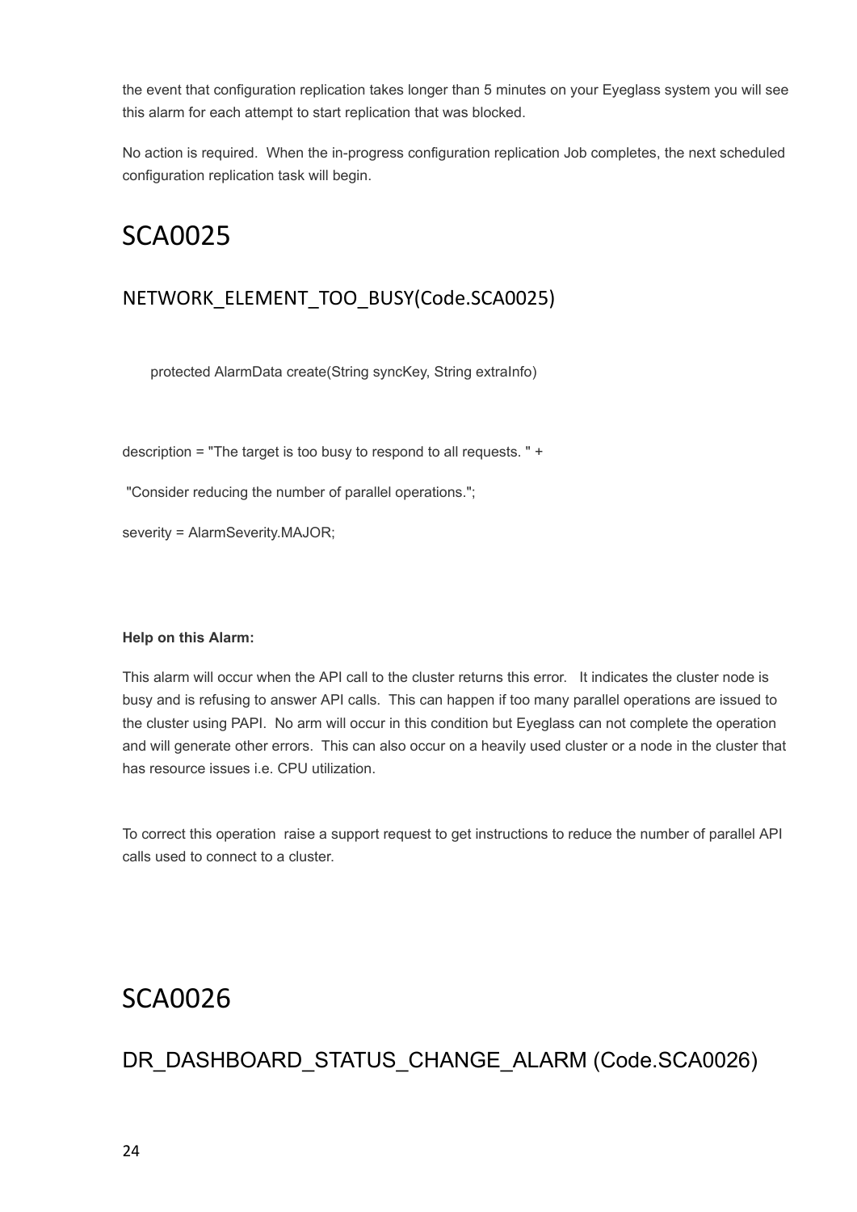the event that configuration replication takes longer than 5 minutes on your Eyeglass system you will see this alarm for each attempt to start replication that was blocked.

No action is required. When the in-progress configuration replication Job completes, the next scheduled configuration replication task will begin.

# SCA0025

## NETWORK_ELEMENT_TOO_BUSY(Code.SCA0025)

```
protected AlarmData create(String syncKey, String extraInfo)
```

```
description = "The target is too busy to respond to all requests. " +
 "Consider reducing the number of parallel operations.";
severity = AlarmSeverity.MAJOR;
```

**Help on this Alarm:**

This alarm will occur when the API call to the cluster returns this error. It indicates the cluster node is busy and is refusing to answer API calls. This can happen if too many parallel operations are issued to the cluster using PAPI. No arm will occur in this condition but Eyeglass can not complete the operation and will generate other errors. This can also occur on a heavily used cluster or a node in the cluster that has resource issues i.e. CPU utilization.

To correct this operation raise a support request to get instructions to reduce the number of parallel API calls used to connect to a cluster.

# SCA0026

## DR_DASHBOARD_STATUS_CHANGE_ALARM (Code.SCA0026)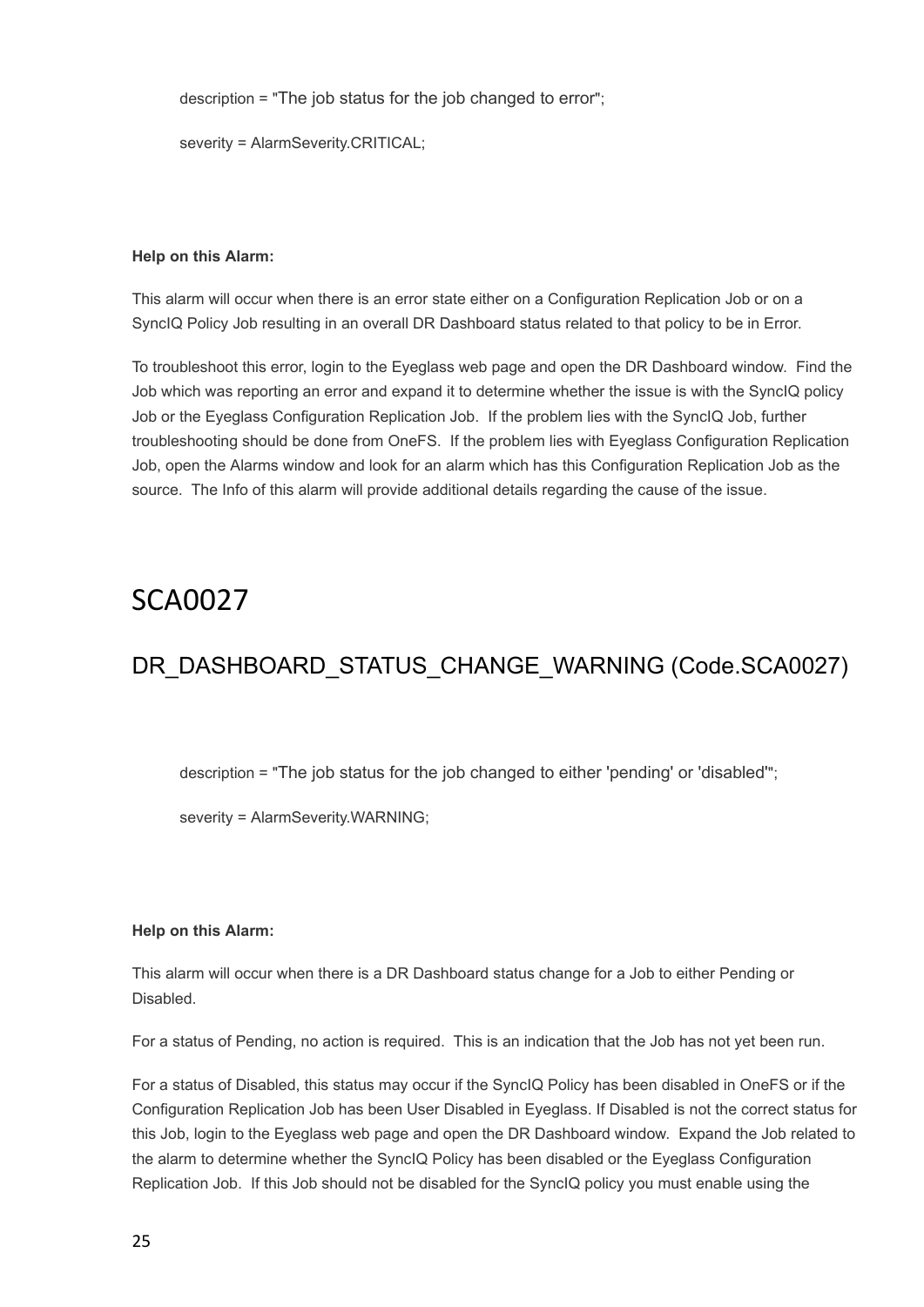description = "The job status for the job changed to error";

severity = AlarmSeverity.CRITICAL;

**Help on this Alarm:**

This alarm will occur when there is an error state either on a Configuration Replication Job or on a SyncIQ Policy Job resulting in an overall DR Dashboard status related to that policy to be in Error.

To troubleshoot this error, login to the Eyeglass web page and open the DR Dashboard window. Find the Job which was reporting an error and expand it to determine whether the issue is with the SyncIQ policy Job or the Eyeglass Configuration Replication Job. If the problem lies with the SyncIQ Job, further troubleshooting should be done from OneFS. If the problem lies with Eyeglass Configuration Replication Job, open the Alarms window and look for an alarm which has this Configuration Replication Job as the source. The Info of this alarm will provide additional details regarding the cause of the issue.

# SCA0027

## DR_DASHBOARD_STATUS_CHANGE_WARNING (Code.SCA0027)

description = "The job status for the job changed to either 'pending' or 'disabled'";

severity = AlarmSeverity.WARNING;

**Help on this Alarm:**

This alarm will occur when there is a DR Dashboard status change for a Job to either Pending or Disabled.

For a status of Pending, no action is required. This is an indication that the Job has not yet been run.

For a status of Disabled, this status may occur if the SyncIQ Policy has been disabled in OneFS or if the Configuration Replication Job has been User Disabled in Eyeglass. If Disabled is not the correct status for this Job, login to the Eyeglass web page and open the DR Dashboard window. Expand the Job related to the alarm to determine whether the SyncIQ Policy has been disabled or the Eyeglass Configuration Replication Job. If this Job should not be disabled for the SyncIQ policy you must enable using the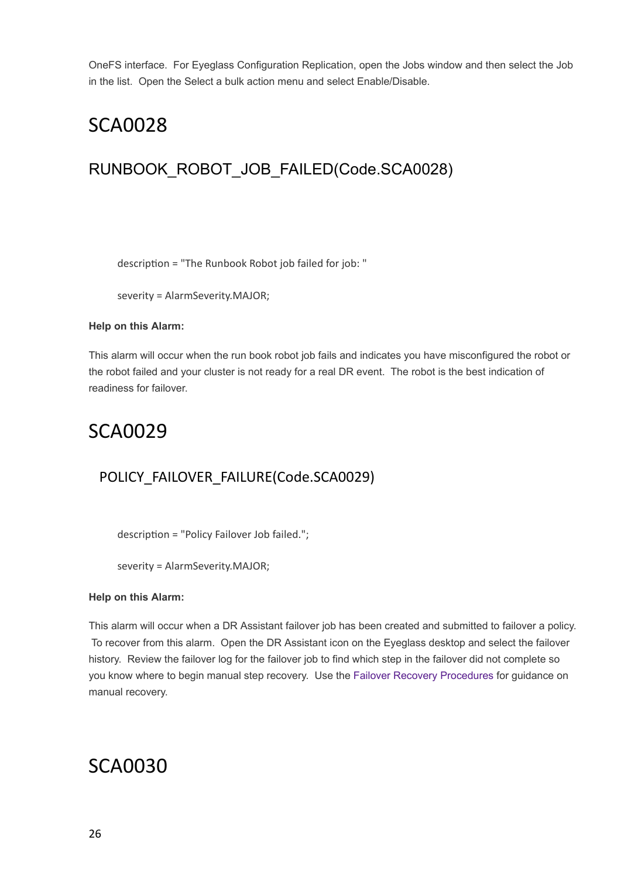OneFS interface.  For Eyeglass Configuration Replication, open the Jobs window and then select the Job in the list.  Open the Select a bulk action menu and select Enable/Disable.

# SCA0028

## RUNBOOK_ROBOT_JOB_FAILED(Code.SCA0028)

description = "The Runbook Robot job failed for job: "

severity = AlarmSeverity.MAJOR;

**Help on this Alarm:**

This alarm will occur when the run book robot job fails and indicates you have misconfigured the robot or the robot failed and your cluster is not ready for a real DR event.  The robot is the best indication of readiness for failover.

# SCA0029

## POLICY_FAILOVER_FAILURE(Code.SCA0029)

description = "Policy Failover Job failed.";

severity = AlarmSeverity.MAJOR;

**Help on this Alarm:**

This alarm will occur when a DR Assistant failover job has been created and submitted to failover a policy.  To recover from this alarm.  Open the DR Assistant icon on the Eyeglass desktop and select the failover history.  Review the failover log for the failover job to find which step in the failover did not complete so you know where to begin manual step recovery.  Use the Failover Recovery Procedures for guidance on manual recovery.

# SCA0030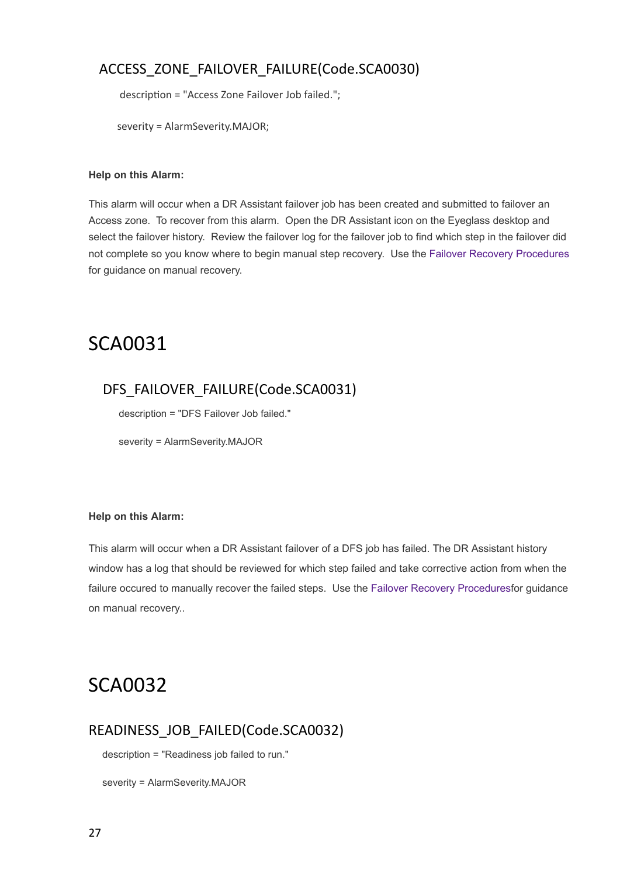### ACCESS_ZONE_FAILOVER_FAILURE(Code.SCA0030)

description = "Access Zone Failover Job failed.";

severity = AlarmSeverity.MAJOR;

**Help on this Alarm:**

This alarm will occur when a DR Assistant failover job has been created and submitted to failover an Access zone. To recover from this alarm. Open the DR Assistant icon on the Eyeglass desktop and select the failover history. Review the failover log for the failover job to find which step in the failover did not complete so you know where to begin manual step recovery. Use the Failover Recovery Procedures for guidance on manual recovery.

## SCA0031

### DFS_FAILOVER_FAILURE(Code.SCA0031)

description = "DFS Failover Job failed."

severity = AlarmSeverity.MAJOR

**Help on this Alarm:**

This alarm will occur when a DR Assistant failover of a DFS job has failed. The DR Assistant history window has a log that should be reviewed for which step failed and take corrective action from when the failure occured to manually recover the failed steps. Use the Failover Recovery Proceduresfor guidance on manual recovery..

## SCA0032

### READINESS_JOB_FAILED(Code.SCA0032)

description = "Readiness job failed to run."

severity = AlarmSeverity.MAJOR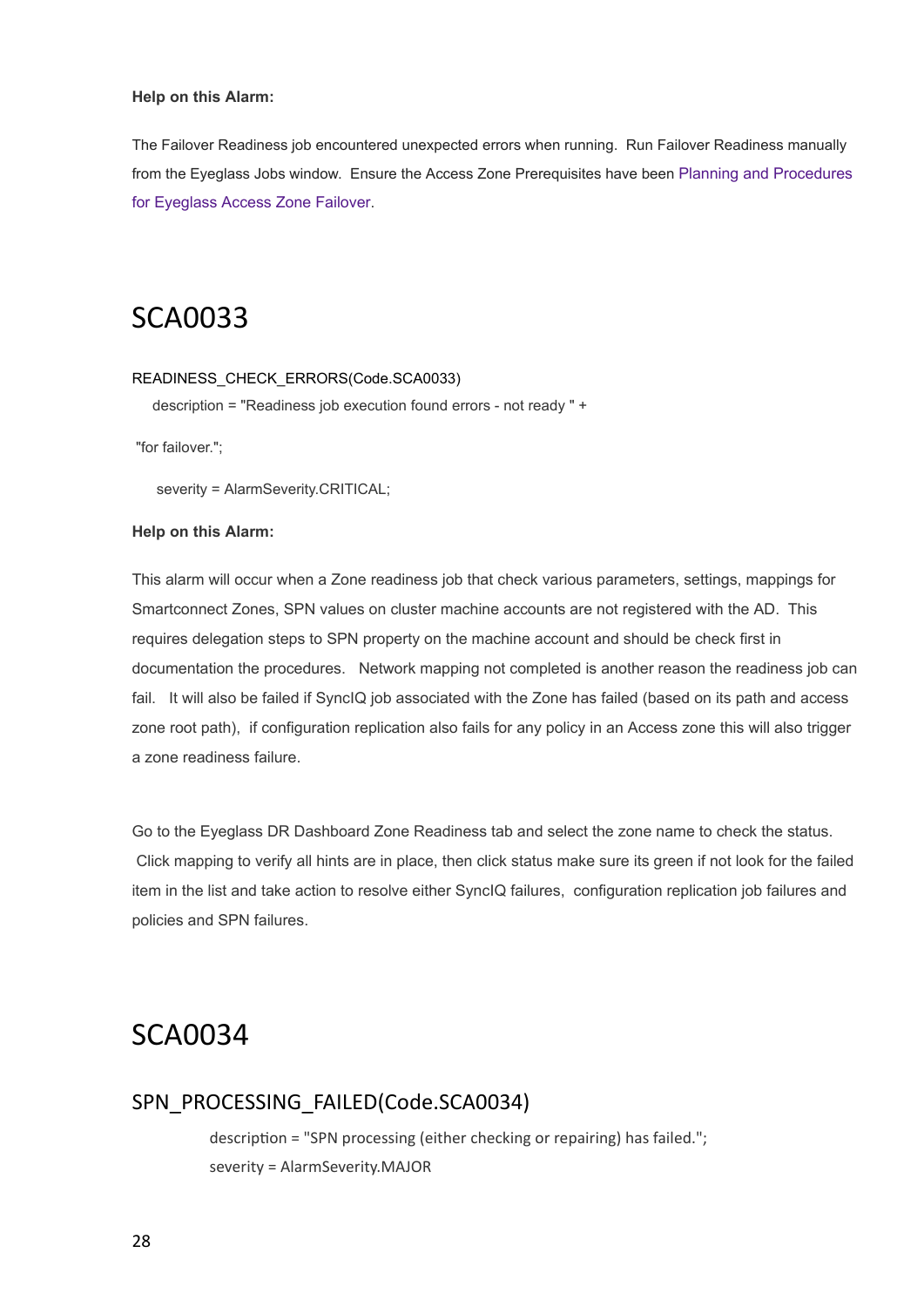**Help on this Alarm:**

The Failover Readiness job encountered unexpected errors when running. Run Failover Readiness manually from the Eyeglass Jobs window. Ensure the Access Zone Prerequisites have been Planning and Procedures for Eyeglass Access Zone Failover.

# SCA0033

READINESS_CHECK_ERRORS(Code.SCA0033)

description = "Readiness job execution found errors - not ready " +

"for failover.";

severity = AlarmSeverity.CRITICAL;

**Help on this Alarm:**

This alarm will occur when a Zone readiness job that check various parameters, settings, mappings for Smartconnect Zones, SPN values on cluster machine accounts are not registered with the AD. This requires delegation steps to SPN property on the machine account and should be check first in documentation the procedures. Network mapping not completed is another reason the readiness job can fail. It will also be failed if SyncIQ job associated with the Zone has failed (based on its path and access zone root path), if configuration replication also fails for any policy in an Access zone this will also trigger a zone readiness failure.

Go to the Eyeglass DR Dashboard Zone Readiness tab and select the zone name to check the status. Click mapping to verify all hints are in place, then click status make sure its green if not look for the failed item in the list and take action to resolve either SyncIQ failures, configuration replication job failures and policies and SPN failures.

# SCA0034

## SPN_PROCESSING_FAILED(Code.SCA0034)

description = "SPN processing (either checking or repairing) has failed.";

severity = AlarmSeverity.MAJOR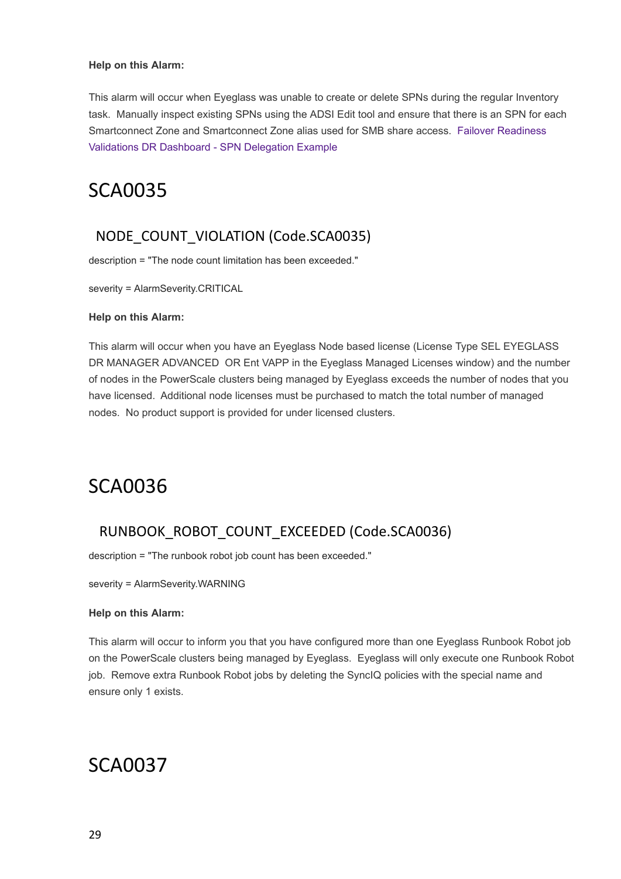**Help on this Alarm:**

This alarm will occur when Eyeglass was unable to create or delete SPNs during the regular Inventory task. Manually inspect existing SPNs using the ADSI Edit tool and ensure that there is an SPN for each Smartconnect Zone and Smartconnect Zone alias used for SMB share access. Failover Readiness Validations DR Dashboard - SPN Delegation Example

# SCA0035

## NODE_COUNT_VIOLATION (Code.SCA0035)

description = "The node count limitation has been exceeded."

severity = AlarmSeverity.CRITICAL

**Help on this Alarm:**

This alarm will occur when you have an Eyeglass Node based license (License Type SEL EYEGLASS DR MANAGER ADVANCED OR Ent VAPP in the Eyeglass Managed Licenses window) and the number of nodes in the PowerScale clusters being managed by Eyeglass exceeds the number of nodes that you have licensed. Additional node licenses must be purchased to match the total number of managed nodes. No product support is provided for under licensed clusters.

# SCA0036

## RUNBOOK_ROBOT_COUNT_EXCEEDED (Code.SCA0036)

description = "The runbook robot job count has been exceeded."

severity = AlarmSeverity.WARNING

**Help on this Alarm:**

This alarm will occur to inform you that you have configured more than one Eyeglass Runbook Robot job on the PowerScale clusters being managed by Eyeglass. Eyeglass will only execute one Runbook Robot job. Remove extra Runbook Robot jobs by deleting the SyncIQ policies with the special name and ensure only 1 exists.

# SCA0037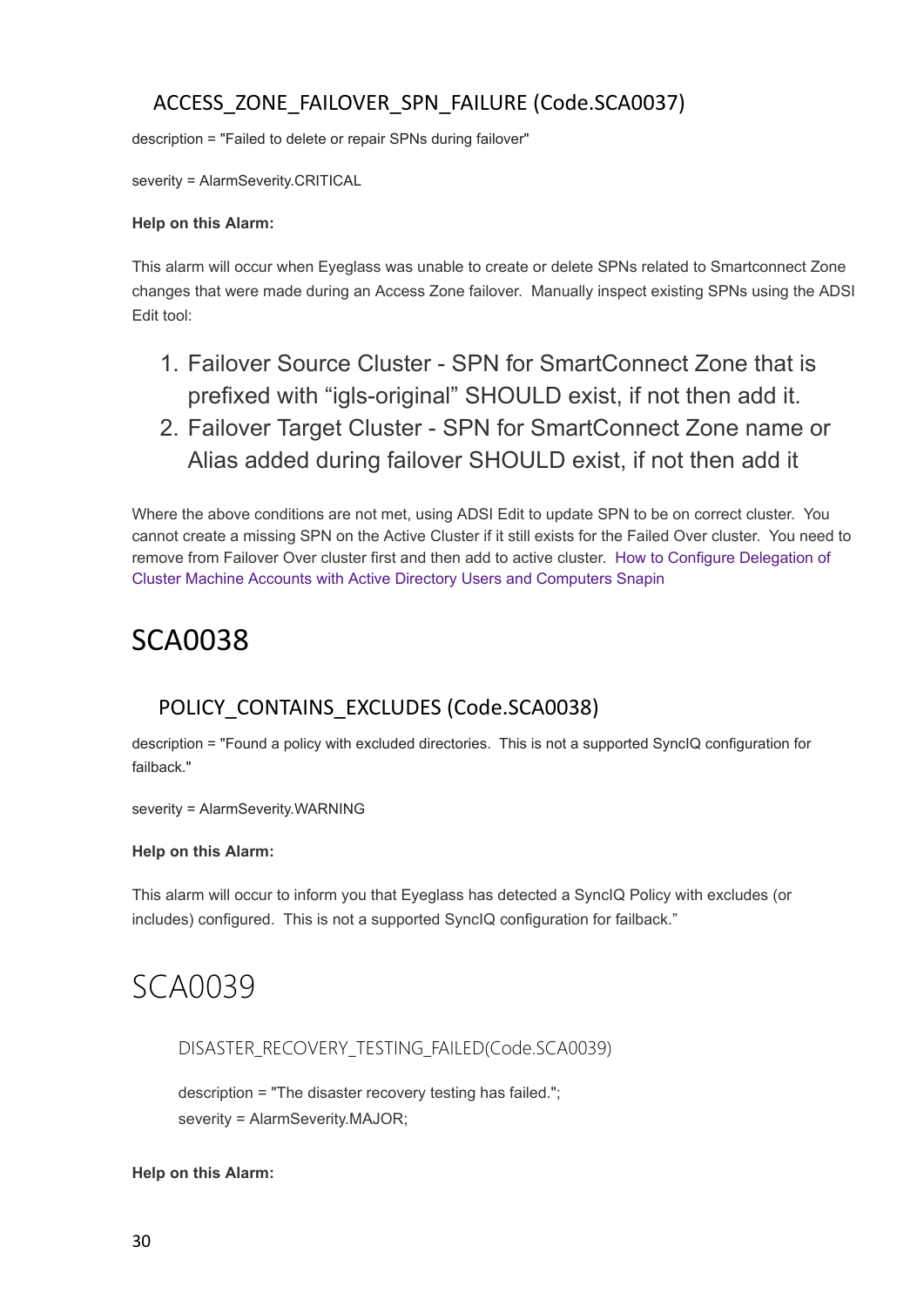### ACCESS_ZONE_FAILOVER_SPN_FAILURE (Code.SCA0037)

description = "Failed to delete or repair SPNs during failover"

severity = AlarmSeverity.CRITICAL

**Help on this Alarm:**

This alarm will occur when Eyeglass was unable to create or delete SPNs related to Smartconnect Zone changes that were made during an Access Zone failover.  Manually inspect existing SPNs using the ADSI Edit tool:

1. Failover Source Cluster - SPN for SmartConnect Zone that is prefixed with “igls-original” SHOULD exist, if not then add it.
2. Failover Target Cluster - SPN for SmartConnect Zone name or Alias added during failover SHOULD exist, if not then add it

Where the above conditions are not met, using ADSI Edit to update SPN to be on correct cluster.  You cannot create a missing SPN on the Active Cluster if it still exists for the Failed Over cluster.  You need to remove from Failover Over cluster first and then add to active cluster.  How to Configure Delegation of Cluster Machine Accounts with Active Directory Users and Computers Snapin

## SCA0038

### POLICY_CONTAINS_EXCLUDES (Code.SCA0038)

description = "Found a policy with excluded directories.  This is not a supported SyncIQ configuration for failback."

severity = AlarmSeverity.WARNING

**Help on this Alarm:**

This alarm will occur to inform you that Eyeglass has detected a SyncIQ Policy with excludes (or includes) configured.  This is not a supported SyncIQ configuration for failback.”

## SCA0039

### DISASTER_RECOVERY_TESTING_FAILED(Code.SCA0039)

description = "The disaster recovery testing has failed.";
severity = AlarmSeverity.MAJOR;

**Help on this Alarm:**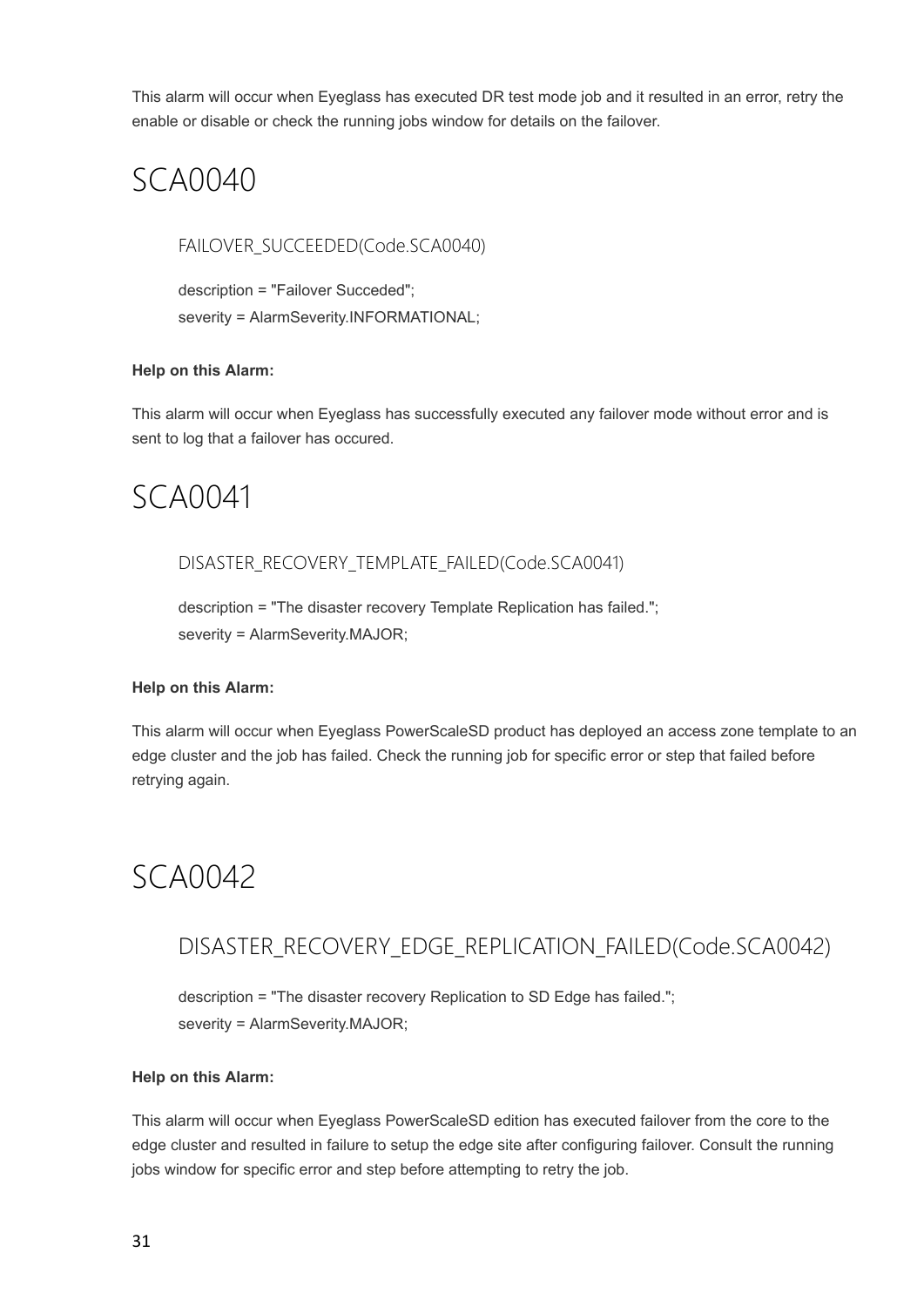This alarm will occur when Eyeglass has executed DR test mode job and it resulted in an error, retry the enable or disable or check the running jobs window for details on the failover.

# SCA0040

### FAILOVER_SUCCEEDED(Code.SCA0040)

description = "Failover Succeded";
severity = AlarmSeverity.INFORMATIONAL;

**Help on this Alarm:**

This alarm will occur when Eyeglass has successfully executed any failover mode without error and is sent to log that a failover has occured.

# SCA0041

### DISASTER_RECOVERY_TEMPLATE_FAILED(Code.SCA0041)

description = "The disaster recovery Template Replication has failed.";
severity = AlarmSeverity.MAJOR;

**Help on this Alarm:**

This alarm will occur when Eyeglass PowerScaleSD product has deployed an access zone template to an edge cluster and the job has failed. Check the running job for specific error or step that failed before retrying again.

# SCA0042

## DISASTER_RECOVERY_EDGE_REPLICATION_FAILED(Code.SCA0042)

description = "The disaster recovery Replication to SD Edge has failed.";
severity = AlarmSeverity.MAJOR;

**Help on this Alarm:**

This alarm will occur when Eyeglass PowerScaleSD edition has executed failover from the core to the edge cluster and resulted in failure to setup the edge site after configuring failover. Consult the running jobs window for specific error and step before attempting to retry the job.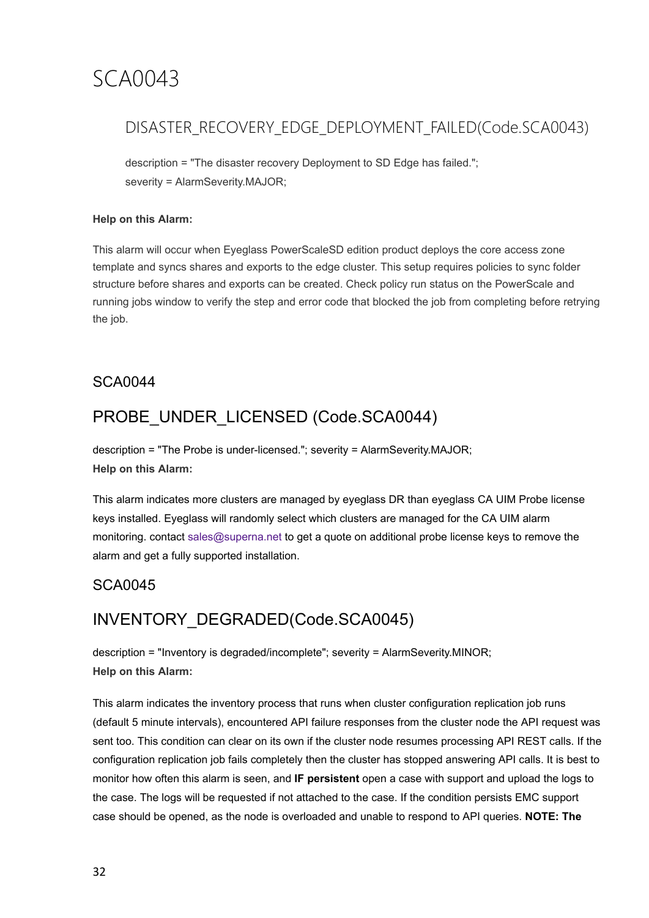# SCA0043

## DISASTER_RECOVERY_EDGE_DEPLOYMENT_FAILED(Code.SCA0043)

description = "The disaster recovery Deployment to SD Edge has failed.";
severity = AlarmSeverity.MAJOR;

**Help on this Alarm:**

This alarm will occur when Eyeglass PowerScaleSD edition product deploys the core access zone template and syncs shares and exports to the edge cluster. This setup requires policies to sync folder structure before shares and exports can be created. Check policy run status on the PowerScale and running jobs window to verify the step and error code that blocked the job from completing before retrying the job.

SCA0044

## PROBE_UNDER_LICENSED (Code.SCA0044)

description = "The Probe is under-licensed."; severity = AlarmSeverity.MAJOR;
**Help on this Alarm:**

This alarm indicates more clusters are managed by eyeglass DR than eyeglass CA UIM Probe license keys installed. Eyeglass will randomly select which clusters are managed for the CA UIM alarm monitoring. contact sales@superna.net to get a quote on additional probe license keys to remove the alarm and get a fully supported installation.

SCA0045

## INVENTORY_DEGRADED(Code.SCA0045)

description = "Inventory is degraded/incomplete"; severity = AlarmSeverity.MINOR;
**Help on this Alarm:**

This alarm indicates the inventory process that runs when cluster configuration replication job runs (default 5 minute intervals), encountered API failure responses from the cluster node the API request was sent too. This condition can clear on its own if the cluster node resumes processing API REST calls. If the configuration replication job fails completely then the cluster has stopped answering API calls. It is best to monitor how often this alarm is seen, and **IF persistent** open a case with support and upload the logs to the case. The logs will be requested if not attached to the case. If the condition persists EMC support case should be opened, as the node is overloaded and unable to respond to API queries. **NOTE: The**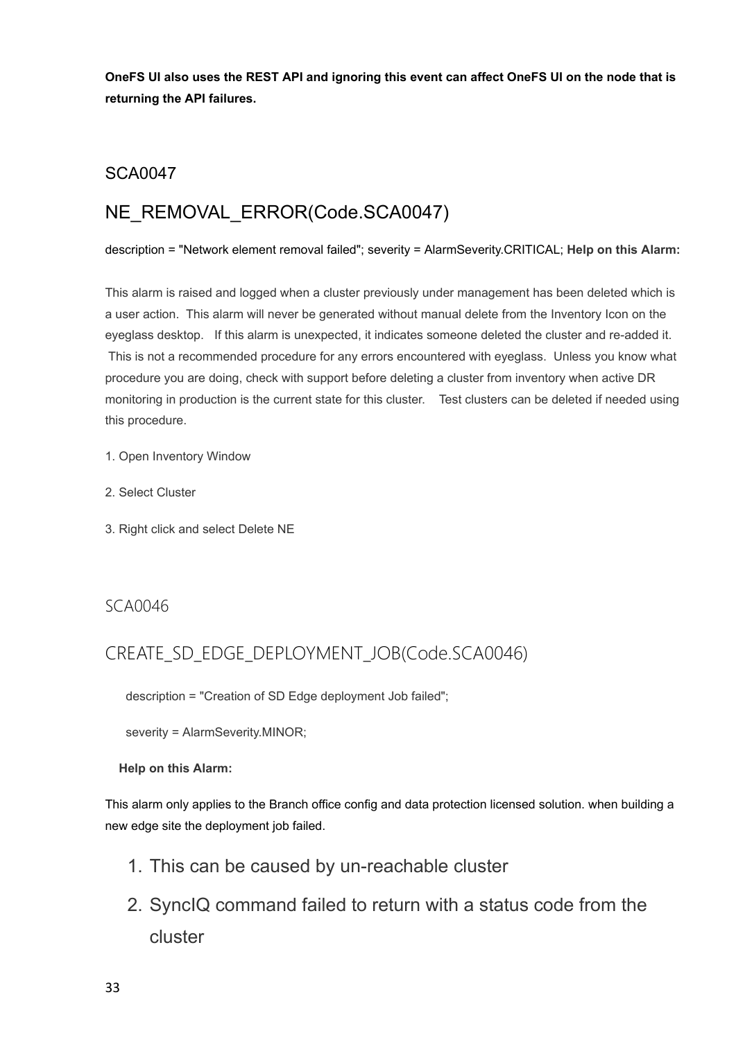**OneFS UI also uses the REST API and ignoring this event can affect OneFS UI on the node that is returning the API failures.**

## SCA0047

## NE_REMOVAL_ERROR(Code.SCA0047)

description = "Network element removal failed"; severity = AlarmSeverity.CRITICAL; **Help on this Alarm:**

This alarm is raised and logged when a cluster previously under management has been deleted which is a user action. This alarm will never be generated without manual delete from the Inventory Icon on the eyeglass desktop. If this alarm is unexpected, it indicates someone deleted the cluster and re-added it. This is not a recommended procedure for any errors encountered with eyeglass. Unless you know what procedure you are doing, check with support before deleting a cluster from inventory when active DR monitoring in production is the current state for this cluster. Test clusters can be deleted if needed using this procedure.

1. Open Inventory Window

2. Select Cluster

3. Right click and select Delete NE

## SCA0046

## CREATE_SD_EDGE_DEPLOYMENT_JOB(Code.SCA0046)

description = "Creation of SD Edge deployment Job failed";

severity = AlarmSeverity.MINOR;

**Help on this Alarm:**

This alarm only applies to the Branch office config and data protection licensed solution. when building a new edge site the deployment job failed.

1. This can be caused by un-reachable cluster
2. SyncIQ command failed to return with a status code from the cluster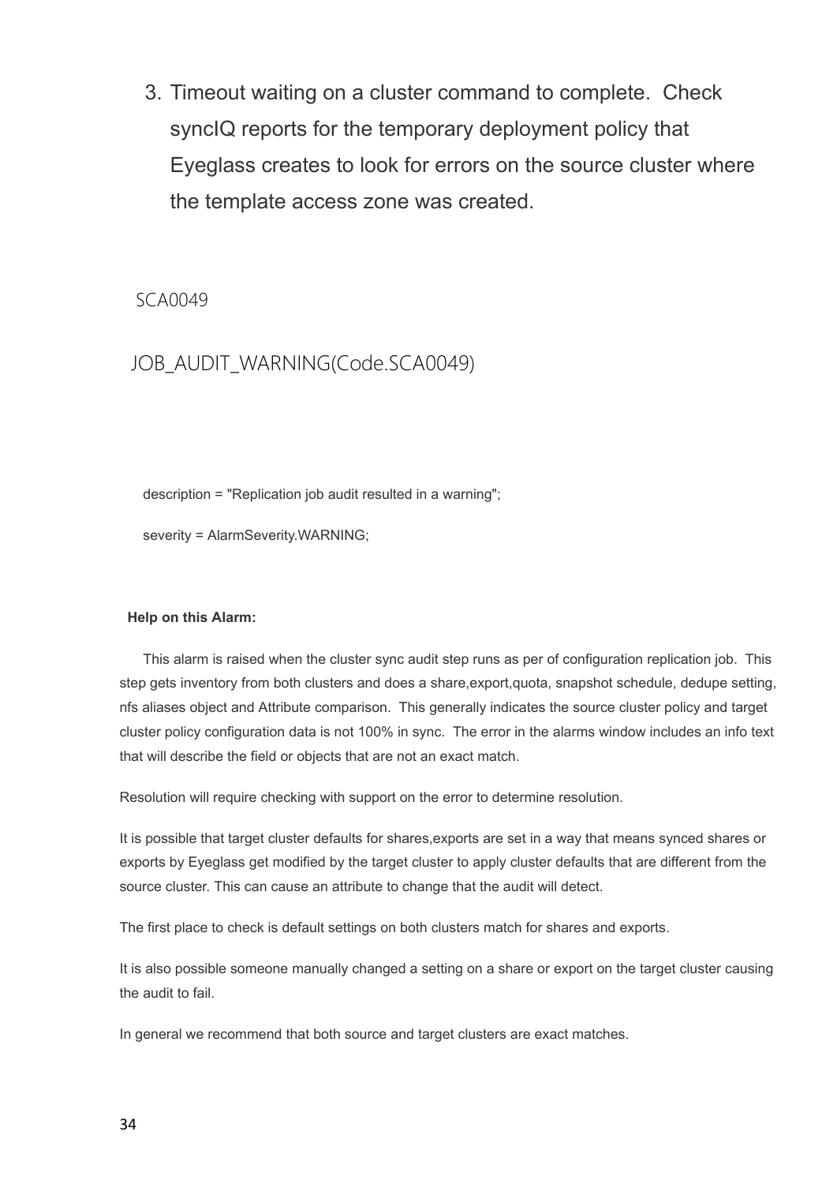3. Timeout waiting on a cluster command to complete.  Check syncIQ reports for the temporary deployment policy that Eyeglass creates to look for errors on the source cluster where the template access zone was created.

## SCA0049

## JOB_AUDIT_WARNING(Code.SCA0049)

description = "Replication job audit resulted in a warning";

severity = AlarmSeverity.WARNING;

**Help on this Alarm:**

This alarm is raised when the cluster sync audit step runs as per of configuration replication job.  This step gets inventory from both clusters and does a share,export,quota, snapshot schedule, dedupe setting, nfs aliases object and Attribute comparison.  This generally indicates the source cluster policy and target cluster policy configuration data is not 100% in sync.  The error in the alarms window includes an info text that will describe the field or objects that are not an exact match.

Resolution will require checking with support on the error to determine resolution.

It is possible that target cluster defaults for shares,exports are set in a way that means synced shares or exports by Eyeglass get modified by the target cluster to apply cluster defaults that are different from the source cluster. This can cause an attribute to change that the audit will detect.

The first place to check is default settings on both clusters match for shares and exports.

It is also possible someone manually changed a setting on a share or export on the target cluster causing the audit to fail.

In general we recommend that both source and target clusters are exact matches.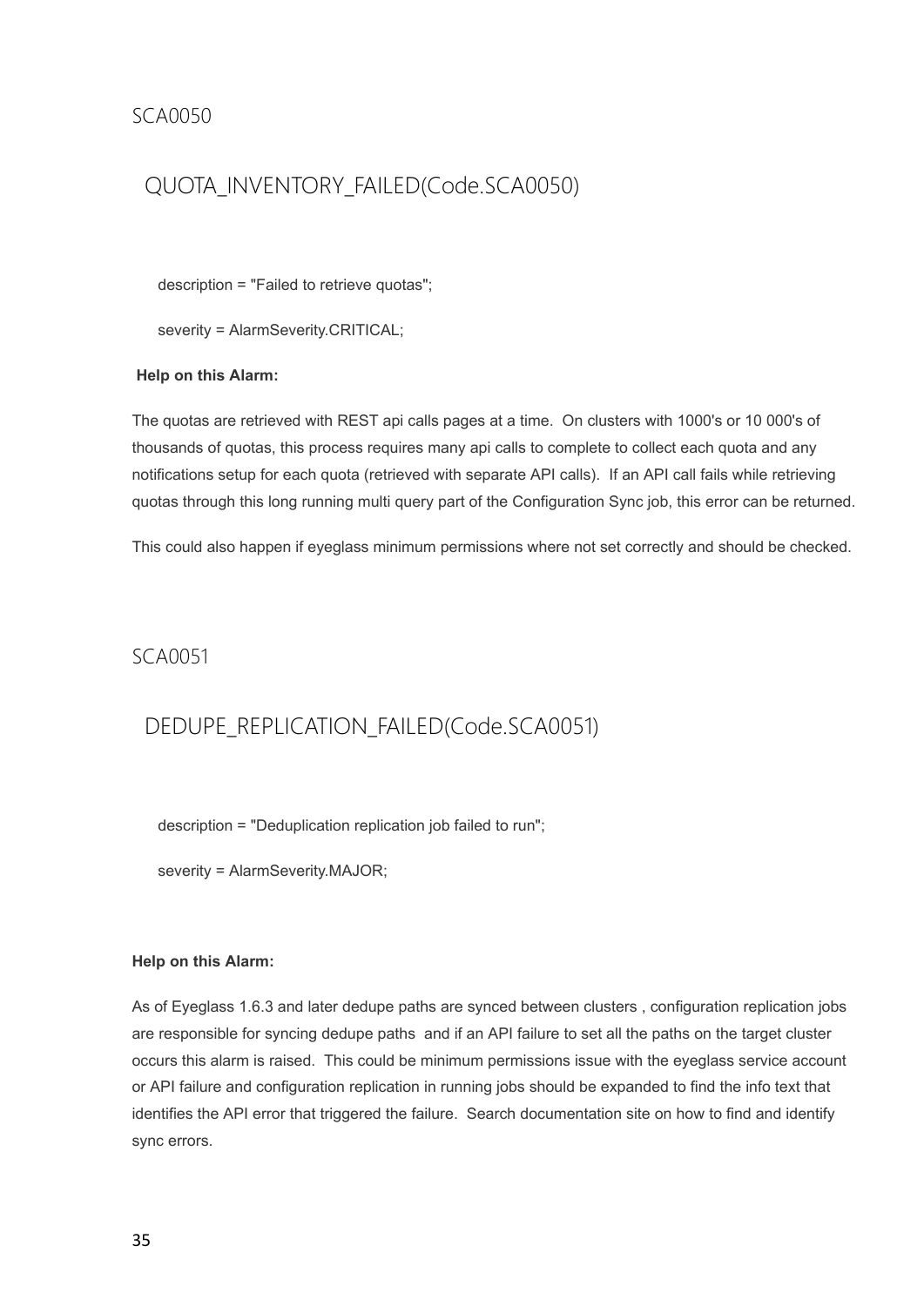## SCA0050

### QUOTA_INVENTORY_FAILED(Code.SCA0050)

description = "Failed to retrieve quotas";

severity = AlarmSeverity.CRITICAL;

**Help on this Alarm:**

The quotas are retrieved with REST api calls pages at a time. On clusters with 1000's or 10 000's of thousands of quotas, this process requires many api calls to complete to collect each quota and any notifications setup for each quota (retrieved with separate API calls). If an API call fails while retrieving quotas through this long running multi query part of the Configuration Sync job, this error can be returned.

This could also happen if eyeglass minimum permissions where not set correctly and should be checked.

## SCA0051

### DEDUPE_REPLICATION_FAILED(Code.SCA0051)

description = "Deduplication replication job failed to run";

severity = AlarmSeverity.MAJOR;

**Help on this Alarm:**

As of Eyeglass 1.6.3 and later dedupe paths are synced between clusters , configuration replication jobs are responsible for syncing dedupe paths and if an API failure to set all the paths on the target cluster occurs this alarm is raised. This could be minimum permissions issue with the eyeglass service account or API failure and configuration replication in running jobs should be expanded to find the info text that identifies the API error that triggered the failure. Search documentation site on how to find and identify sync errors.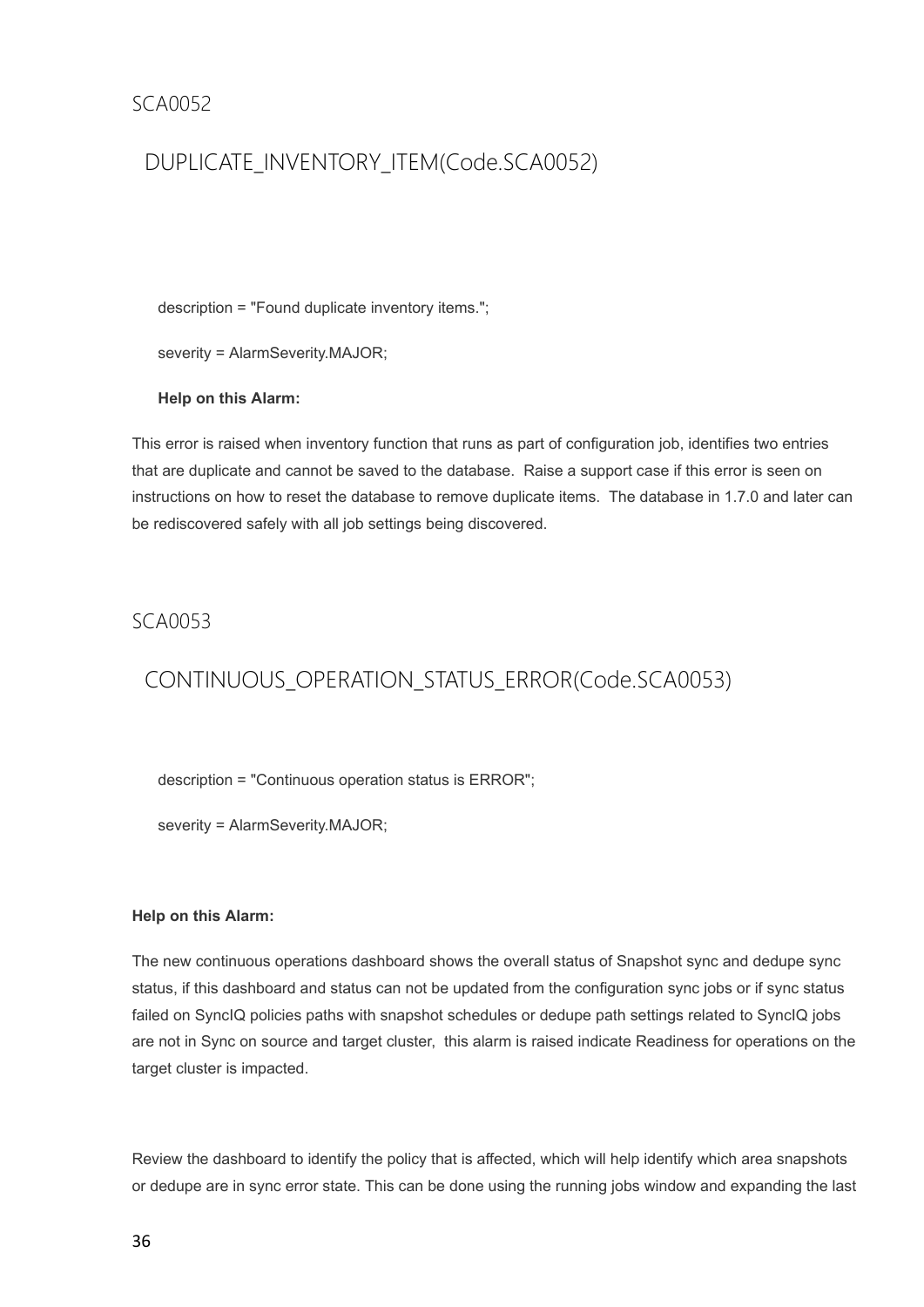## SCA0052

### DUPLICATE_INVENTORY_ITEM(Code.SCA0052)

description = "Found duplicate inventory items.";

severity = AlarmSeverity.MAJOR;

**Help on this Alarm:**

This error is raised when inventory function that runs as part of configuration job, identifies two entries that are duplicate and cannot be saved to the database. Raise a support case if this error is seen on instructions on how to reset the database to remove duplicate items. The database in 1.7.0 and later can be rediscovered safely with all job settings being discovered.

## SCA0053

### CONTINUOUS_OPERATION_STATUS_ERROR(Code.SCA0053)

description = "Continuous operation status is ERROR";

severity = AlarmSeverity.MAJOR;

**Help on this Alarm:**

The new continuous operations dashboard shows the overall status of Snapshot sync and dedupe sync status, if this dashboard and status can not be updated from the configuration sync jobs or if sync status failed on SyncIQ policies paths with snapshot schedules or dedupe path settings related to SyncIQ jobs are not in Sync on source and target cluster, this alarm is raised indicate Readiness for operations on the target cluster is impacted.

Review the dashboard to identify the policy that is affected, which will help identify which area snapshots or dedupe are in sync error state. This can be done using the running jobs window and expanding the last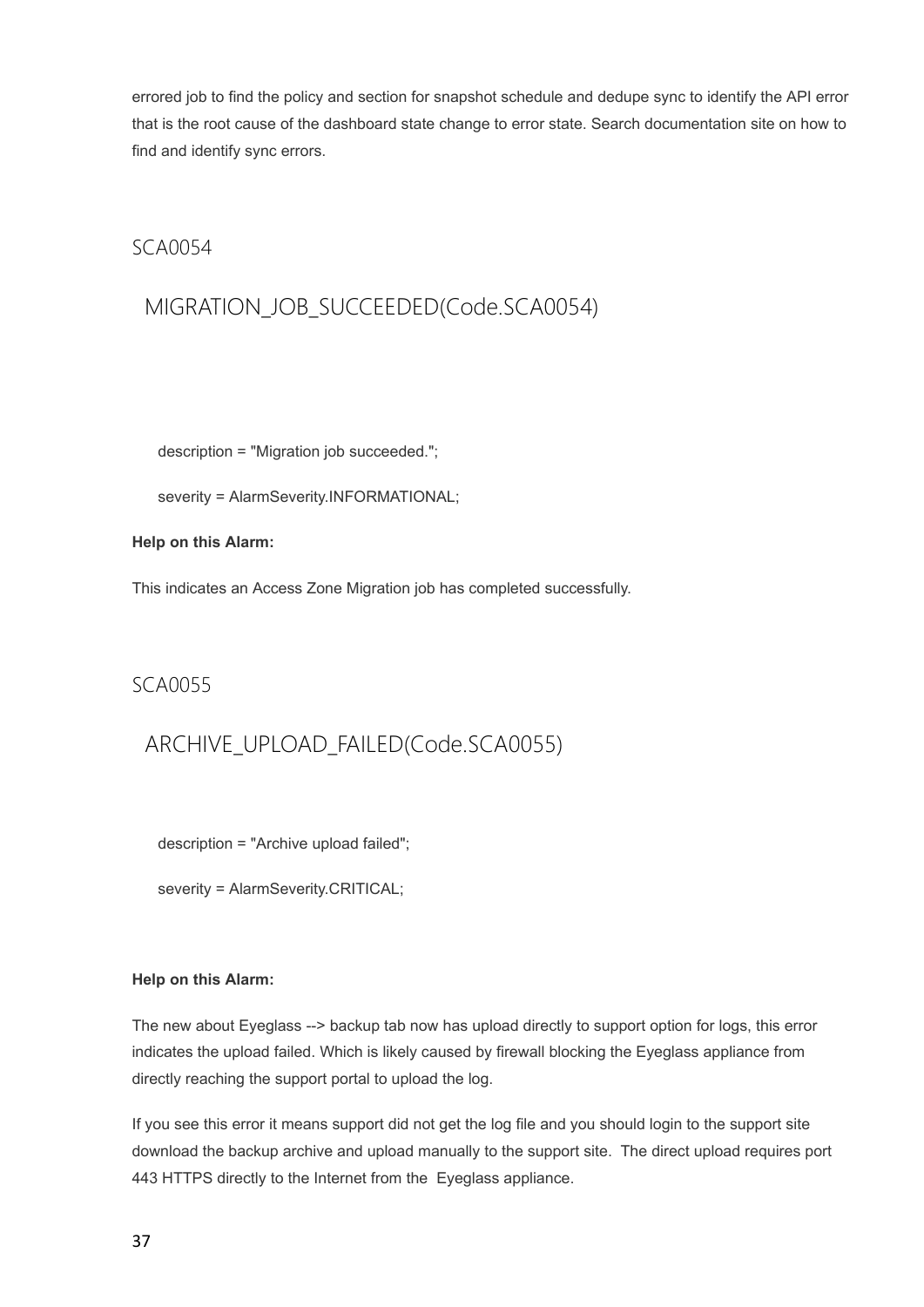errored job to find the policy and section for snapshot schedule and dedupe sync to identify the API error that is the root cause of the dashboard state change to error state. Search documentation site on how to find and identify sync errors.

## SCA0054

### MIGRATION_JOB_SUCCEEDED(Code.SCA0054)

description = "Migration job succeeded.";

severity = AlarmSeverity.INFORMATIONAL;

**Help on this Alarm:**

This indicates an Access Zone Migration job has completed successfully.

## SCA0055

### ARCHIVE_UPLOAD_FAILED(Code.SCA0055)

description = "Archive upload failed";

severity = AlarmSeverity.CRITICAL;

**Help on this Alarm:**

The new about Eyeglass --> backup tab now has upload directly to support option for logs, this error indicates the upload failed. Which is likely caused by firewall blocking the Eyeglass appliance from directly reaching the support portal to upload the log.

If you see this error it means support did not get the log file and you should login to the support site download the backup archive and upload manually to the support site. The direct upload requires port 443 HTTPS directly to the Internet from the Eyeglass appliance.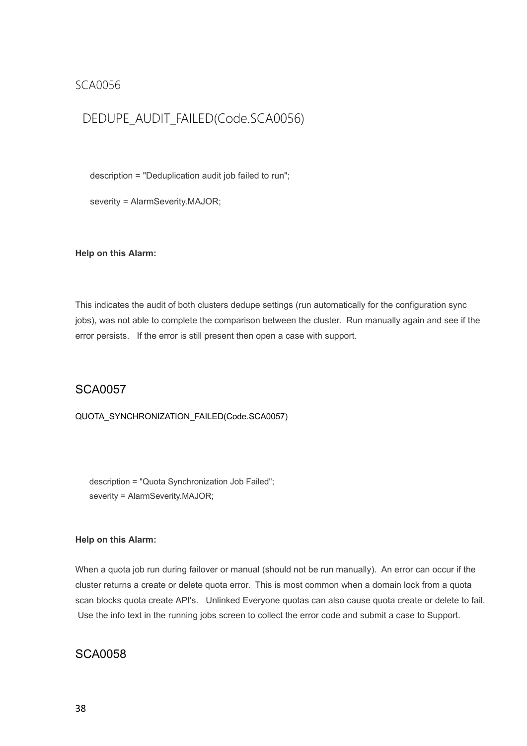## SCA0056

### DEDUPE_AUDIT_FAILED(Code.SCA0056)

description = "Deduplication audit job failed to run";

severity = AlarmSeverity.MAJOR;

**Help on this Alarm:**

This indicates the audit of both clusters dedupe settings (run automatically for the configuration sync jobs), was not able to complete the comparison between the cluster. Run manually again and see if the error persists. If the error is still present then open a case with support.

## SCA0057

QUOTA_SYNCHRONIZATION_FAILED(Code.SCA0057)

description = "Quota Synchronization Job Failed";
severity = AlarmSeverity.MAJOR;

**Help on this Alarm:**

When a quota job run during failover or manual (should not be run manually). An error can occur if the cluster returns a create or delete quota error. This is most common when a domain lock from a quota scan blocks quota create API's. Unlinked Everyone quotas can also cause quota create or delete to fail. Use the info text in the running jobs screen to collect the error code and submit a case to Support.

## SCA0058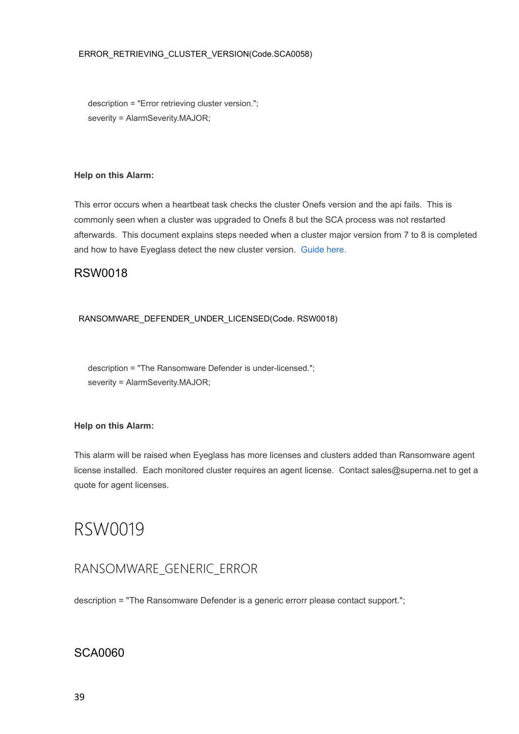ERROR_RETRIEVING_CLUSTER_VERSION(Code.SCA0058)

description = "Error retrieving cluster version.";
severity = AlarmSeverity.MAJOR;

**Help on this Alarm:**

This error occurs when a heartbeat task checks the cluster Onefs version and the api fails. This is commonly seen when a cluster was upgraded to Onefs 8 but the SCA process was not restarted afterwards. This document explains steps needed when a cluster major version from 7 to 8 is completed and how to have Eyeglass detect the new cluster version. Guide here.

### RSW0018

RANSOMWARE_DEFENDER_UNDER_LICENSED(Code. RSW0018)

description = "The Ransomware Defender is under-licensed.";
severity = AlarmSeverity.MAJOR;

**Help on this Alarm:**

This alarm will be raised when Eyeglass has more licenses and clusters added than Ransomware agent license installed. Each monitored cluster requires an agent license. Contact sales@superna.net to get a quote for agent licenses.

# RSW0019

## RANSOMWARE_GENERIC_ERROR

description = "The Ransomware Defender is a generic errorr please contact support.";

### SCA0060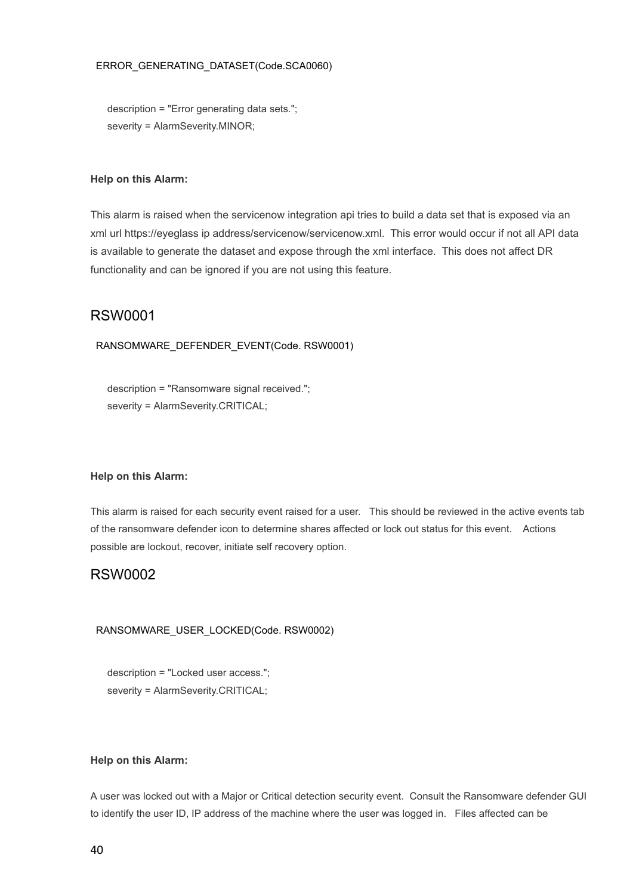ERROR_GENERATING_DATASET(Code.SCA0060)

```
description = "Error generating data sets.";
severity = AlarmSeverity.MINOR;
```

**Help on this Alarm:**

This alarm is raised when the servicenow integration api tries to build a data set that is exposed via an xml url https://eyeglass ip address/servicenow/servicenow.xml. This error would occur if not all API data is available to generate the dataset and expose through the xml interface. This does not affect DR functionality and can be ignored if you are not using this feature.

## RSW0001

RANSOMWARE_DEFENDER_EVENT(Code. RSW0001)

```
description = "Ransomware signal received.";
severity = AlarmSeverity.CRITICAL;
```

**Help on this Alarm:**

This alarm is raised for each security event raised for a user. This should be reviewed in the active events tab of the ransomware defender icon to determine shares affected or lock out status for this event. Actions possible are lockout, recover, initiate self recovery option.

## RSW0002

RANSOMWARE_USER_LOCKED(Code. RSW0002)

```
description = "Locked user access.";
severity = AlarmSeverity.CRITICAL;
```

**Help on this Alarm:**

A user was locked out with a Major or Critical detection security event. Consult the Ransomware defender GUI to identify the user ID, IP address of the machine where the user was logged in. Files affected can be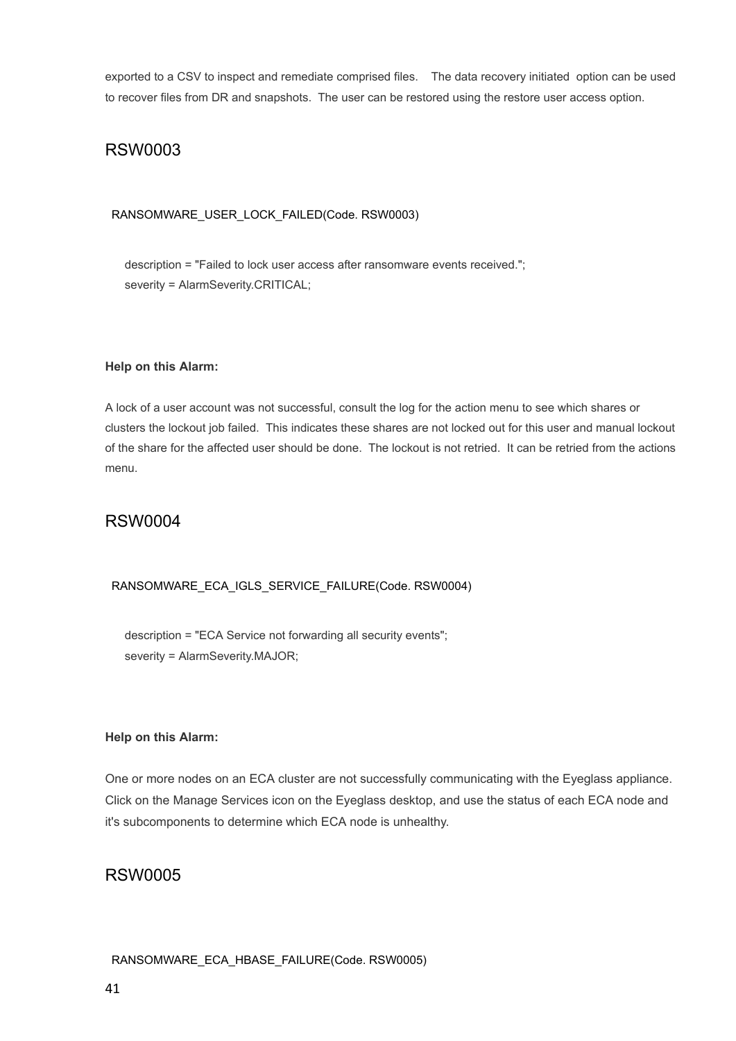exported to a CSV to inspect and remediate comprised files.   The data recovery initiated  option can be used to recover files from DR and snapshots.  The user can be restored using the restore user access option.

## RSW0003

RANSOMWARE_USER_LOCK_FAILED(Code. RSW0003)

description = "Failed to lock user access after ransomware events received.";
severity = AlarmSeverity.CRITICAL;

**Help on this Alarm:**

A lock of a user account was not successful, consult the log for the action menu to see which shares or clusters the lockout job failed.  This indicates these shares are not locked out for this user and manual lockout of the share for the affected user should be done.  The lockout is not retried.  It can be retried from the actions menu.

## RSW0004

RANSOMWARE_ECA_IGLS_SERVICE_FAILURE(Code. RSW0004)

description = "ECA Service not forwarding all security events";
severity = AlarmSeverity.MAJOR;

**Help on this Alarm:**

One or more nodes on an ECA cluster are not successfully communicating with the Eyeglass appliance. Click on the Manage Services icon on the Eyeglass desktop, and use the status of each ECA node and it's subcomponents to determine which ECA node is unhealthy.

## RSW0005

RANSOMWARE_ECA_HBASE_FAILURE(Code. RSW0005)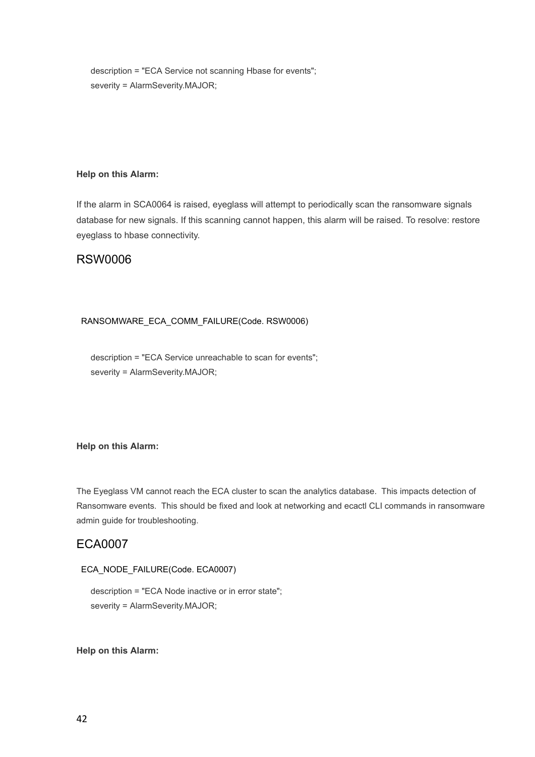description = "ECA Service not scanning Hbase for events";
severity = AlarmSeverity.MAJOR;

**Help on this Alarm:**

If the alarm in SCA0064 is raised, eyeglass will attempt to periodically scan the ransomware signals database for new signals. If this scanning cannot happen, this alarm will be raised. To resolve: restore eyeglass to hbase connectivity.

## RSW0006

RANSOMWARE_ECA_COMM_FAILURE(Code. RSW0006)

description = "ECA Service unreachable to scan for events";
severity = AlarmSeverity.MAJOR;

**Help on this Alarm:**

The Eyeglass VM cannot reach the ECA cluster to scan the analytics database. This impacts detection of Ransomware events. This should be fixed and look at networking and ecactl CLI commands in ransomware admin guide for troubleshooting.

## ECA0007

ECA_NODE_FAILURE(Code. ECA0007)

description = "ECA Node inactive or in error state";
severity = AlarmSeverity.MAJOR;

**Help on this Alarm:**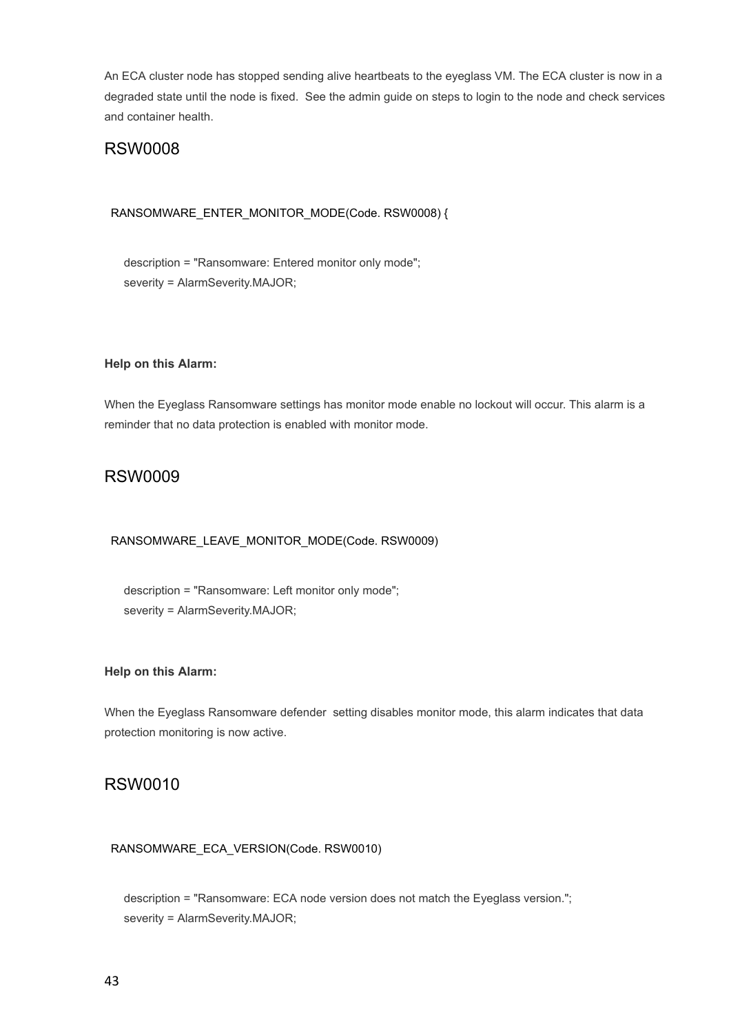An ECA cluster node has stopped sending alive heartbeats to the eyeglass VM. The ECA cluster is now in a degraded state until the node is fixed. See the admin guide on steps to login to the node and check services and container health.

## RSW0008

```
RANSOMWARE_ENTER_MONITOR_MODE(Code. RSW0008) {

    description = "Ransomware: Entered monitor only mode";
    severity = AlarmSeverity.MAJOR;
```

**Help on this Alarm:**

When the Eyeglass Ransomware settings has monitor mode enable no lockout will occur. This alarm is a reminder that no data protection is enabled with monitor mode.

## RSW0009

```
RANSOMWARE_LEAVE_MONITOR_MODE(Code. RSW0009)

    description = "Ransomware: Left monitor only mode";
    severity = AlarmSeverity.MAJOR;
```

**Help on this Alarm:**

When the Eyeglass Ransomware defender setting disables monitor mode, this alarm indicates that data protection monitoring is now active.

## RSW0010

```
RANSOMWARE_ECA_VERSION(Code. RSW0010)

    description = "Ransomware: ECA node version does not match the Eyeglass version.";
    severity = AlarmSeverity.MAJOR;
```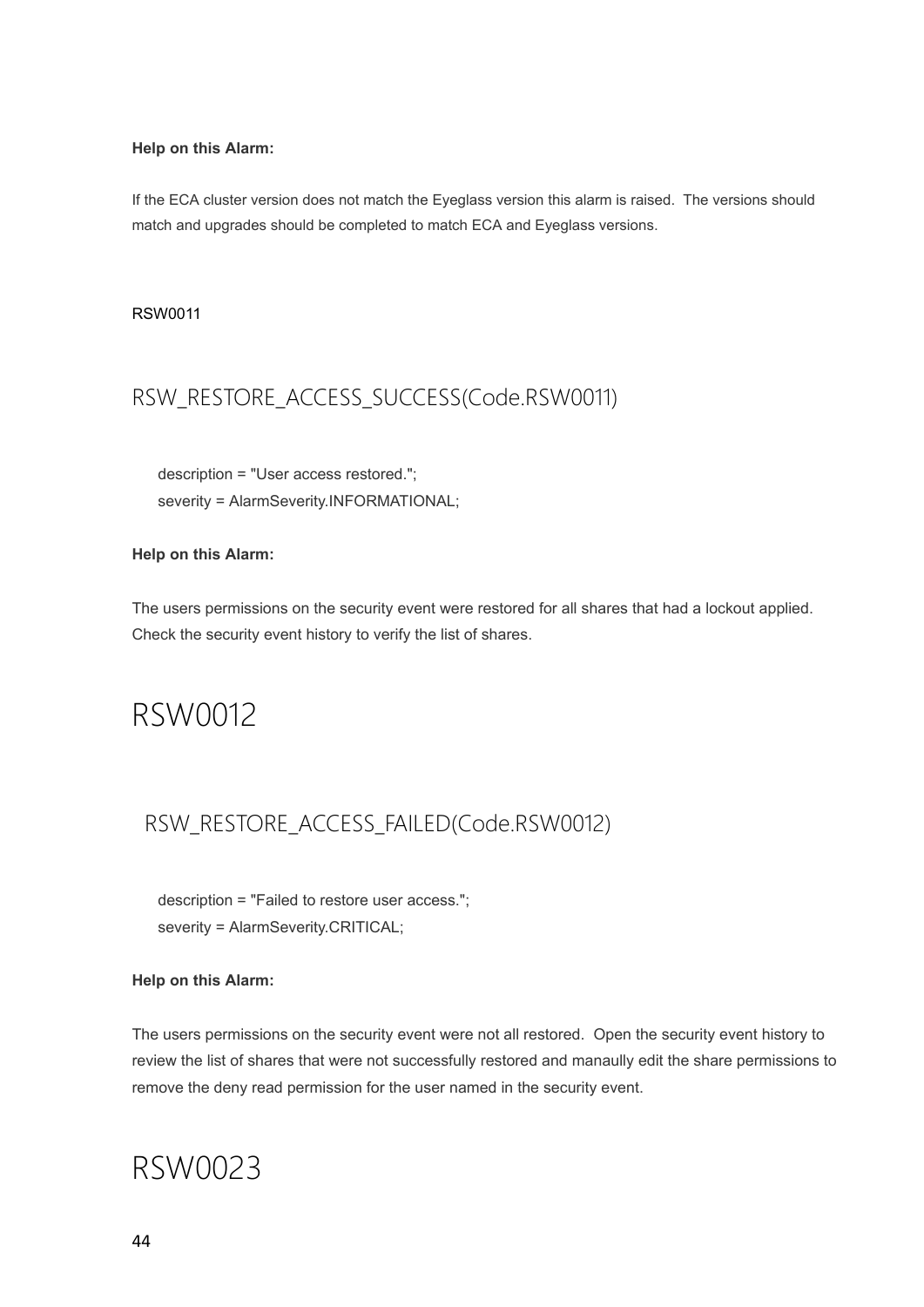**Help on this Alarm:**

If the ECA cluster version does not match the Eyeglass version this alarm is raised.  The versions should match and upgrades should be completed to match ECA and Eyeglass versions.

RSW0011

## RSW_RESTORE_ACCESS_SUCCESS(Code.RSW0011)

```
description = "User access restored.";
severity = AlarmSeverity.INFORMATIONAL;
```

**Help on this Alarm:**

The users permissions on the security event were restored for all shares that had a lockout applied. Check the security event history to verify the list of shares.

# RSW0012

## RSW_RESTORE_ACCESS_FAILED(Code.RSW0012)

```
description = "Failed to restore user access.";
severity = AlarmSeverity.CRITICAL;
```

**Help on this Alarm:**

The users permissions on the security event were not all restored.  Open the security event history to review the list of shares that were not successfully restored and manaully edit the share permissions to remove the deny read permission for the user named in the security event.

# RSW0023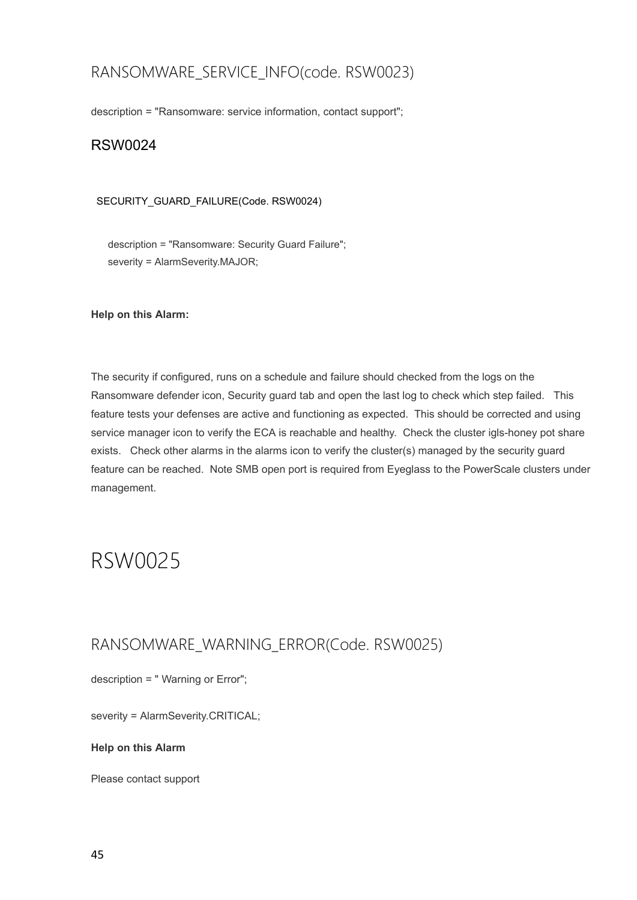### RANSOMWARE_SERVICE_INFO(code. RSW0023)

description = "Ransomware: service information, contact support";

### RSW0024

SECURITY_GUARD_FAILURE(Code. RSW0024)

description = "Ransomware: Security Guard Failure";
severity = AlarmSeverity.MAJOR;

**Help on this Alarm:**

The security if configured, runs on a schedule and failure should checked from the logs on the Ransomware defender icon, Security guard tab and open the last log to check which step failed. This feature tests your defenses are active and functioning as expected. This should be corrected and using service manager icon to verify the ECA is reachable and healthy. Check the cluster igls-honey pot share exists. Check other alarms in the alarms icon to verify the cluster(s) managed by the security guard feature can be reached. Note SMB open port is required from Eyeglass to the PowerScale clusters under management.

## RSW0025

### RANSOMWARE_WARNING_ERROR(Code. RSW0025)

description = " Warning or Error";

severity = AlarmSeverity.CRITICAL;

**Help on this Alarm**

Please contact support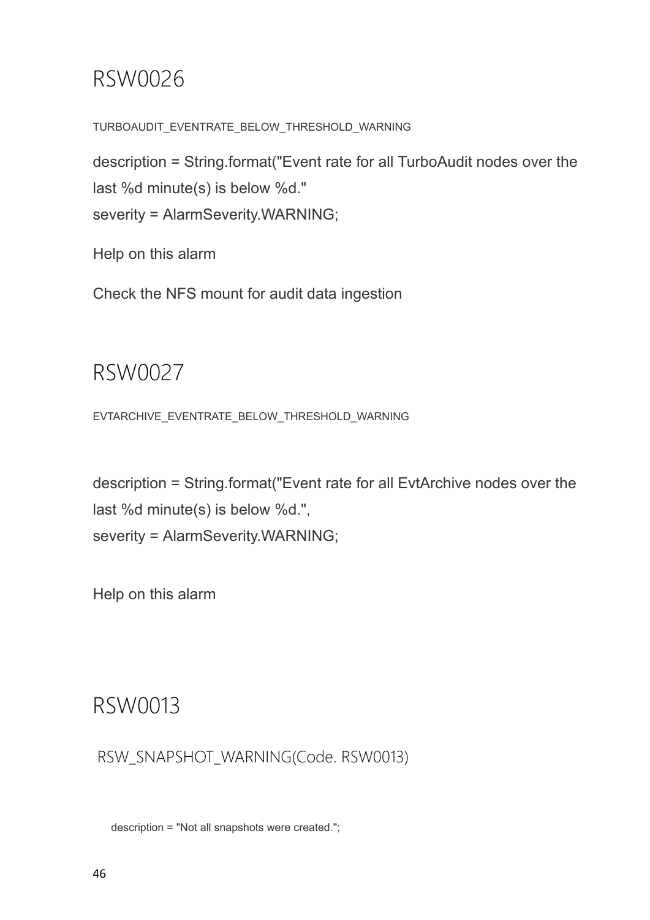# RSW0026

TURBOAUDIT_EVENTRATE_BELOW_THRESHOLD_WARNING

description = String.format("Event rate for all TurboAudit nodes over the last %d minute(s) is below %d."
severity = AlarmSeverity.WARNING;

Help on this alarm

Check the NFS mount for audit data ingestion

# RSW0027

EVTARCHIVE_EVENTRATE_BELOW_THRESHOLD_WARNING

description = String.format("Event rate for all EvtArchive nodes over the last %d minute(s) is below %d.",
severity = AlarmSeverity.WARNING;

Help on this alarm

# RSW0013

RSW_SNAPSHOT_WARNING(Code. RSW0013)

description = "Not all snapshots were created.";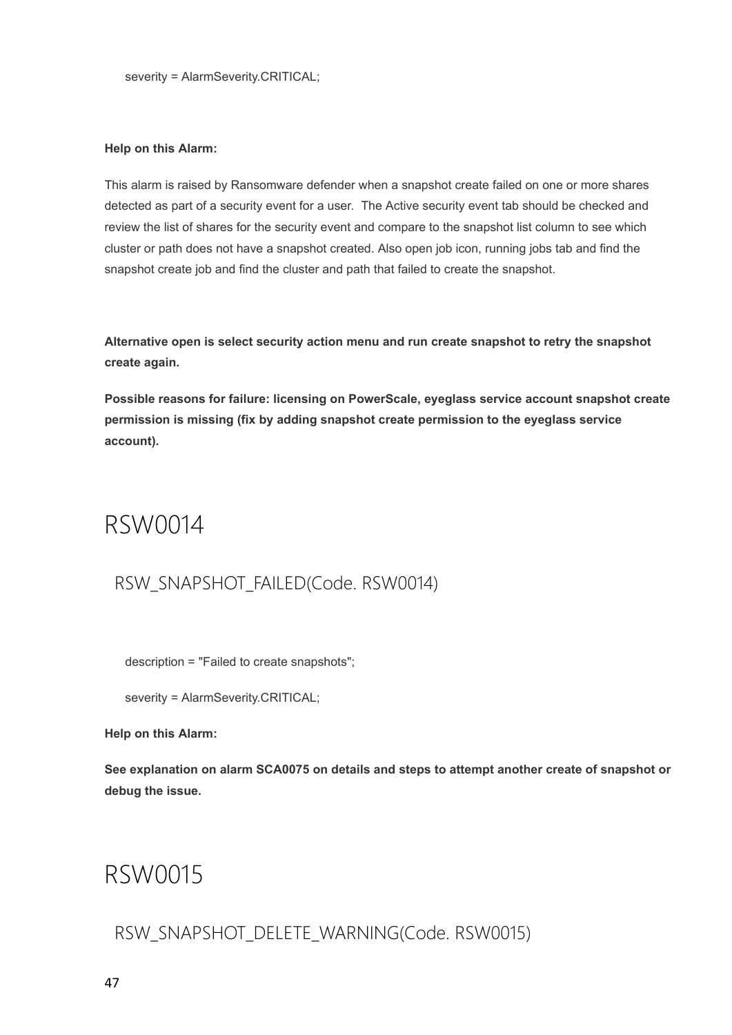severity = AlarmSeverity.CRITICAL;

**Help on this Alarm:**

This alarm is raised by Ransomware defender when a snapshot create failed on one or more shares detected as part of a security event for a user. The Active security event tab should be checked and review the list of shares for the security event and compare to the snapshot list column to see which cluster or path does not have a snapshot created. Also open job icon, running jobs tab and find the snapshot create job and find the cluster and path that failed to create the snapshot.

**Alternative open is select security action menu and run create snapshot to retry the snapshot create again.**

**Possible reasons for failure: licensing on PowerScale, eyeglass service account snapshot create permission is missing (fix by adding snapshot create permission to the eyeglass service account).**

# RSW0014

## RSW_SNAPSHOT_FAILED(Code. RSW0014)

description = "Failed to create snapshots";

severity = AlarmSeverity.CRITICAL;

**Help on this Alarm:**

**See explanation on alarm SCA0075 on details and steps to attempt another create of snapshot or debug the issue.**

# RSW0015

## RSW_SNAPSHOT_DELETE_WARNING(Code. RSW0015)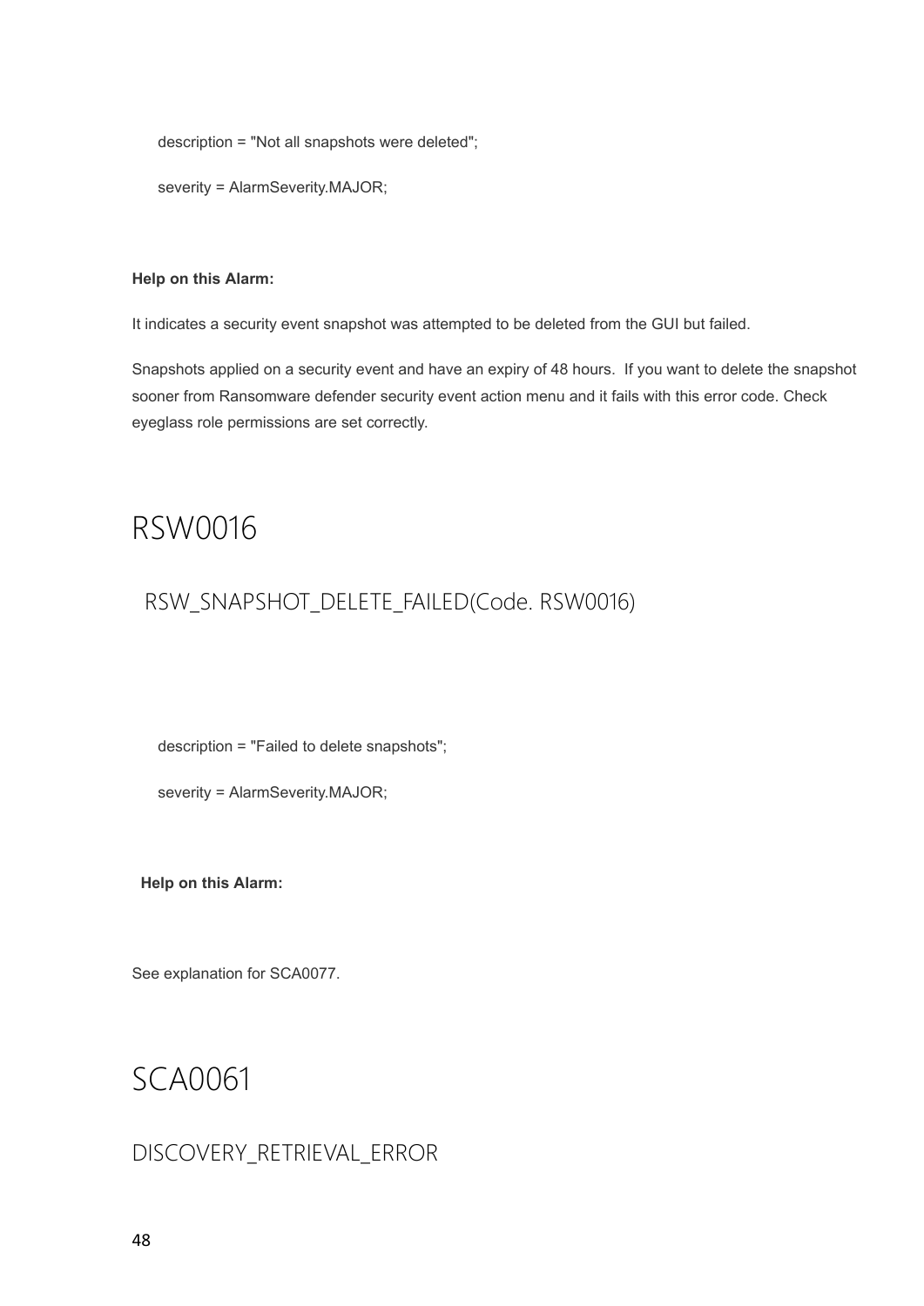description = "Not all snapshots were deleted";

severity = AlarmSeverity.MAJOR;

**Help on this Alarm:**

It indicates a security event snapshot was attempted to be deleted from the GUI but failed.

Snapshots applied on a security event and have an expiry of 48 hours.  If you want to delete the snapshot sooner from Ransomware defender security event action menu and it fails with this error code. Check eyeglass role permissions are set correctly.

# RSW0016

## RSW_SNAPSHOT_DELETE_FAILED(Code. RSW0016)

description = "Failed to delete snapshots";

severity = AlarmSeverity.MAJOR;

**Help on this Alarm:**

See explanation for SCA0077.

# SCA0061

## DISCOVERY_RETRIEVAL_ERROR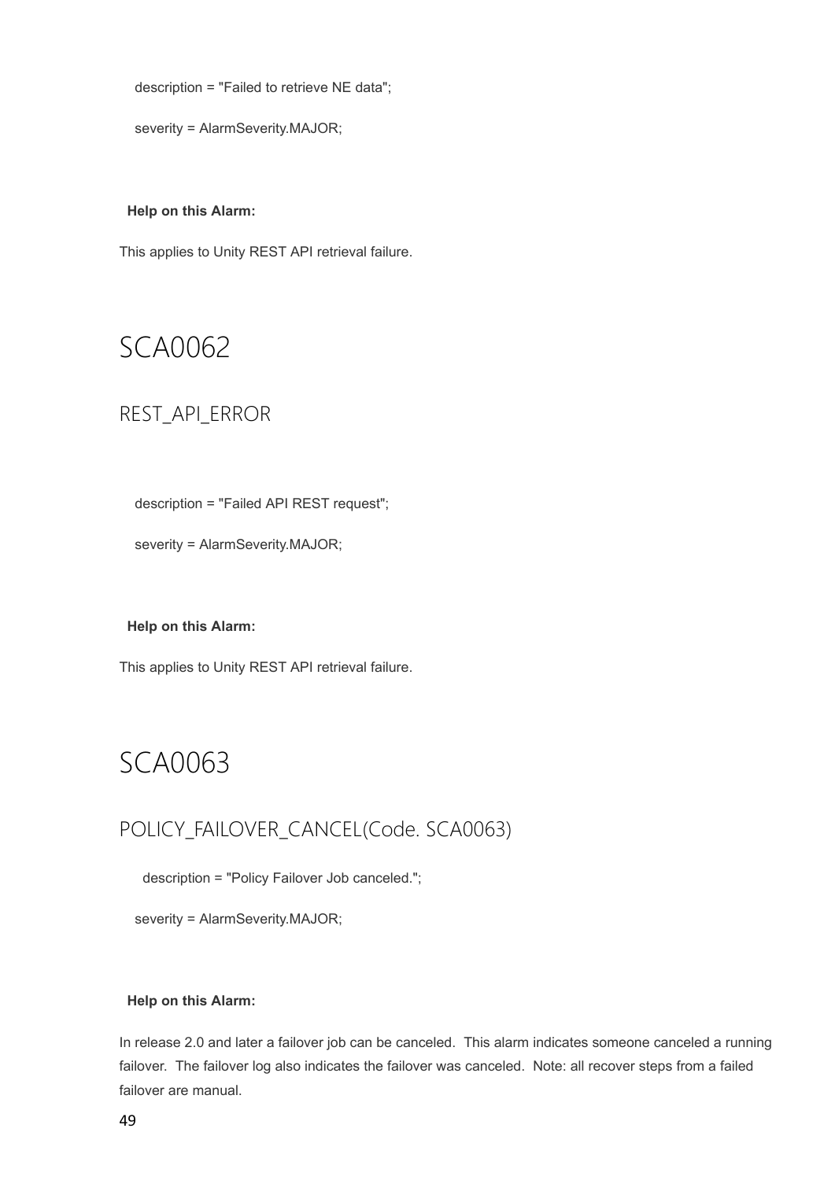description = "Failed to retrieve NE data";

severity = AlarmSeverity.MAJOR;

**Help on this Alarm:**

This applies to Unity REST API retrieval failure.

# SCA0062

## REST_API_ERROR

description = "Failed API REST request";

severity = AlarmSeverity.MAJOR;

**Help on this Alarm:**

This applies to Unity REST API retrieval failure.

# SCA0063

## POLICY_FAILOVER_CANCEL(Code. SCA0063)

description = "Policy Failover Job canceled.";

severity = AlarmSeverity.MAJOR;

**Help on this Alarm:**

In release 2.0 and later a failover job can be canceled. This alarm indicates someone canceled a running failover. The failover log also indicates the failover was canceled. Note: all recover steps from a failed failover are manual.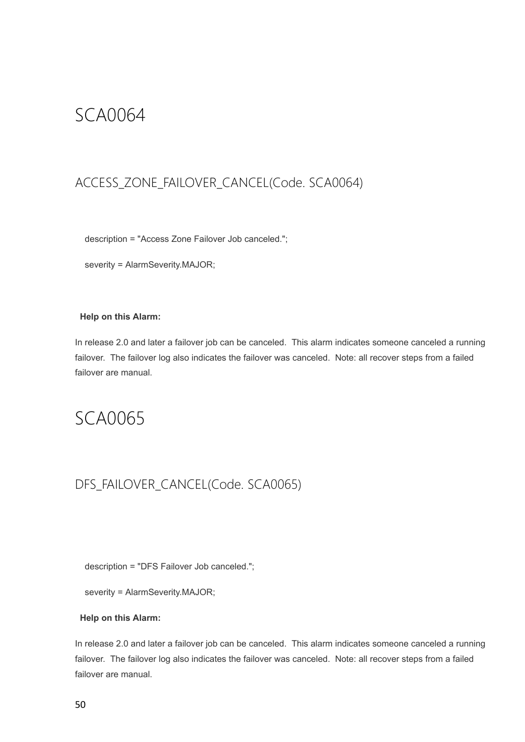# SCA0064

## ACCESS_ZONE_FAILOVER_CANCEL(Code. SCA0064)

description = "Access Zone Failover Job canceled.";

severity = AlarmSeverity.MAJOR;

**Help on this Alarm:**

In release 2.0 and later a failover job can be canceled. This alarm indicates someone canceled a running failover. The failover log also indicates the failover was canceled. Note: all recover steps from a failed failover are manual.

# SCA0065

## DFS_FAILOVER_CANCEL(Code. SCA0065)

description = "DFS Failover Job canceled.";

severity = AlarmSeverity.MAJOR;

**Help on this Alarm:**

In release 2.0 and later a failover job can be canceled. This alarm indicates someone canceled a running failover. The failover log also indicates the failover was canceled. Note: all recover steps from a failed failover are manual.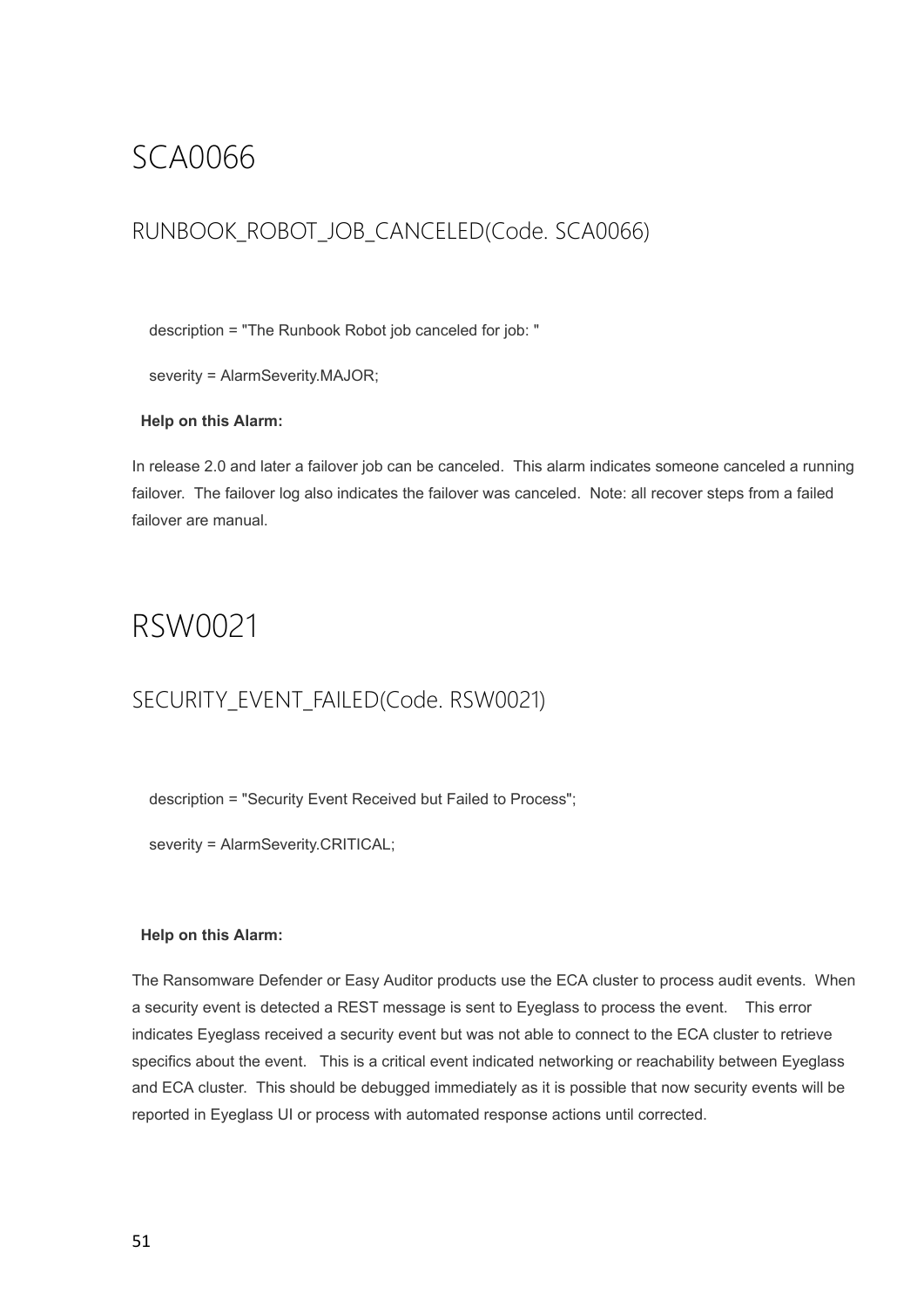# SCA0066

## RUNBOOK_ROBOT_JOB_CANCELED(Code. SCA0066)

description = "The Runbook Robot job canceled for job: "

severity = AlarmSeverity.MAJOR;

**Help on this Alarm:**

In release 2.0 and later a failover job can be canceled. This alarm indicates someone canceled a running failover. The failover log also indicates the failover was canceled. Note: all recover steps from a failed failover are manual.

# RSW0021

## SECURITY_EVENT_FAILED(Code. RSW0021)

description = "Security Event Received but Failed to Process";

severity = AlarmSeverity.CRITICAL;

**Help on this Alarm:**

The Ransomware Defender or Easy Auditor products use the ECA cluster to process audit events. When a security event is detected a REST message is sent to Eyeglass to process the event. This error indicates Eyeglass received a security event but was not able to connect to the ECA cluster to retrieve specifics about the event. This is a critical event indicated networking or reachability between Eyeglass and ECA cluster. This should be debugged immediately as it is possible that now security events will be reported in Eyeglass UI or process with automated response actions until corrected.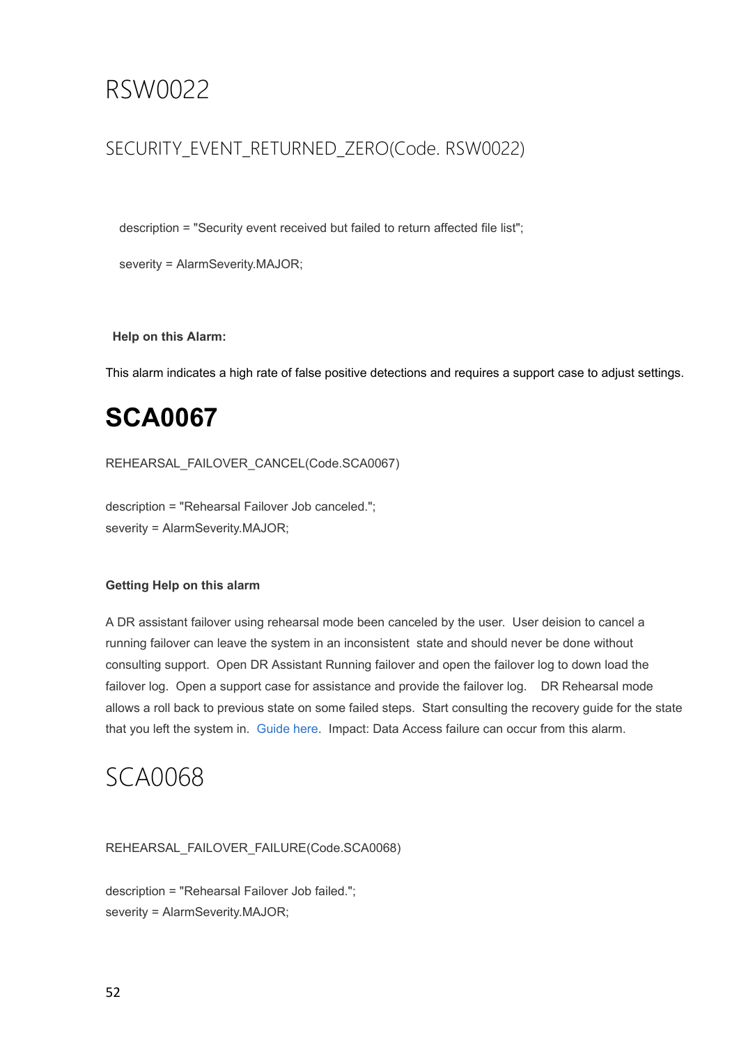# RSW0022

## SECURITY_EVENT_RETURNED_ZERO(Code. RSW0022)

description = "Security event received but failed to return affected file list";

severity = AlarmSeverity.MAJOR;

**Help on this Alarm:**

This alarm indicates a high rate of false positive detections and requires a support case to adjust settings.

# SCA0067

REHEARSAL_FAILOVER_CANCEL(Code.SCA0067)

description = "Rehearsal Failover Job canceled.";
severity = AlarmSeverity.MAJOR;

**Getting Help on this alarm**

A DR assistant failover using rehearsal mode been canceled by the user. User deision to cancel a running failover can leave the system in an inconsistent state and should never be done without consulting support. Open DR Assistant Running failover and open the failover log to down load the failover log. Open a support case for assistance and provide the failover log. DR Rehearsal mode allows a roll back to previous state on some failed steps. Start consulting the recovery guide for the state that you left the system in. Guide here. Impact: Data Access failure can occur from this alarm.

# SCA0068

REHEARSAL_FAILOVER_FAILURE(Code.SCA0068)

description = "Rehearsal Failover Job failed.";
severity = AlarmSeverity.MAJOR;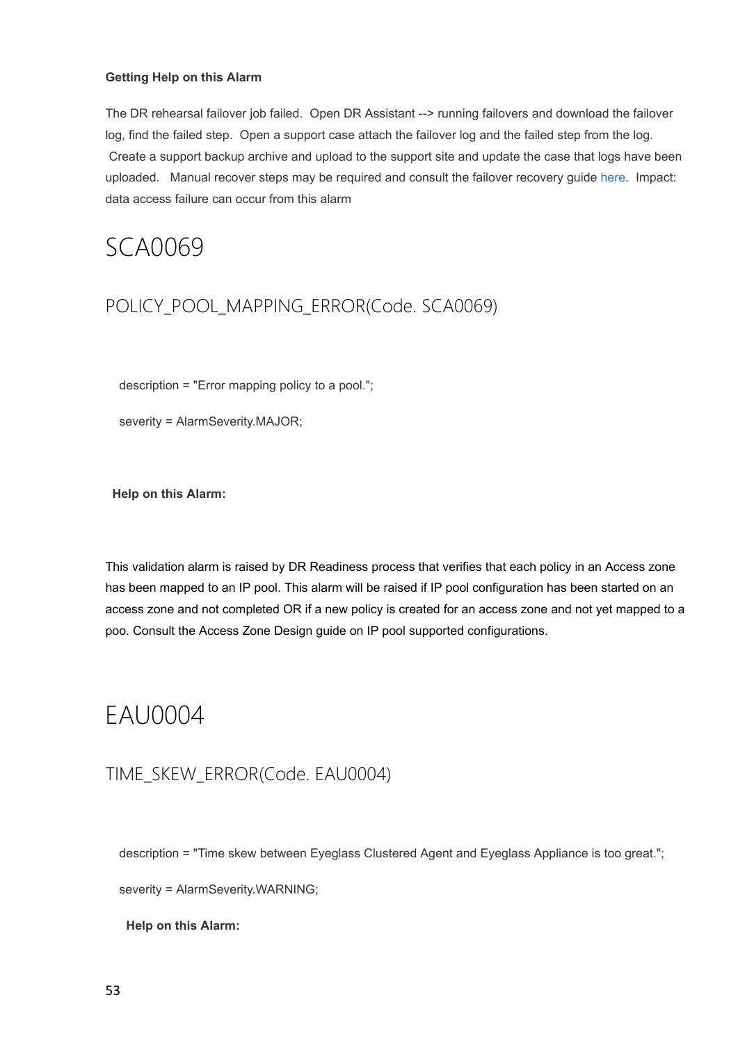**Getting Help on this Alarm**

The DR rehearsal failover job failed. Open DR Assistant --> running failovers and download the failover log, find the failed step. Open a support case attach the failover log and the failed step from the log. Create a support backup archive and upload to the support site and update the case that logs have been uploaded. Manual recover steps may be required and consult the failover recovery guide here. Impact: data access failure can occur from this alarm

# SCA0069

## POLICY_POOL_MAPPING_ERROR(Code. SCA0069)

description = "Error mapping policy to a pool.";

severity = AlarmSeverity.MAJOR;

**Help on this Alarm:**

This validation alarm is raised by DR Readiness process that verifies that each policy in an Access zone has been mapped to an IP pool. This alarm will be raised if IP pool configuration has been started on an access zone and not completed OR if a new policy is created for an access zone and not yet mapped to a poo. Consult the Access Zone Design guide on IP pool supported configurations.

# EAU0004

## TIME_SKEW_ERROR(Code. EAU0004)

description = "Time skew between Eyeglass Clustered Agent and Eyeglass Appliance is too great.";

severity = AlarmSeverity.WARNING;

**Help on this Alarm:**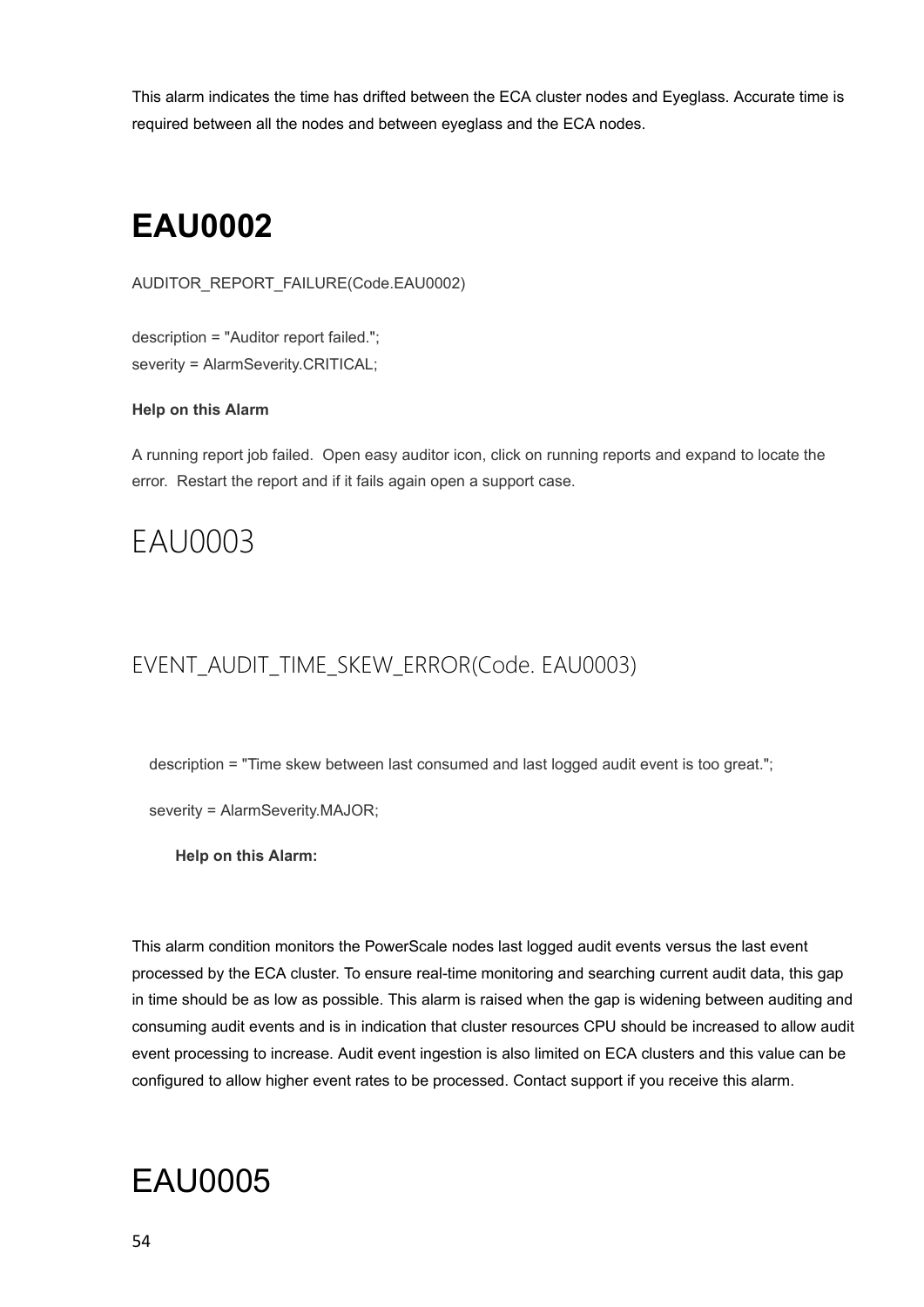This alarm indicates the time has drifted between the ECA cluster nodes and Eyeglass. Accurate time is required between all the nodes and between eyeglass and the ECA nodes.

# EAU0002

AUDITOR_REPORT_FAILURE(Code.EAU0002)

description = "Auditor report failed.";
severity = AlarmSeverity.CRITICAL;

**Help on this Alarm**

A running report job failed. Open easy auditor icon, click on running reports and expand to locate the error. Restart the report and if it fails again open a support case.

# EAU0003

## EVENT_AUDIT_TIME_SKEW_ERROR(Code. EAU0003)

description = "Time skew between last consumed and last logged audit event is too great.";

severity = AlarmSeverity.MAJOR;

**Help on this Alarm:**

This alarm condition monitors the PowerScale nodes last logged audit events versus the last event processed by the ECA cluster. To ensure real-time monitoring and searching current audit data, this gap in time should be as low as possible. This alarm is raised when the gap is widening between auditing and consuming audit events and is in indication that cluster resources CPU should be increased to allow audit event processing to increase. Audit event ingestion is also limited on ECA clusters and this value can be configured to allow higher event rates to be processed. Contact support if you receive this alarm.

# EAU0005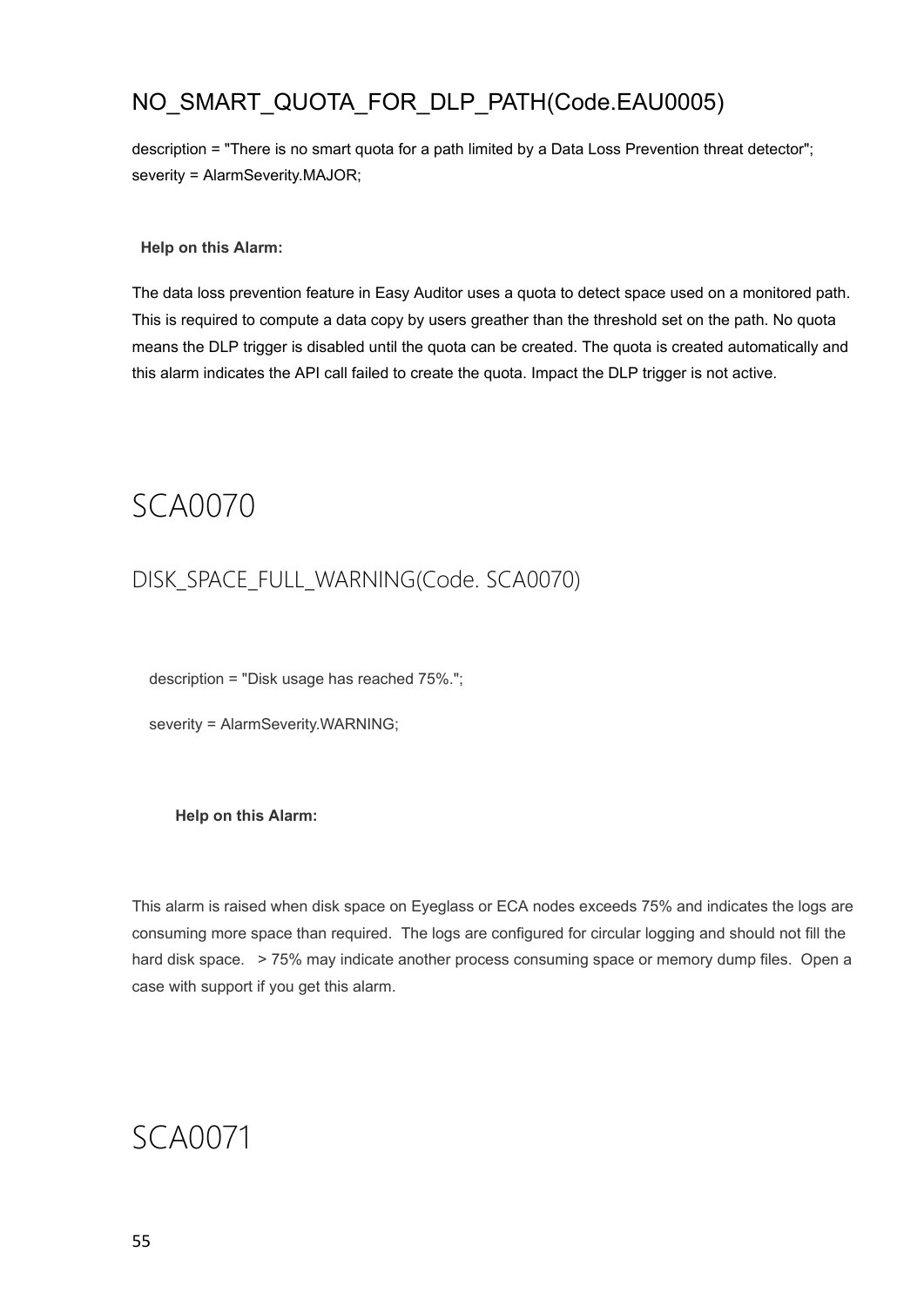### NO_SMART_QUOTA_FOR_DLP_PATH(Code.EAU0005)

description = "There is no smart quota for a path limited by a Data Loss Prevention threat detector";
severity = AlarmSeverity.MAJOR;

**Help on this Alarm:**

The data loss prevention feature in Easy Auditor uses a quota to detect space used on a monitored path. This is required to compute a data copy by users greather than the threshold set on the path. No quota means the DLP trigger is disabled until the quota can be created. The quota is created automatically and this alarm indicates the API call failed to create the quota. Impact the DLP trigger is not active.

# SCA0070

## DISK_SPACE_FULL_WARNING(Code. SCA0070)

description = "Disk usage has reached 75%.";

severity = AlarmSeverity.WARNING;

**Help on this Alarm:**

This alarm is raised when disk space on Eyeglass or ECA nodes exceeds 75% and indicates the logs are consuming more space than required. The logs are configured for circular logging and should not fill the hard disk space. > 75% may indicate another process consuming space or memory dump files. Open a case with support if you get this alarm.

# SCA0071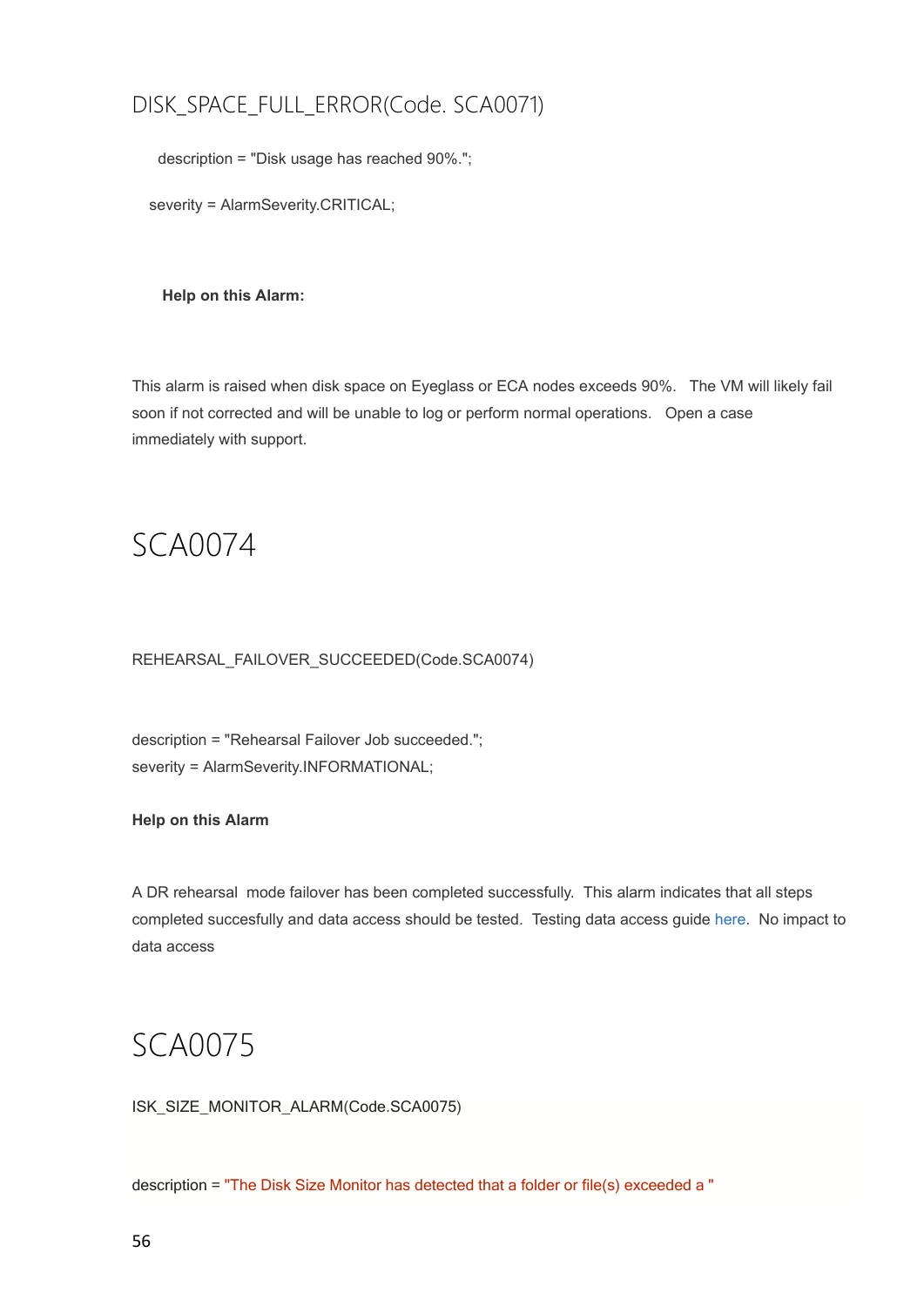DISK_SPACE_FULL_ERROR(Code. SCA0071)

description = "Disk usage has reached 90%.";

severity = AlarmSeverity.CRITICAL;

**Help on this Alarm:**

This alarm is raised when disk space on Eyeglass or ECA nodes exceeds 90%.   The VM will likely fail soon if not corrected and will be unable to log or perform normal operations.   Open a case immediately with support.

# SCA0074

REHEARSAL_FAILOVER_SUCCEEDED(Code.SCA0074)

description = "Rehearsal Failover Job succeeded.";
severity = AlarmSeverity.INFORMATIONAL;

**Help on this Alarm**

A DR rehearsal  mode failover has been completed successfully.  This alarm indicates that all steps completed succesfully and data access should be tested.  Testing data access guide here.  No impact to data access

# SCA0075

ISK_SIZE_MONITOR_ALARM(Code.SCA0075)

description = "The Disk Size Monitor has detected that a folder or file(s) exceeded a "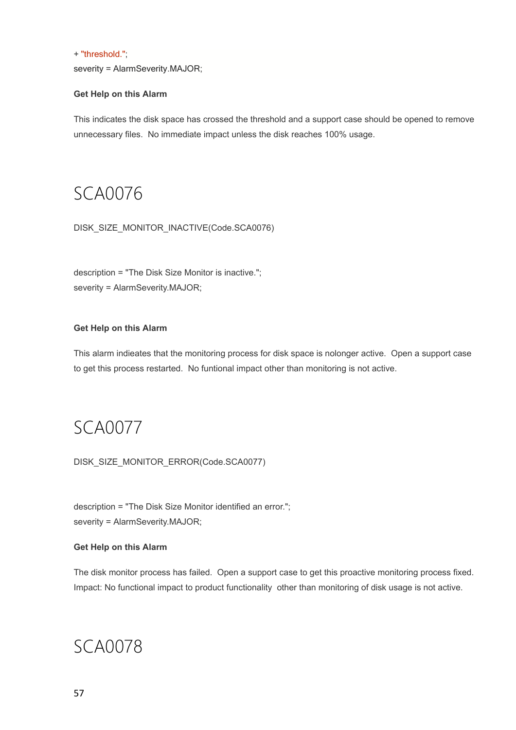+ "threshold.";
severity = AlarmSeverity.MAJOR;

**Get Help on this Alarm**

This indicates the disk space has crossed the threshold and a support case should be opened to remove unnecessary files.  No immediate impact unless the disk reaches 100% usage.

# SCA0076

DISK_SIZE_MONITOR_INACTIVE(Code.SCA0076)

description = "The Disk Size Monitor is inactive.";
severity = AlarmSeverity.MAJOR;

**Get Help on this Alarm**

This alarm indieates that the monitoring process for disk space is nolonger active.  Open a support case to get this process restarted.  No funtional impact other than monitoring is not active.

# SCA0077

DISK_SIZE_MONITOR_ERROR(Code.SCA0077)

description = "The Disk Size Monitor identified an error.";
severity = AlarmSeverity.MAJOR;

**Get Help on this Alarm**

The disk monitor process has failed.  Open a support case to get this proactive monitoring process fixed.
Impact: No functional impact to product functionality  other than monitoring of disk usage is not active.

# SCA0078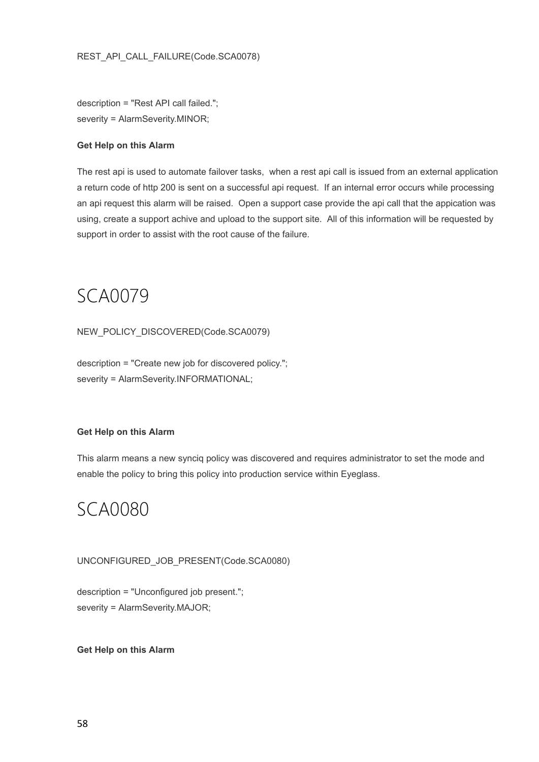REST_API_CALL_FAILURE(Code.SCA0078)

description = "Rest API call failed.";
severity = AlarmSeverity.MINOR;

**Get Help on this Alarm**

The rest api is used to automate failover tasks, when a rest api call is issued from an external application a return code of http 200 is sent on a successful api request. If an internal error occurs while processing an api request this alarm will be raised. Open a support case provide the api call that the appication was using, create a support achive and upload to the support site. All of this information will be requested by support in order to assist with the root cause of the failure.

# SCA0079

NEW_POLICY_DISCOVERED(Code.SCA0079)

description = "Create new job for discovered policy.";
severity = AlarmSeverity.INFORMATIONAL;

**Get Help on this Alarm**

This alarm means a new synciq policy was discovered and requires administrator to set the mode and enable the policy to bring this policy into production service within Eyeglass.

# SCA0080

UNCONFIGURED_JOB_PRESENT(Code.SCA0080)

description = "Unconfigured job present.";
severity = AlarmSeverity.MAJOR;

**Get Help on this Alarm**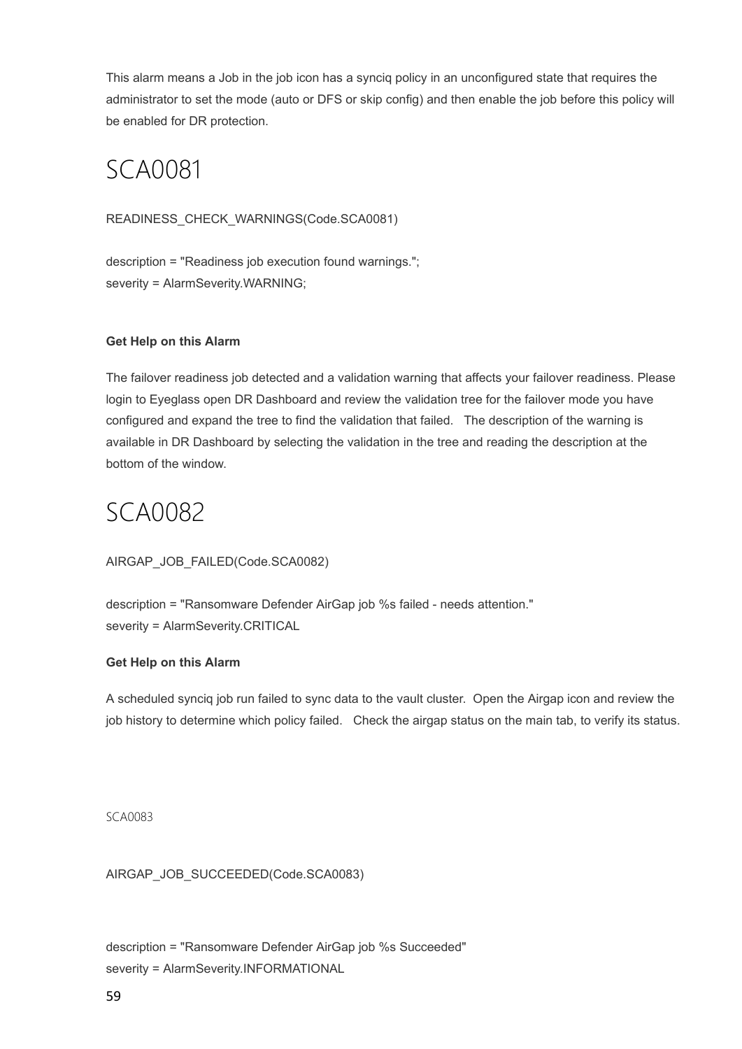This alarm means a Job in the job icon has a synciq policy in an unconfigured state that requires the administrator to set the mode (auto or DFS or skip config) and then enable the job before this policy will be enabled for DR protection.

# SCA0081

READINESS_CHECK_WARNINGS(Code.SCA0081)

description = "Readiness job execution found warnings.";
severity = AlarmSeverity.WARNING;

**Get Help on this Alarm**

The failover readiness job detected and a validation warning that affects your failover readiness. Please login to Eyeglass open DR Dashboard and review the validation tree for the failover mode you have configured and expand the tree to find the validation that failed. The description of the warning is available in DR Dashboard by selecting the validation in the tree and reading the description at the bottom of the window.

# SCA0082

AIRGAP_JOB_FAILED(Code.SCA0082)

description = "Ransomware Defender AirGap job %s failed - needs attention."
severity = AlarmSeverity.CRITICAL

**Get Help on this Alarm**

A scheduled synciq job run failed to sync data to the vault cluster. Open the Airgap icon and review the job history to determine which policy failed. Check the airgap status on the main tab, to verify its status.

SCA0083

AIRGAP_JOB_SUCCEEDED(Code.SCA0083)

description = "Ransomware Defender AirGap job %s Succeeded"
severity = AlarmSeverity.INFORMATIONAL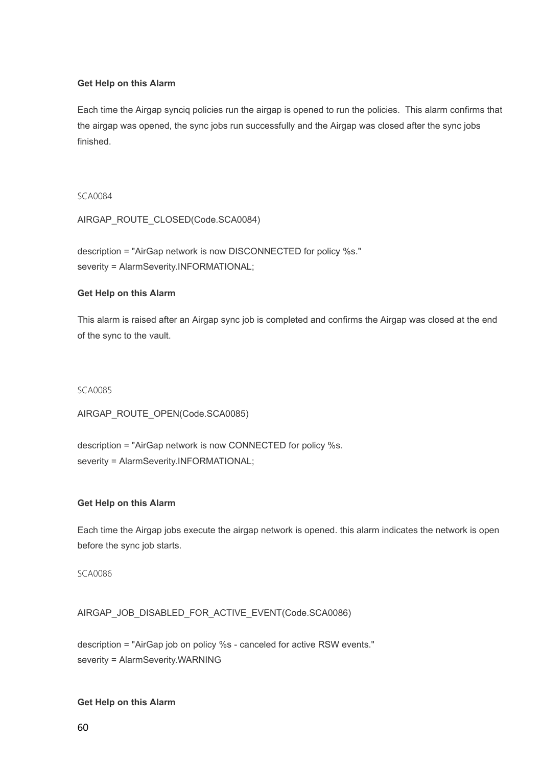**Get Help on this Alarm**

Each time the Airgap synciq policies run the airgap is opened to run the policies.  This alarm confirms that the airgap was opened, the sync jobs run successfully and the Airgap was closed after the sync jobs finished.

SCA0084

AIRGAP_ROUTE_CLOSED(Code.SCA0084)

description = "AirGap network is now DISCONNECTED for policy %s."
severity = AlarmSeverity.INFORMATIONAL;

**Get Help on this Alarm**

This alarm is raised after an Airgap sync job is completed and confirms the Airgap was closed at the end of the sync to the vault.

SCA0085

AIRGAP_ROUTE_OPEN(Code.SCA0085)

description = "AirGap network is now CONNECTED for policy %s.
severity = AlarmSeverity.INFORMATIONAL;

**Get Help on this Alarm**

Each time the Airgap jobs execute the airgap network is opened. this alarm indicates the network is open before the sync job starts.

SCA0086

AIRGAP_JOB_DISABLED_FOR_ACTIVE_EVENT(Code.SCA0086)

description = "AirGap job on policy %s - canceled for active RSW events."
severity = AlarmSeverity.WARNING

**Get Help on this Alarm**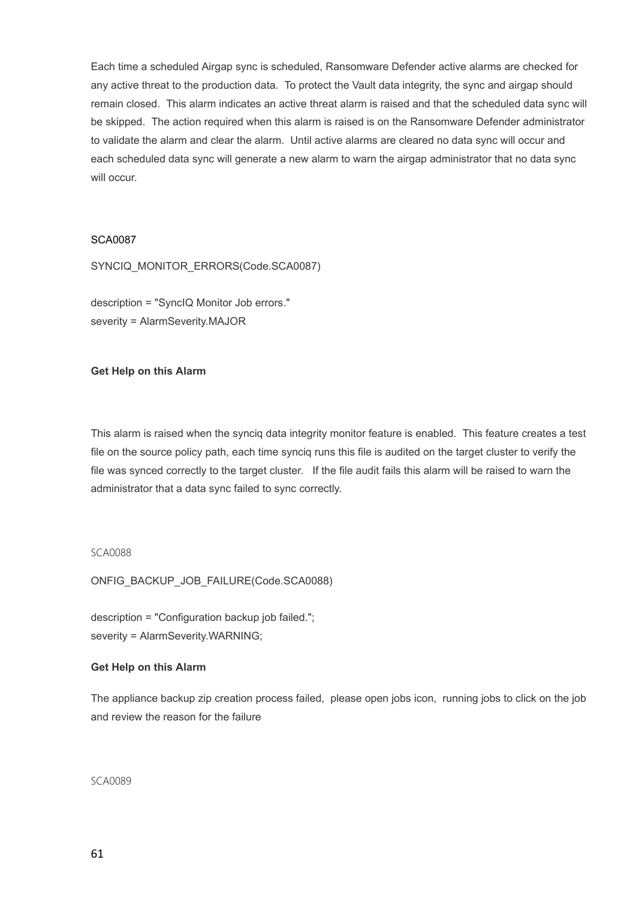Each time a scheduled Airgap sync is scheduled, Ransomware Defender active alarms are checked for any active threat to the production data. To protect the Vault data integrity, the sync and airgap should remain closed. This alarm indicates an active threat alarm is raised and that the scheduled data sync will be skipped. The action required when this alarm is raised is on the Ransomware Defender administrator to validate the alarm and clear the alarm. Until active alarms are cleared no data sync will occur and each scheduled data sync will generate a new alarm to warn the airgap administrator that no data sync will occur.

SCA0087

SYNCIQ_MONITOR_ERRORS(Code.SCA0087)

description = "SyncIQ Monitor Job errors."
severity = AlarmSeverity.MAJOR

**Get Help on this Alarm**

This alarm is raised when the synciq data integrity monitor feature is enabled. This feature creates a test file on the source policy path, each time synciq runs this file is audited on the target cluster to verify the file was synced correctly to the target cluster. If the file audit fails this alarm will be raised to warn the administrator that a data sync failed to sync correctly.

SCA0088

ONFIG_BACKUP_JOB_FAILURE(Code.SCA0088)

description = "Configuration backup job failed.";
severity = AlarmSeverity.WARNING;

**Get Help on this Alarm**

The appliance backup zip creation process failed, please open jobs icon, running jobs to click on the job and review the reason for the failure

SCA0089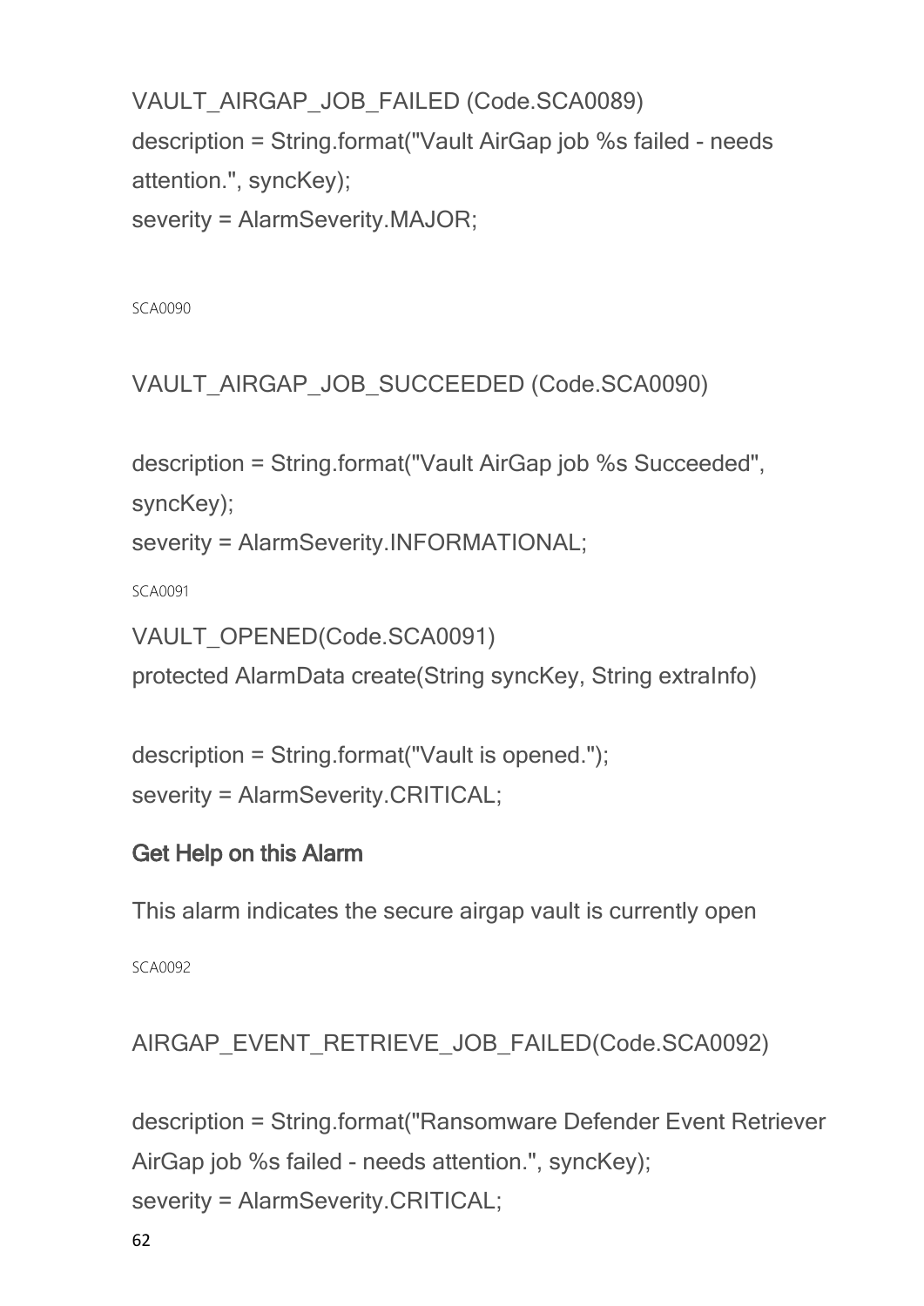VAULT_AIRGAP_JOB_FAILED (Code.SCA0089)
description = String.format("Vault AirGap job %s failed - needs attention.", syncKey);
severity = AlarmSeverity.MAJOR;

SCA0090

VAULT_AIRGAP_JOB_SUCCEEDED (Code.SCA0090)

description = String.format("Vault AirGap job %s Succeeded", syncKey);
severity = AlarmSeverity.INFORMATIONAL;

SCA0091

VAULT_OPENED(Code.SCA0091)
protected AlarmData create(String syncKey, String extraInfo)

description = String.format("Vault is opened.");
severity = AlarmSeverity.CRITICAL;

### Get Help on this Alarm

This alarm indicates the secure airgap vault is currently open

SCA0092

AIRGAP_EVENT_RETRIEVE_JOB_FAILED(Code.SCA0092)

description = String.format("Ransomware Defender Event Retriever AirGap job %s failed - needs attention.", syncKey);
severity = AlarmSeverity.CRITICAL;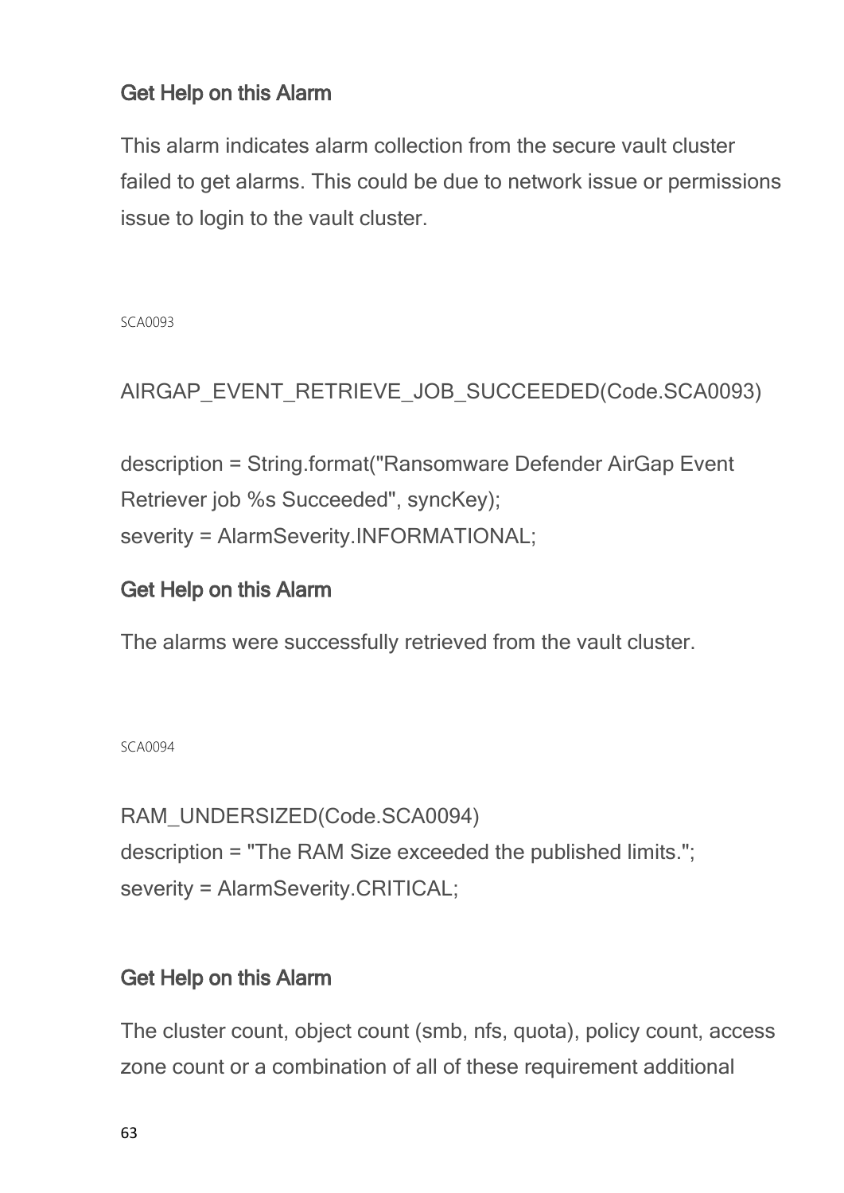### Get Help on this Alarm

This alarm indicates alarm collection from the secure vault cluster failed to get alarms. This could be due to network issue or permissions issue to login to the vault cluster.

SCA0093

AIRGAP_EVENT_RETRIEVE_JOB_SUCCEEDED(Code.SCA0093)

description = String.format("Ransomware Defender AirGap Event Retriever job %s Succeeded", syncKey);
severity = AlarmSeverity.INFORMATIONAL;

### Get Help on this Alarm

The alarms were successfully retrieved from the vault cluster.

SCA0094

RAM_UNDERSIZED(Code.SCA0094)
description = "The RAM Size exceeded the published limits.";
severity = AlarmSeverity.CRITICAL;

### Get Help on this Alarm

The cluster count, object count (smb, nfs, quota), policy count, access zone count or a combination of all of these requirement additional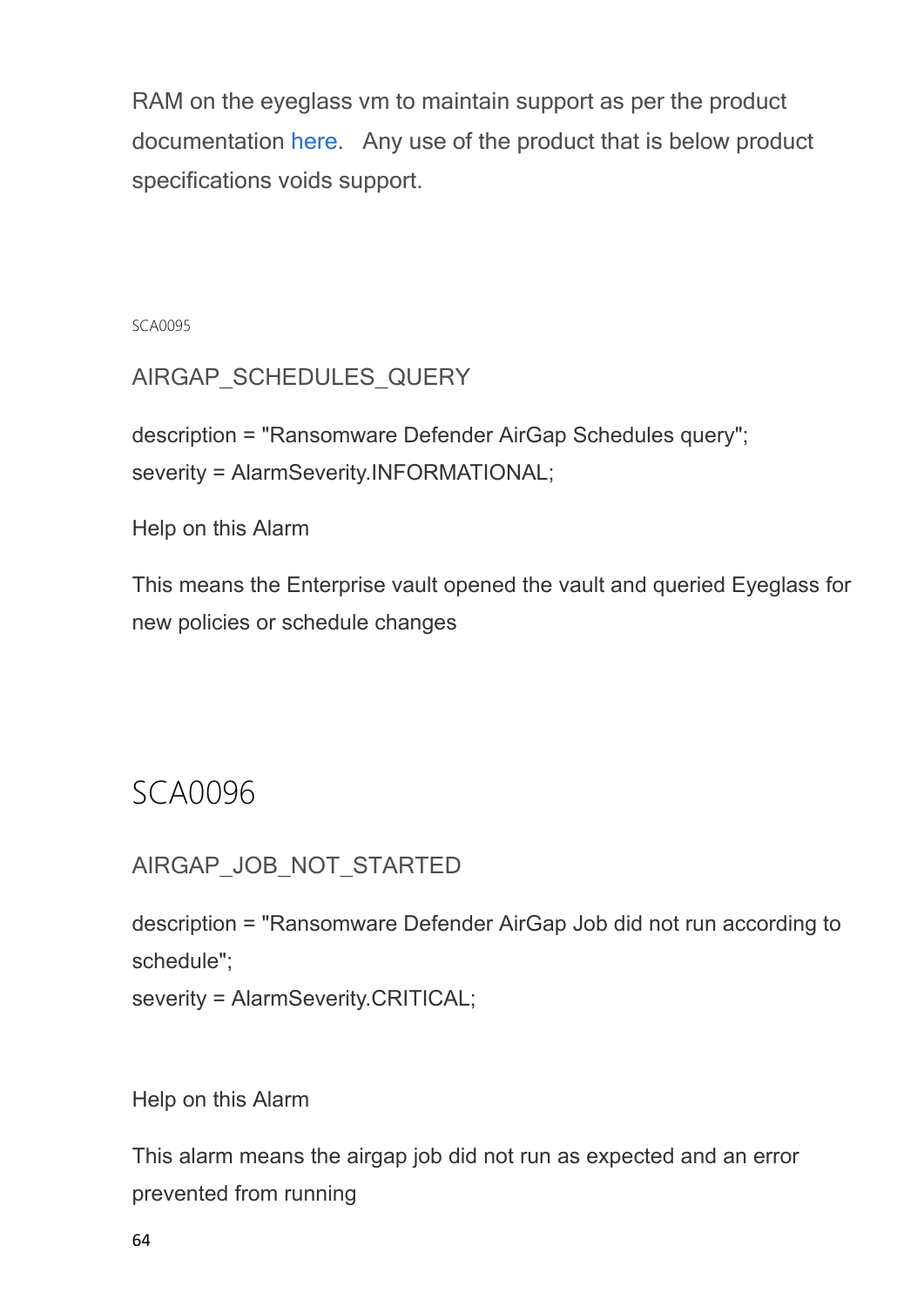RAM on the eyeglass vm to maintain support as per the product documentation here. Any use of the product that is below product specifications voids support.

SCA0095

### AIRGAP_SCHEDULES_QUERY

description = "Ransomware Defender AirGap Schedules query";
severity = AlarmSeverity.INFORMATIONAL;

Help on this Alarm

This means the Enterprise vault opened the vault and queried Eyeglass for new policies or schedule changes

## SCA0096

### AIRGAP_JOB_NOT_STARTED

description = "Ransomware Defender AirGap Job did not run according to schedule";
severity = AlarmSeverity.CRITICAL;

Help on this Alarm

This alarm means the airgap job did not run as expected and an error prevented from running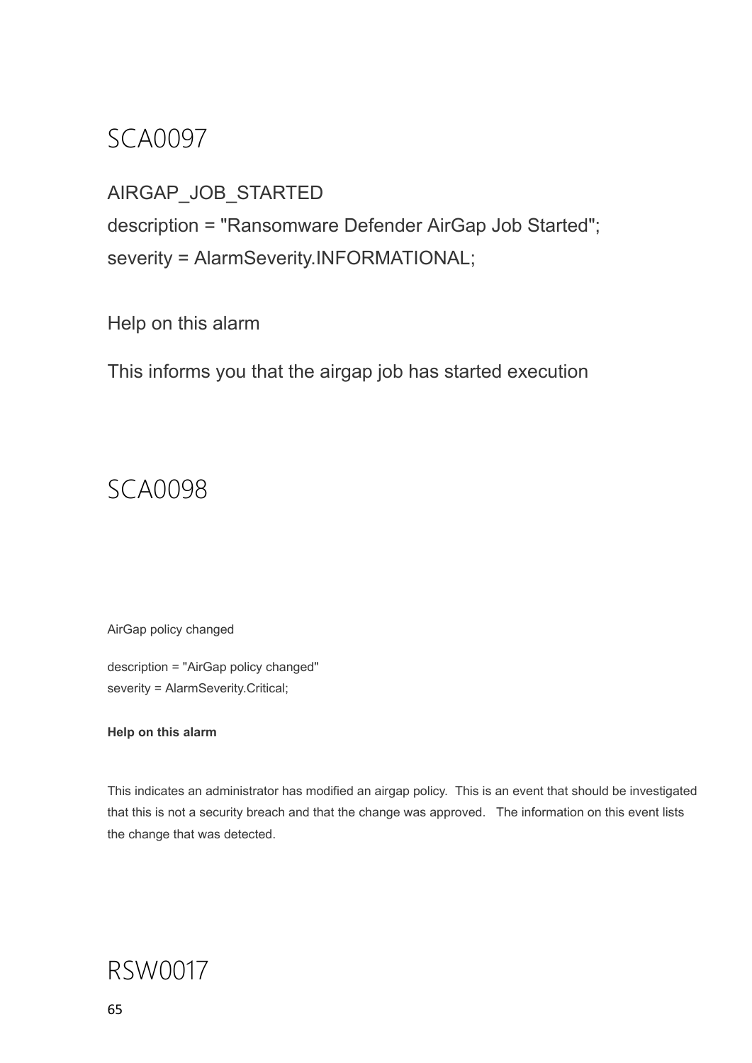# SCA0097

AIRGAP_JOB_STARTED

description = "Ransomware Defender AirGap Job Started";

severity = AlarmSeverity.INFORMATIONAL;

Help on this alarm

This informs you that the airgap job has started execution

# SCA0098

AirGap policy changed

description = "AirGap policy changed"
severity = AlarmSeverity.Critical;

**Help on this alarm**

This indicates an administrator has modified an airgap policy. This is an event that should be investigated that this is not a security breach and that the change was approved. The information on this event lists the change that was detected.

# RSW0017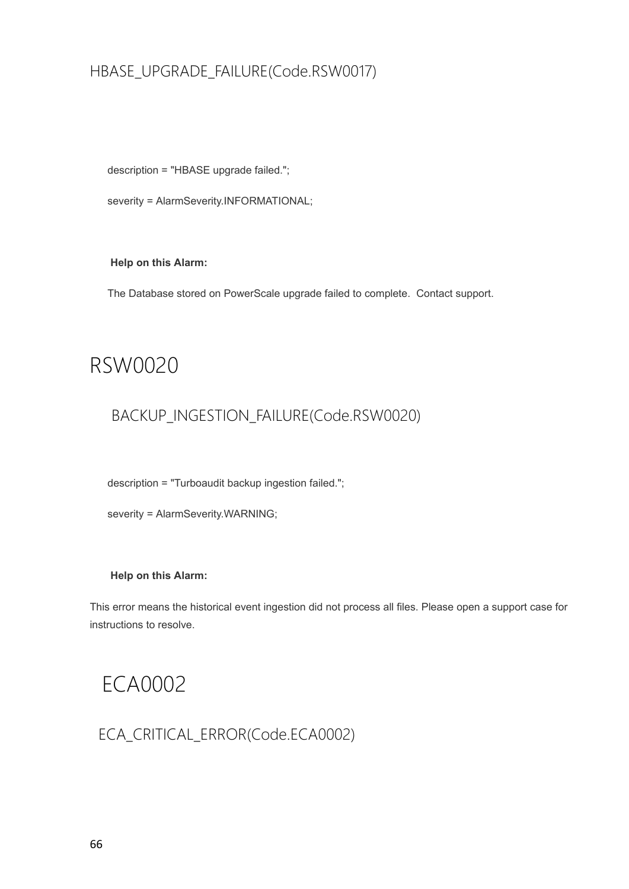### HBASE_UPGRADE_FAILURE(Code.RSW0017)

description = "HBASE upgrade failed.";

severity = AlarmSeverity.INFORMATIONAL;

**Help on this Alarm:**

The Database stored on PowerScale upgrade failed to complete.  Contact support.

## RSW0020

### BACKUP_INGESTION_FAILURE(Code.RSW0020)

description = "Turboaudit backup ingestion failed.";

severity = AlarmSeverity.WARNING;

**Help on this Alarm:**

This error means the historical event ingestion did not process all files. Please open a support case for instructions to resolve.

## ECA0002

### ECA_CRITICAL_ERROR(Code.ECA0002)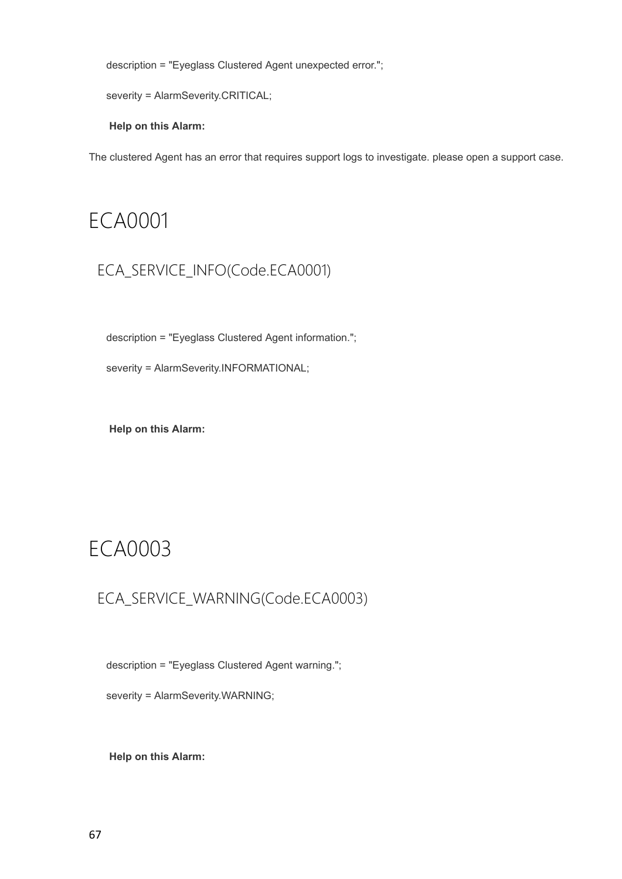description = "Eyeglass Clustered Agent unexpected error.";

severity = AlarmSeverity.CRITICAL;

**Help on this Alarm:**

The clustered Agent has an error that requires support logs to investigate. please open a support case.

# ECA0001

## ECA_SERVICE_INFO(Code.ECA0001)

description = "Eyeglass Clustered Agent information.";

severity = AlarmSeverity.INFORMATIONAL;

**Help on this Alarm:**

# ECA0003

## ECA_SERVICE_WARNING(Code.ECA0003)

description = "Eyeglass Clustered Agent warning.";

severity = AlarmSeverity.WARNING;

**Help on this Alarm:**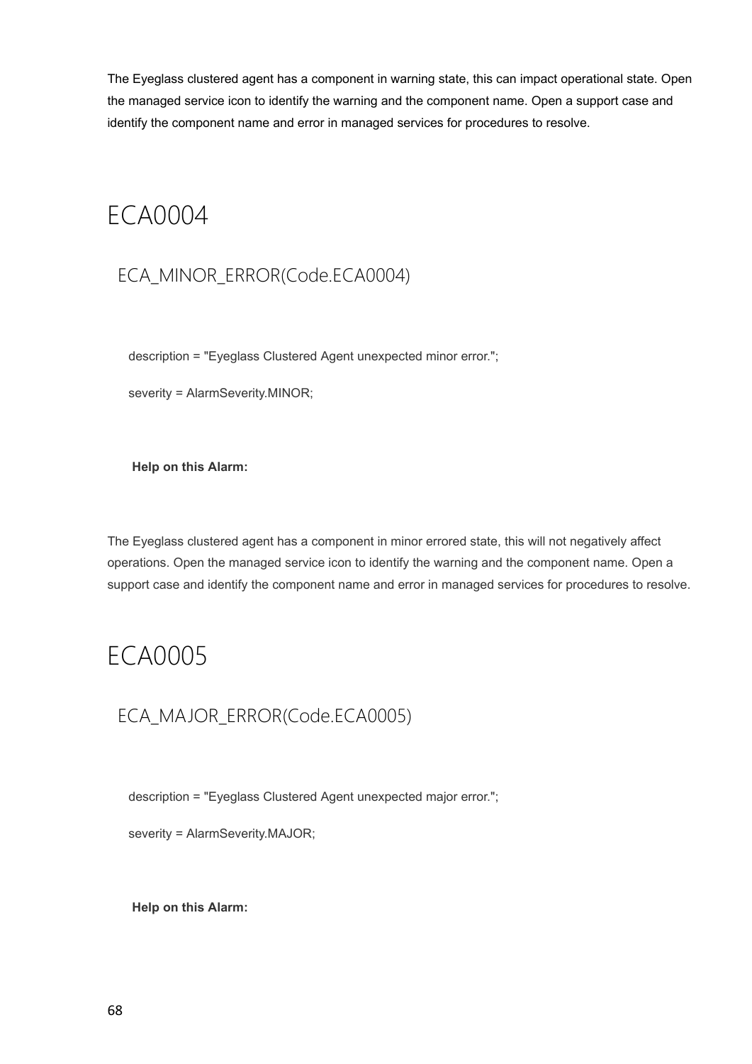The Eyeglass clustered agent has a component in warning state, this can impact operational state. Open the managed service icon to identify the warning and the component name. Open a support case and identify the component name and error in managed services for procedures to resolve.

# ECA0004

## ECA_MINOR_ERROR(Code.ECA0004)

description = "Eyeglass Clustered Agent unexpected minor error.";

severity = AlarmSeverity.MINOR;

**Help on this Alarm:**

The Eyeglass clustered agent has a component in minor errored state, this will not negatively affect operations. Open the managed service icon to identify the warning and the component name. Open a support case and identify the component name and error in managed services for procedures to resolve.

# ECA0005

## ECA_MAJOR_ERROR(Code.ECA0005)

description = "Eyeglass Clustered Agent unexpected major error.";

severity = AlarmSeverity.MAJOR;

**Help on this Alarm:**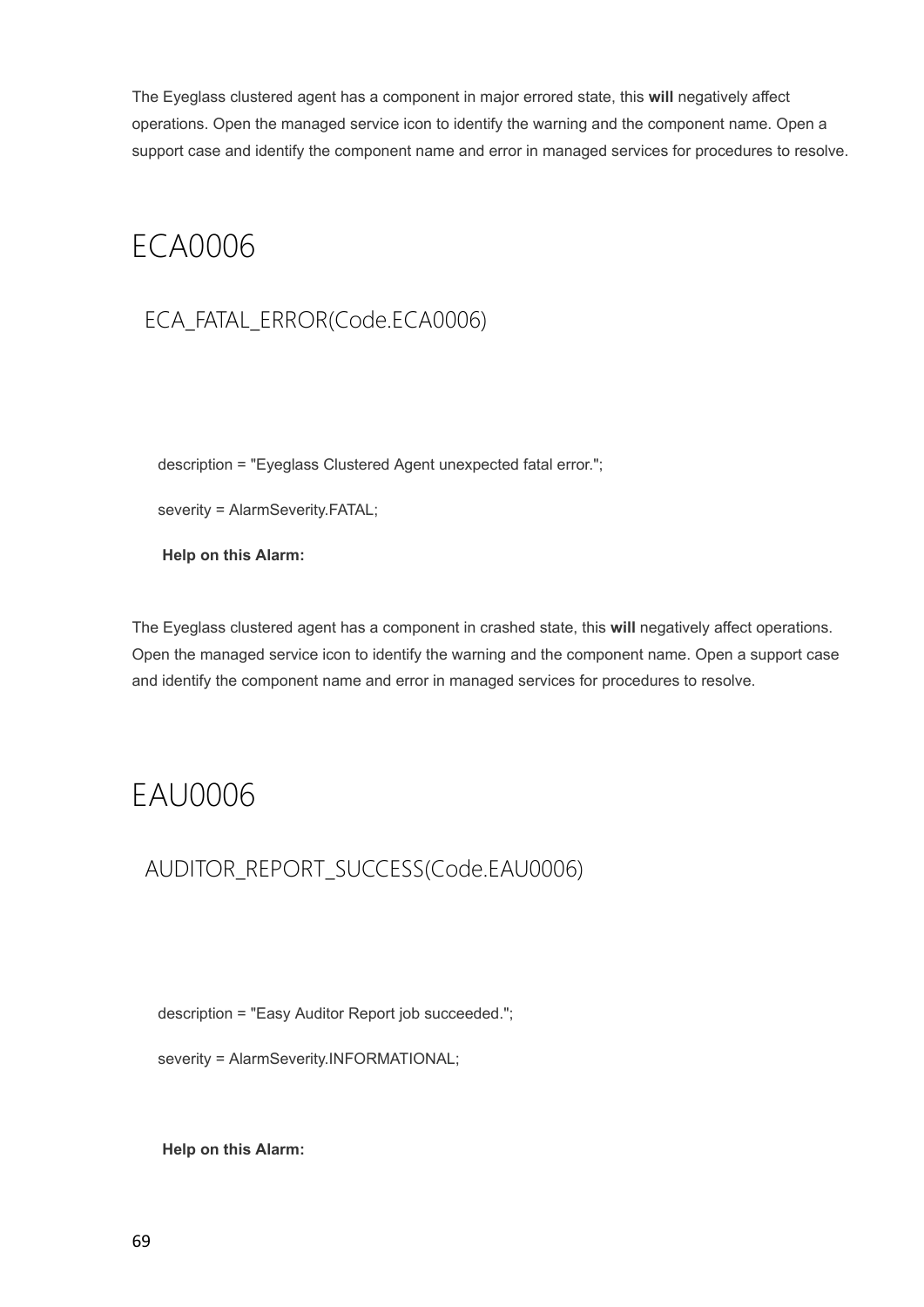The Eyeglass clustered agent has a component in major errored state, this **will** negatively affect operations. Open the managed service icon to identify the warning and the component name. Open a support case and identify the component name and error in managed services for procedures to resolve.

# ECA0006

## ECA_FATAL_ERROR(Code.ECA0006)

description = "Eyeglass Clustered Agent unexpected fatal error.";

severity = AlarmSeverity.FATAL;

**Help on this Alarm:**

The Eyeglass clustered agent has a component in crashed state, this **will** negatively affect operations. Open the managed service icon to identify the warning and the component name. Open a support case and identify the component name and error in managed services for procedures to resolve.

# EAU0006

## AUDITOR_REPORT_SUCCESS(Code.EAU0006)

description = "Easy Auditor Report job succeeded.";

severity = AlarmSeverity.INFORMATIONAL;

**Help on this Alarm:**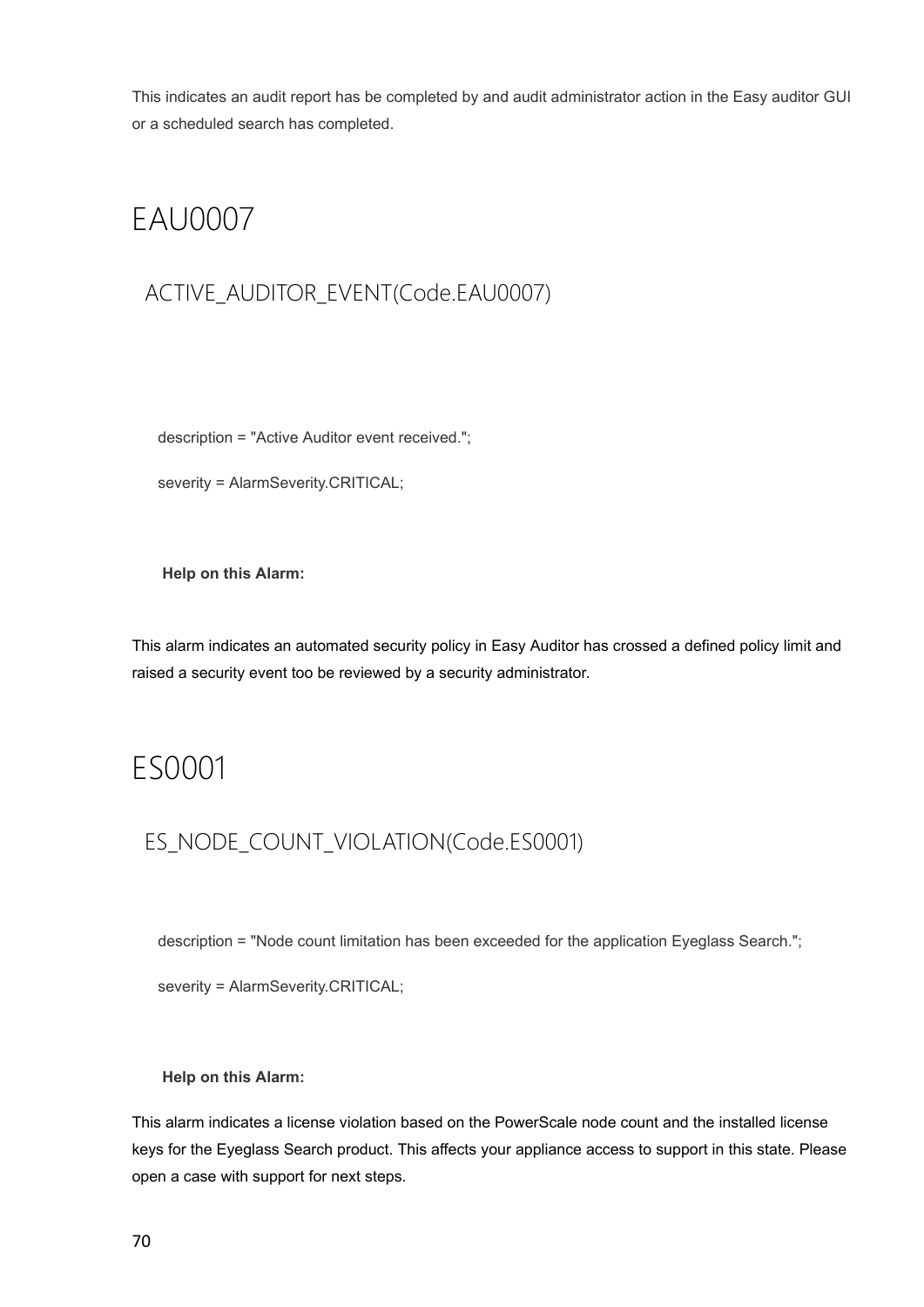This indicates an audit report has be completed by and audit administrator action in the Easy auditor GUI or a scheduled search has completed.

# EAU0007

## ACTIVE_AUDITOR_EVENT(Code.EAU0007)

description = "Active Auditor event received.";

severity = AlarmSeverity.CRITICAL;

**Help on this Alarm:**

This alarm indicates an automated security policy in Easy Auditor has crossed a defined policy limit and raised a security event too be reviewed by a security administrator.

# ES0001

## ES_NODE_COUNT_VIOLATION(Code.ES0001)

description = "Node count limitation has been exceeded for the application Eyeglass Search.";

severity = AlarmSeverity.CRITICAL;

**Help on this Alarm:**

This alarm indicates a license violation based on the PowerScale node count and the installed license keys for the Eyeglass Search product. This affects your appliance access to support in this state. Please open a case with support for next steps.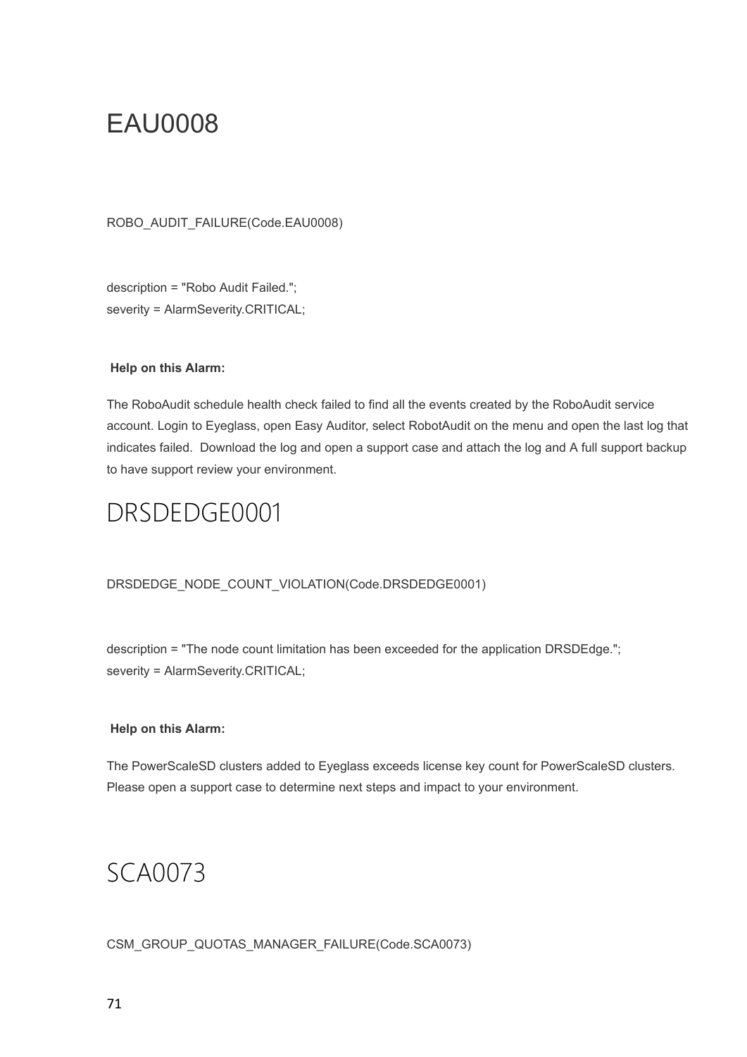# EAU0008

ROBO_AUDIT_FAILURE(Code.EAU0008)

description = "Robo Audit Failed.";
severity = AlarmSeverity.CRITICAL;

**Help on this Alarm:**

The RoboAudit schedule health check failed to find all the events created by the RoboAudit service account. Login to Eyeglass, open Easy Auditor, select RobotAudit on the menu and open the last log that indicates failed.  Download the log and open a support case and attach the log and A full support backup to have support review your environment.

# DRSDEDGE0001

DRSDEDGE_NODE_COUNT_VIOLATION(Code.DRSDEDGE0001)

description = "The node count limitation has been exceeded for the application DRSDEdge.";
severity = AlarmSeverity.CRITICAL;

**Help on this Alarm:**

The PowerScaleSD clusters added to Eyeglass exceeds license key count for PowerScaleSD clusters. Please open a support case to determine next steps and impact to your environment.

# SCA0073

CSM_GROUP_QUOTAS_MANAGER_FAILURE(Code.SCA0073)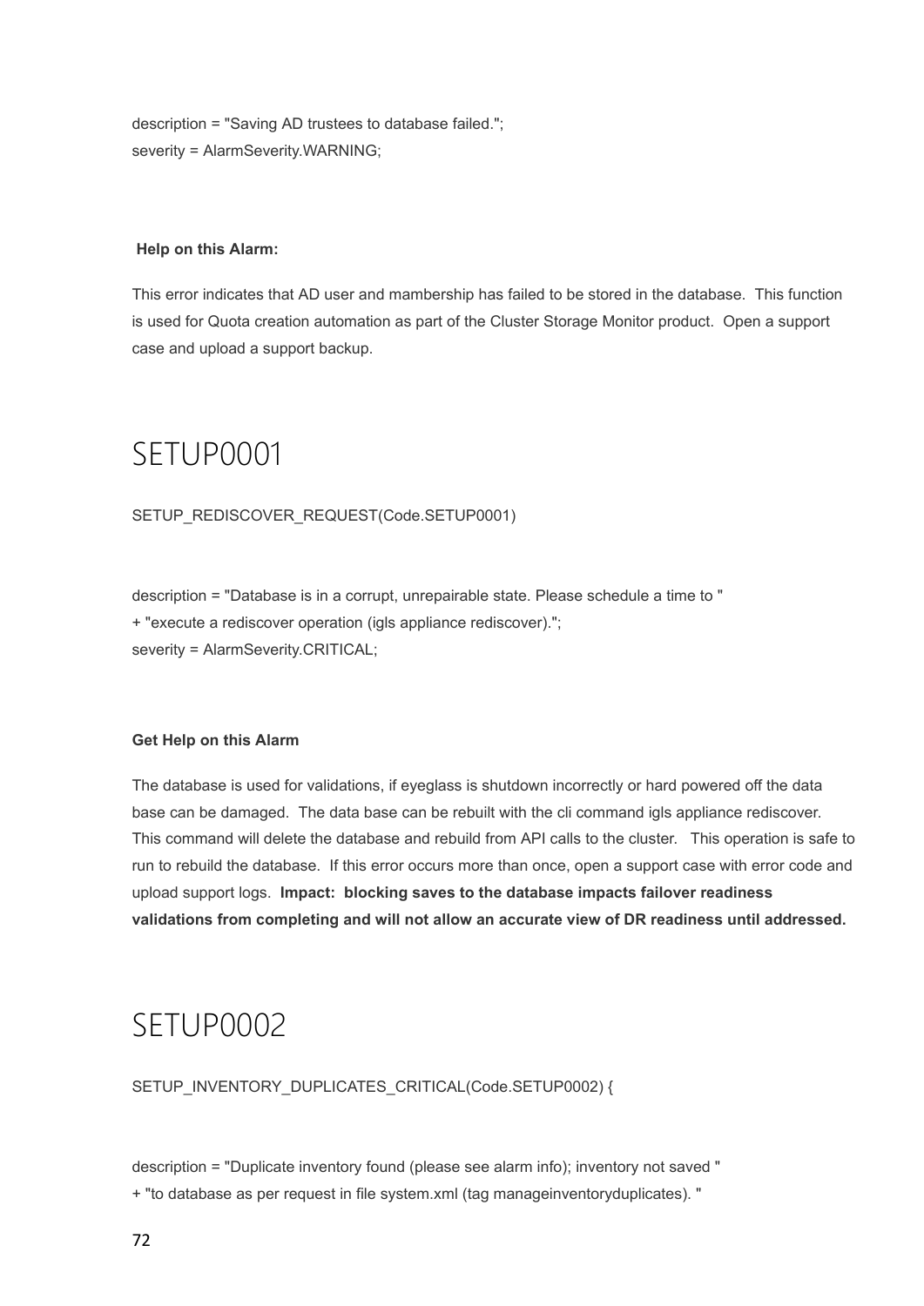description = "Saving AD trustees to database failed.";
severity = AlarmSeverity.WARNING;

**Help on this Alarm:**

This error indicates that AD user and mambership has failed to be stored in the database. This function is used for Quota creation automation as part of the Cluster Storage Monitor product. Open a support case and upload a support backup.

# SETUP0001

SETUP_REDISCOVER_REQUEST(Code.SETUP0001)

description = "Database is in a corrupt, unrepairable state. Please schedule a time to "
+ "execute a rediscover operation (igls appliance rediscover).";
severity = AlarmSeverity.CRITICAL;

**Get Help on this Alarm**

The database is used for validations, if eyeglass is shutdown incorrectly or hard powered off the data base can be damaged. The data base can be rebuilt with the cli command igls appliance rediscover. This command will delete the database and rebuild from API calls to the cluster. This operation is safe to run to rebuild the database. If this error occurs more than once, open a support case with error code and upload support logs. **Impact: blocking saves to the database impacts failover readiness validations from completing and will not allow an accurate view of DR readiness until addressed.**

# SETUP0002

SETUP_INVENTORY_DUPLICATES_CRITICAL(Code.SETUP0002) {

description = "Duplicate inventory found (please see alarm info); inventory not saved "
+ "to database as per request in file system.xml (tag manageinventoryduplicates). "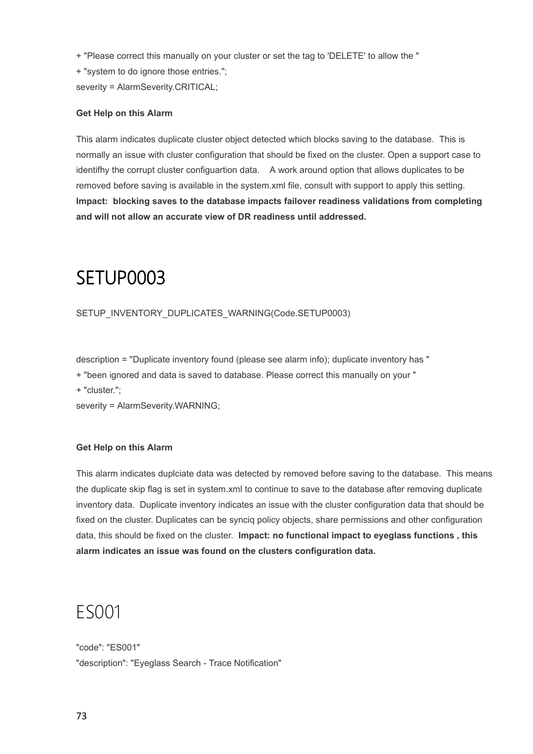+ "Please correct this manually on your cluster or set the tag to 'DELETE' to allow the "
+ "system to do ignore those entries.";
severity = AlarmSeverity.CRITICAL;

**Get Help on this Alarm**

This alarm indicates duplicate cluster object detected which blocks saving to the database. This is normally an issue with cluster configuration that should be fixed on the cluster. Open a support case to identifhy the corrupt cluster configuartion data. A work around option that allows duplicates to be removed before saving is available in the system.xml file, consult with support to apply this setting.
**Impact: blocking saves to the database impacts failover readiness validations from completing and will not allow an accurate view of DR readiness until addressed.**

# SETUP0003

SETUP_INVENTORY_DUPLICATES_WARNING(Code.SETUP0003)

description = "Duplicate inventory found (please see alarm info); duplicate inventory has "
+ "been ignored and data is saved to database. Please correct this manually on your "
+ "cluster.";
severity = AlarmSeverity.WARNING;

**Get Help on this Alarm**

This alarm indicates duplciate data was detected by removed before saving to the database. This means the duplicate skip flag is set in system.xml to continue to save to the database after removing duplicate inventory data. Duplicate inventory indicates an issue with the cluster configuration data that should be fixed on the cluster. Duplicates can be synciq policy objects, share permissions and other configuration data, this should be fixed on the cluster. **Impact: no functional impact to eyeglass functions , this alarm indicates an issue was found on the clusters configuration data.**

# ES001

"code": "ES001"
"description": "Eyeglass Search - Trace Notification"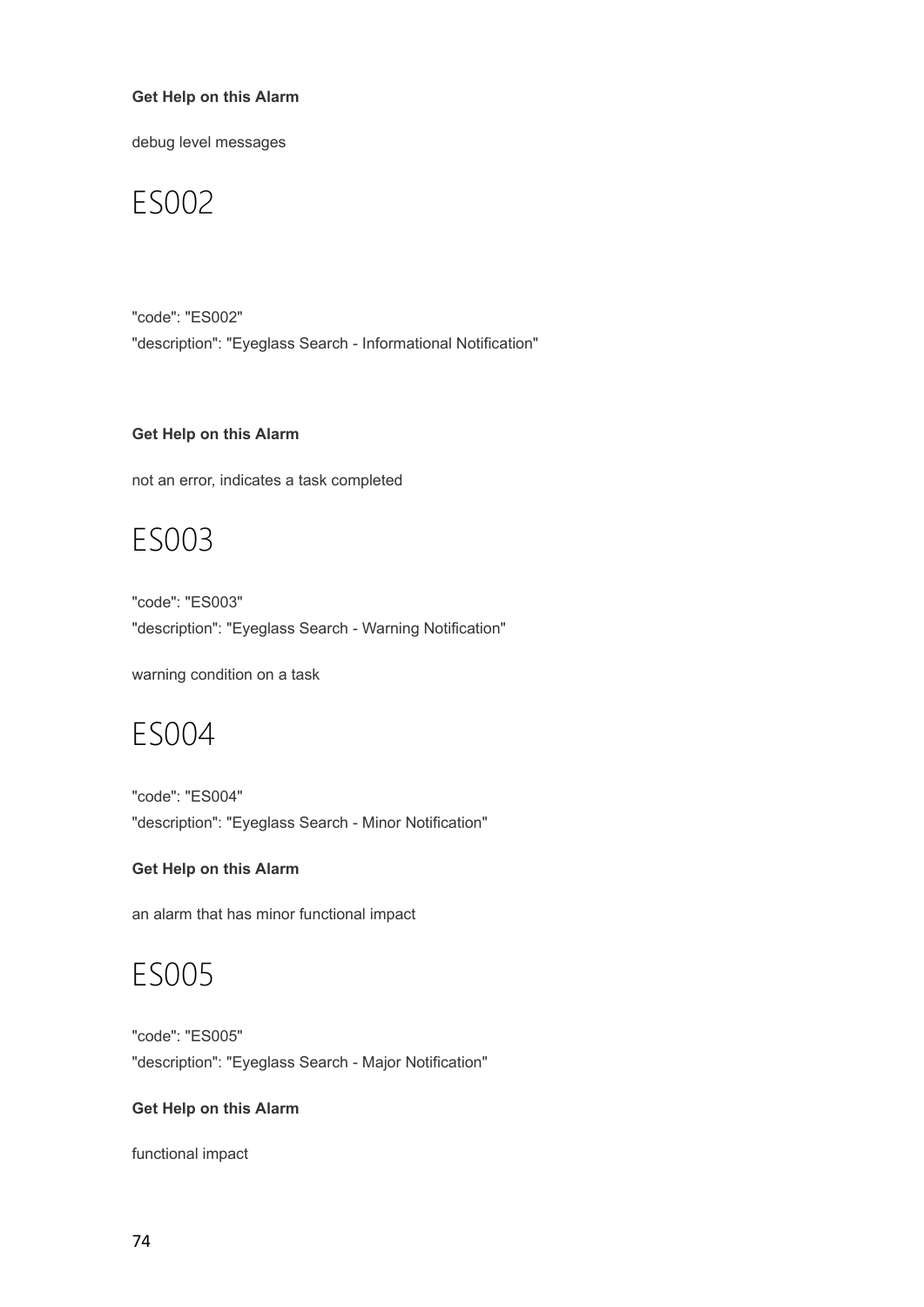**Get Help on this Alarm**

debug level messages

# ES002

"code": "ES002"
"description": "Eyeglass Search - Informational Notification"

**Get Help on this Alarm**

not an error, indicates a task completed

# ES003

"code": "ES003"
"description": "Eyeglass Search - Warning Notification"

warning condition on a task

# ES004

"code": "ES004"
"description": "Eyeglass Search - Minor Notification"

**Get Help on this Alarm**

an alarm that has minor functional impact

# ES005

"code": "ES005"
"description": "Eyeglass Search - Major Notification"

**Get Help on this Alarm**

functional impact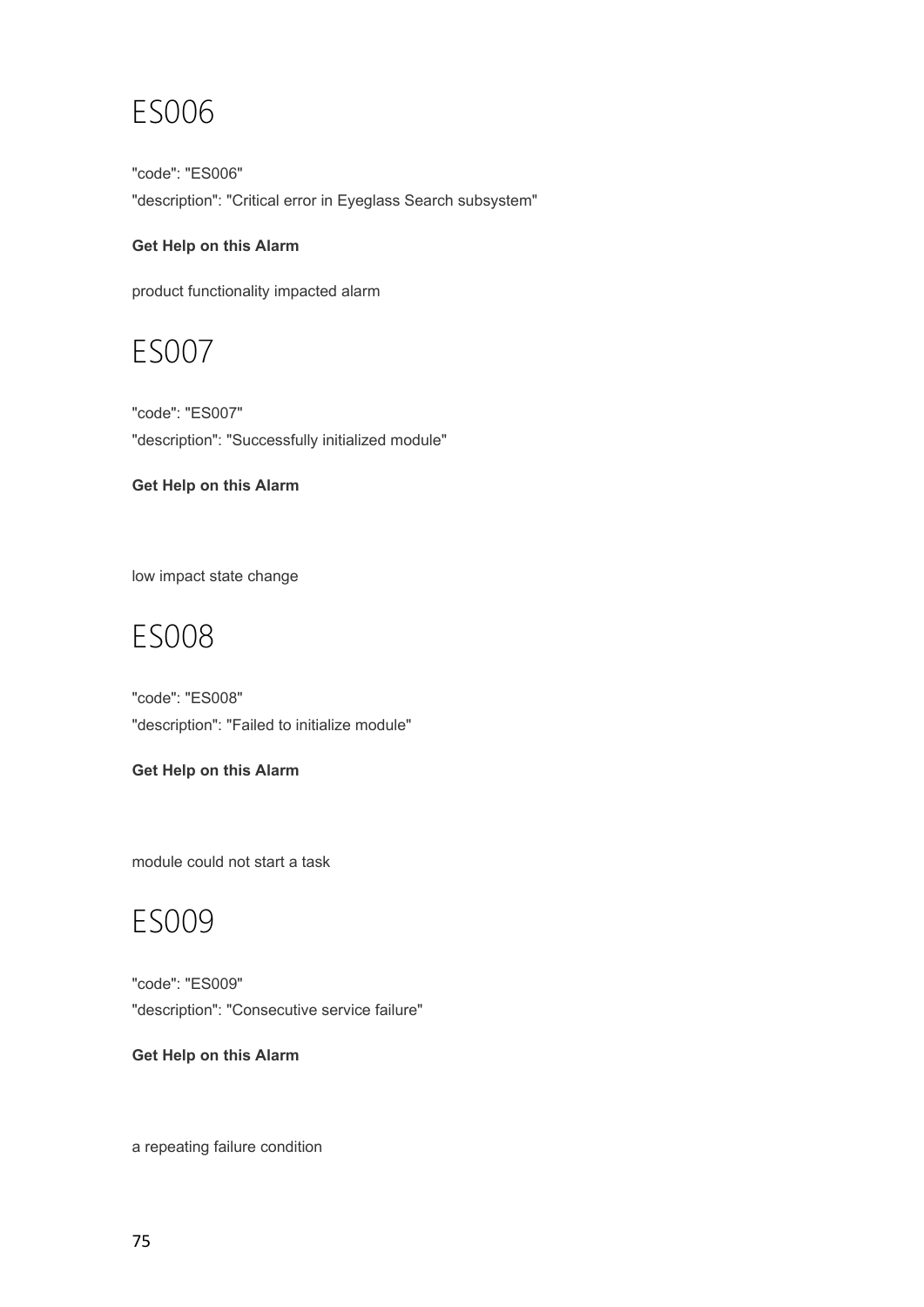# ES006

"code": "ES006"
"description": "Critical error in Eyeglass Search subsystem"

**Get Help on this Alarm**

product functionality impacted alarm

# ES007

"code": "ES007"
"description": "Successfully initialized module"

**Get Help on this Alarm**

low impact state change

# ES008

"code": "ES008"
"description": "Failed to initialize module"

**Get Help on this Alarm**

module could not start a task

# ES009

"code": "ES009"
"description": "Consecutive service failure"

**Get Help on this Alarm**

a repeating failure condition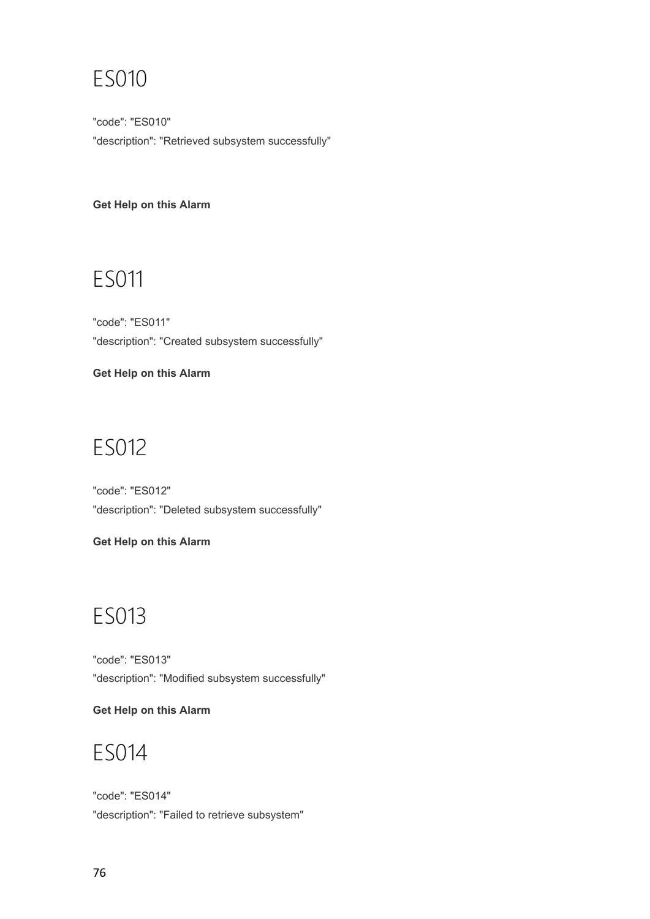# ES010

"code": "ES010"
"description": "Retrieved subsystem successfully"

**Get Help on this Alarm**

# ES011

"code": "ES011"
"description": "Created subsystem successfully"

**Get Help on this Alarm**

# ES012

"code": "ES012"
"description": "Deleted subsystem successfully"

**Get Help on this Alarm**

# ES013

"code": "ES013"
"description": "Modified subsystem successfully"

**Get Help on this Alarm**

# ES014

"code": "ES014"
"description": "Failed to retrieve subsystem"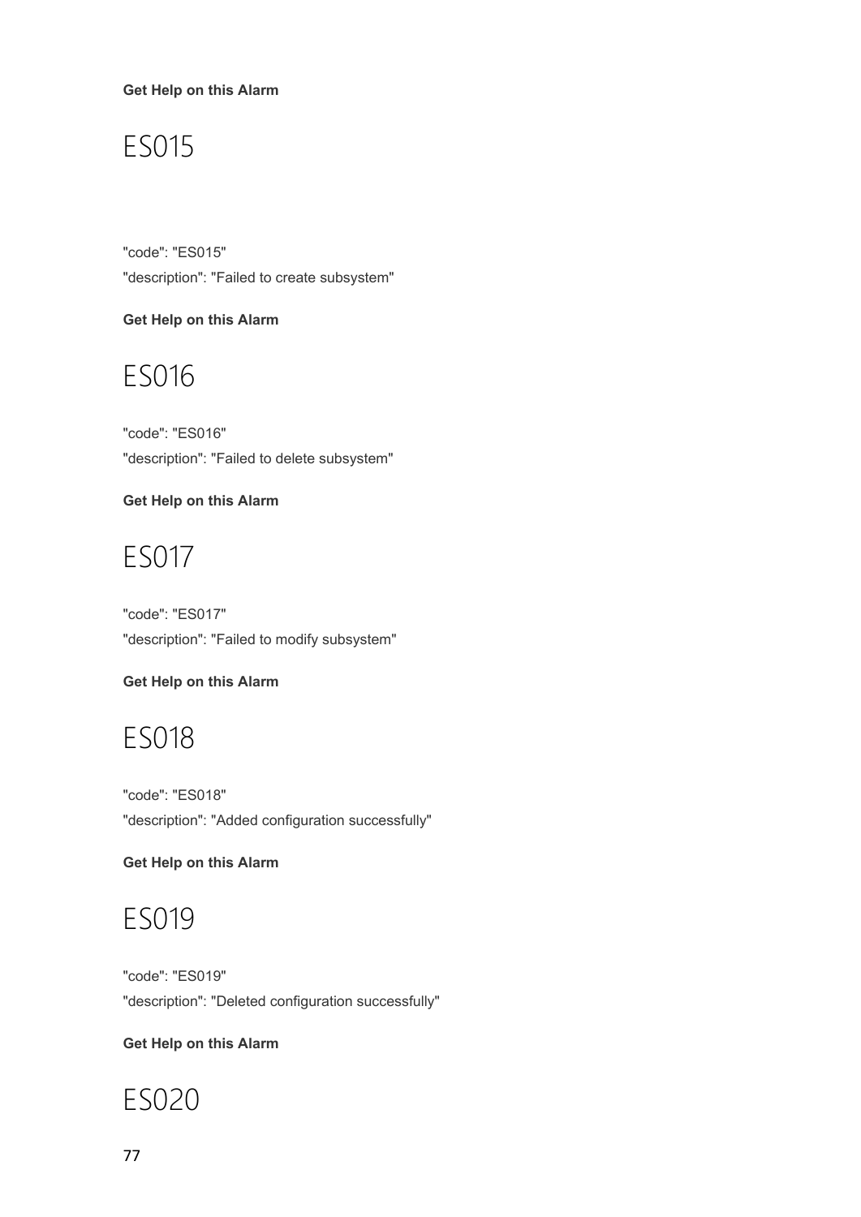**Get Help on this Alarm**

# ES015

"code": "ES015"
"description": "Failed to create subsystem"

**Get Help on this Alarm**

# ES016

"code": "ES016"
"description": "Failed to delete subsystem"

**Get Help on this Alarm**

# ES017

"code": "ES017"
"description": "Failed to modify subsystem"

**Get Help on this Alarm**

# ES018

"code": "ES018"
"description": "Added configuration successfully"

**Get Help on this Alarm**

# ES019

"code": "ES019"
"description": "Deleted configuration successfully"

**Get Help on this Alarm**

# ES020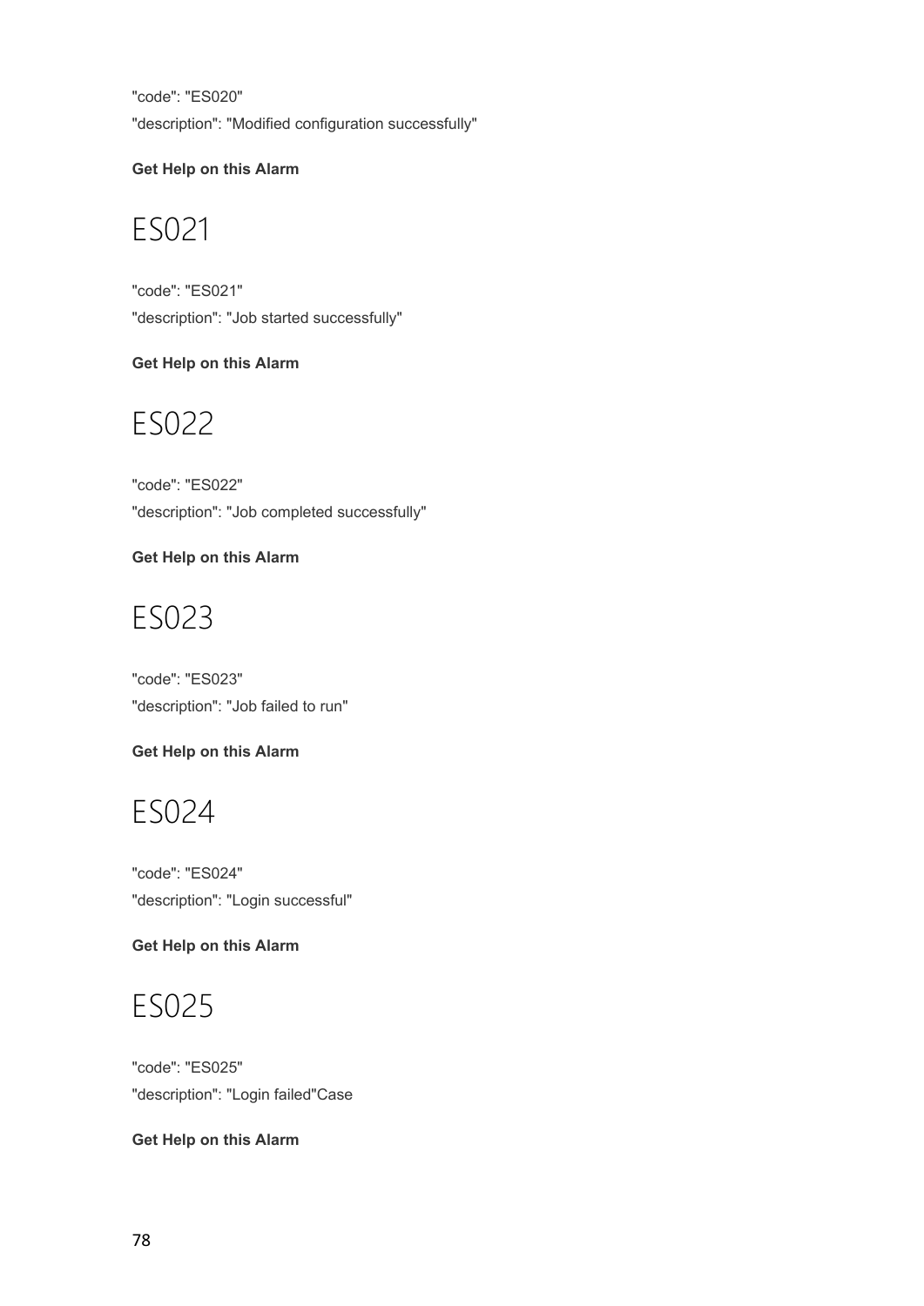"code": "ES020"
"description": "Modified configuration successfully"

**Get Help on this Alarm**

# ES021

"code": "ES021"
"description": "Job started successfully"

**Get Help on this Alarm**

# ES022

"code": "ES022"
"description": "Job completed successfully"

**Get Help on this Alarm**

# ES023

"code": "ES023"
"description": "Job failed to run"

**Get Help on this Alarm**

# ES024

"code": "ES024"
"description": "Login successful"

**Get Help on this Alarm**

# ES025

"code": "ES025"
"description": "Login failed"Case

**Get Help on this Alarm**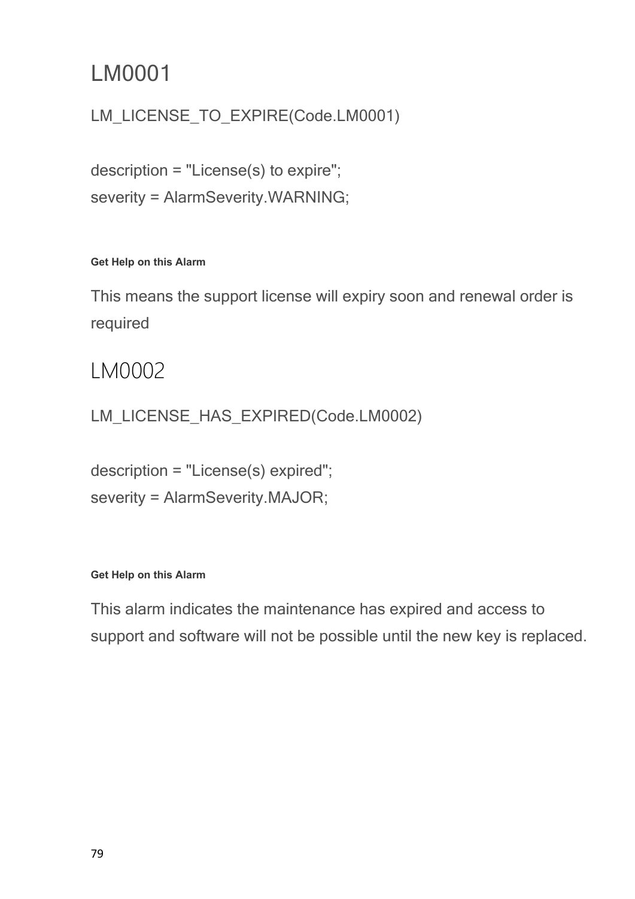## LM0001

LM_LICENSE_TO_EXPIRE(Code.LM0001)

description = "License(s) to expire";
severity = AlarmSeverity.WARNING;

**Get Help on this Alarm**

This means the support license will expiry soon and renewal order is required

## LM0002

LM_LICENSE_HAS_EXPIRED(Code.LM0002)

description = "License(s) expired";
severity = AlarmSeverity.MAJOR;

**Get Help on this Alarm**

This alarm indicates the maintenance has expired and access to support and software will not be possible until the new key is replaced.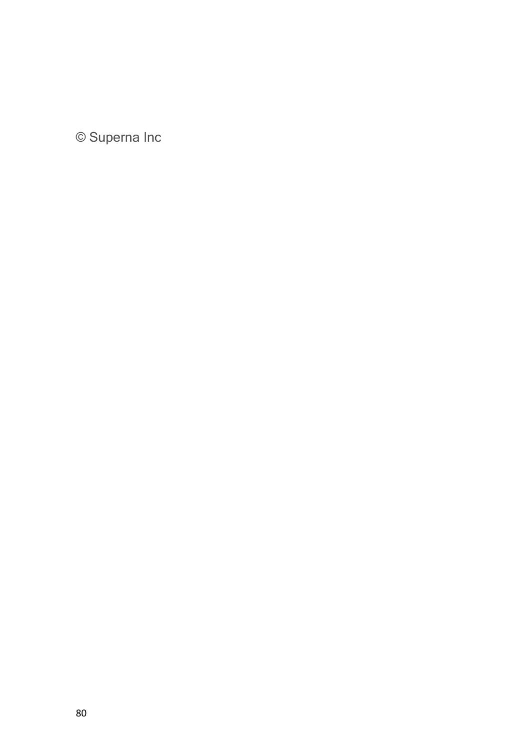© Superna Inc